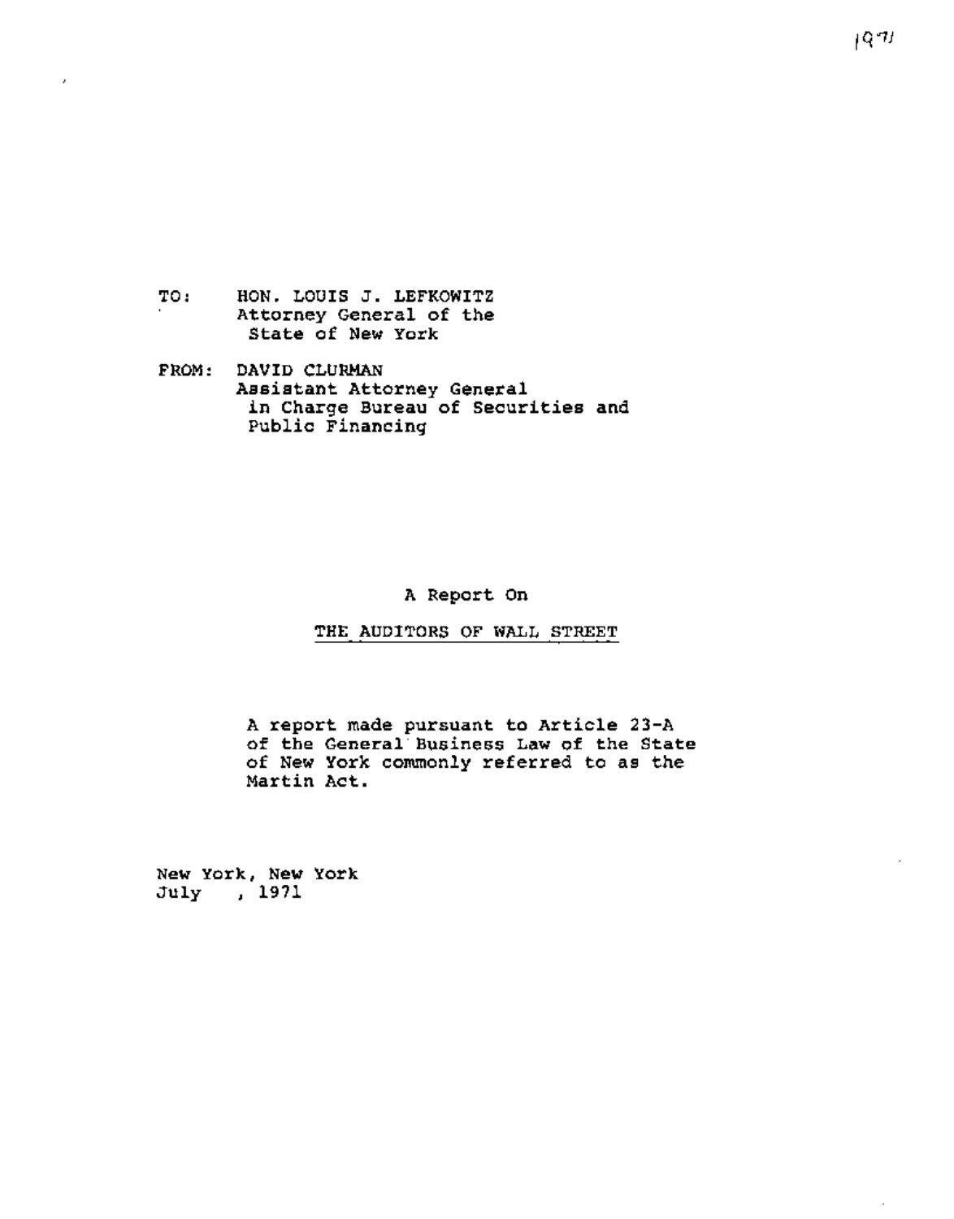1971

TO: HON. LOUIS J. LEFKOWITZ
Attorney General of the
State of New York

FROM: DAVID CLURMAN
Assistant Attorney General
in Charge Bureau of Securities and
Public Financing

A Report On

# THE AUDITORS OF WALL STREET

A report made pursuant to Article 23-A of the General Business Law of the State of New York commonly referred to as the Martin Act.

New York, New York
July , 1971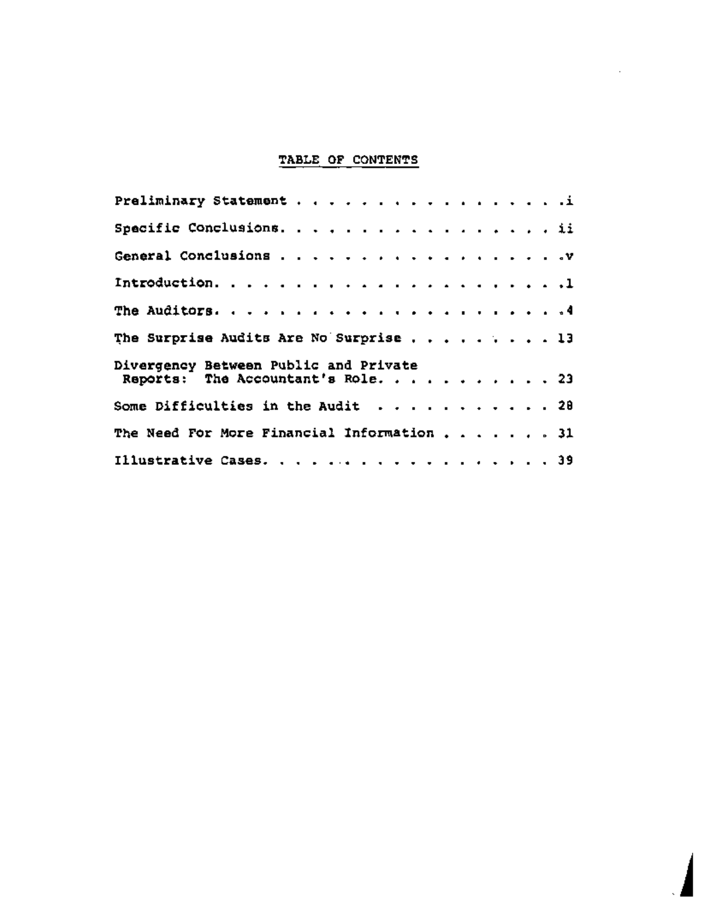# TABLE OF CONTENTS

| | |
|---|---|
| Preliminary Statement | i |
| Specific Conclusions | ii |
| General Conclusions | v |
| Introduction | 1 |
| The Auditors | 4 |
| The Surprise Audits Are No Surprise | 13 |
| Divergency Between Public and Private Reports: The Accountant's Role | 23 |
| Some Difficulties in the Audit | 28 |
| The Need For More Financial Information | 31 |
| Illustrative Cases | 39 |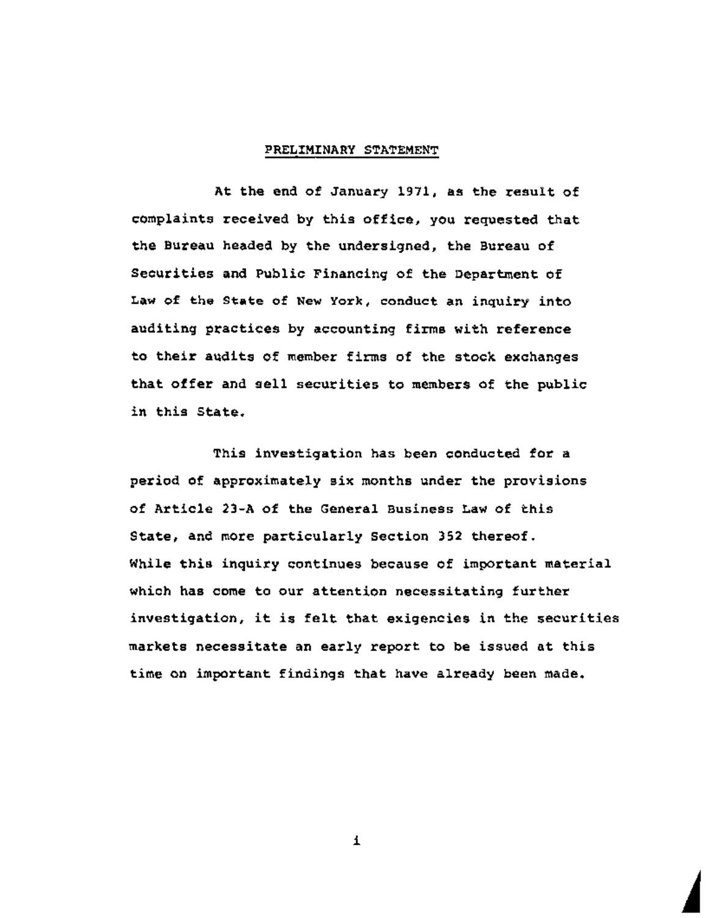## PRELIMINARY STATEMENT

At the end of January 1971, as the result of complaints received by this office, you requested that the Bureau headed by the undersigned, the Bureau of Securities and Public Financing of the Department of Law of the State of New York, conduct an inquiry into auditing practices by accounting firms with reference to their audits of member firms of the stock exchanges that offer and sell securities to members of the public in this State.

This investigation has been conducted for a period of approximately six months under the provisions of Article 23-A of the General Business Law of this State, and more particularly Section 352 thereof. While this inquiry continues because of important material which has come to our attention necessitating further investigation, it is felt that exigencies in the securities markets necessitate an early report to be issued at this time on important findings that have already been made.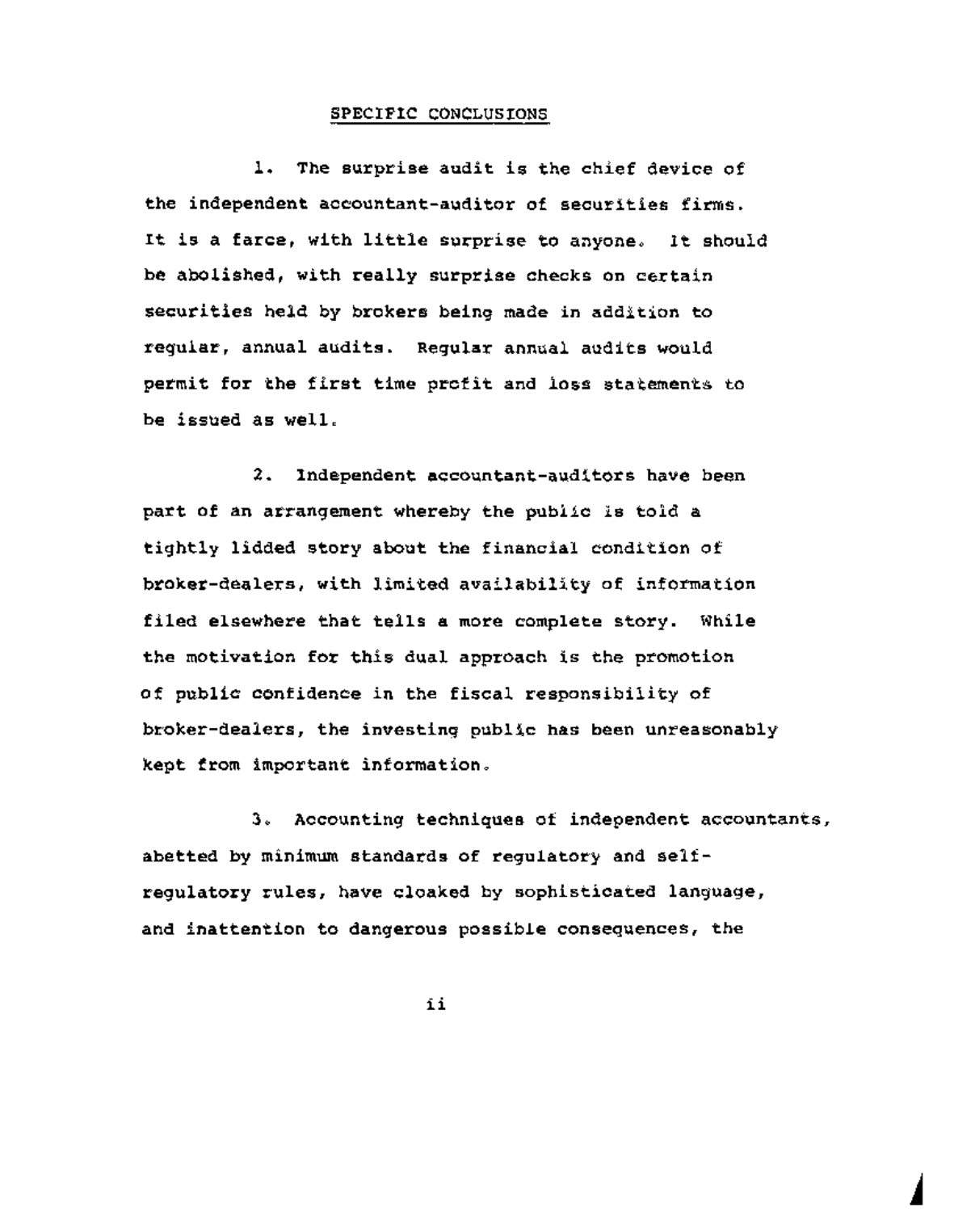## SPECIFIC CONCLUSIONS

1. The surprise audit is the chief device of the independent accountant-auditor of securities firms. It is a farce, with little surprise to anyone. It should be abolished, with really surprise checks on certain securities held by brokers being made in addition to regular, annual audits. Regular annual audits would permit for the first time profit and loss statements to be issued as well.

2. Independent accountant-auditors have been part of an arrangement whereby the public is told a tightly lidded story about the financial condition of broker-dealers, with limited availability of information filed elsewhere that tells a more complete story. While the motivation for this dual approach is the promotion of public confidence in the fiscal responsibility of broker-dealers, the investing public has been unreasonably kept from important information.

3. Accounting techniques of independent accountants, abetted by minimum standards of regulatory and self-regulatory rules, have cloaked by sophisticated language, and inattention to dangerous possible consequences, the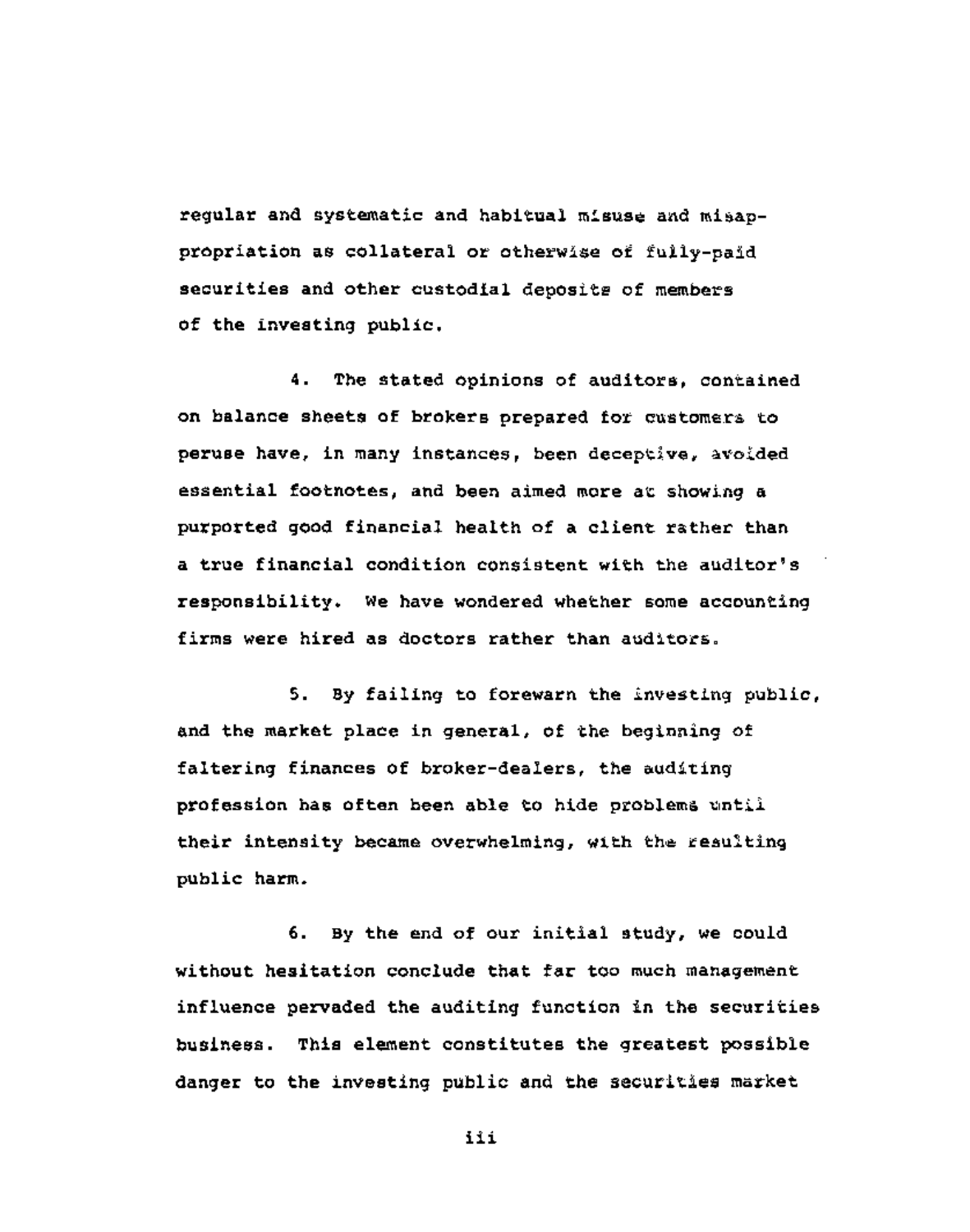regular and systematic and habitual misuse and misappropriation as collateral or otherwise of fully-paid securities and other custodial deposits of members of the investing public.

4. The stated opinions of auditors, contained on balance sheets of brokers prepared for customers to peruse have, in many instances, been deceptive, avoided essential footnotes, and been aimed more at showing a purported good financial health of a client rather than a true financial condition consistent with the auditor's responsibility. We have wondered whether some accounting firms were hired as doctors rather than auditors.

5. By failing to forewarn the investing public, and the market place in general, of the beginning of faltering finances of broker-dealers, the auditing profession has often been able to hide problems until their intensity became overwhelming, with the resulting public harm.

6. By the end of our initial study, we could without hesitation conclude that far too much management influence pervaded the auditing function in the securities business. This element constitutes the greatest possible danger to the investing public and the securities market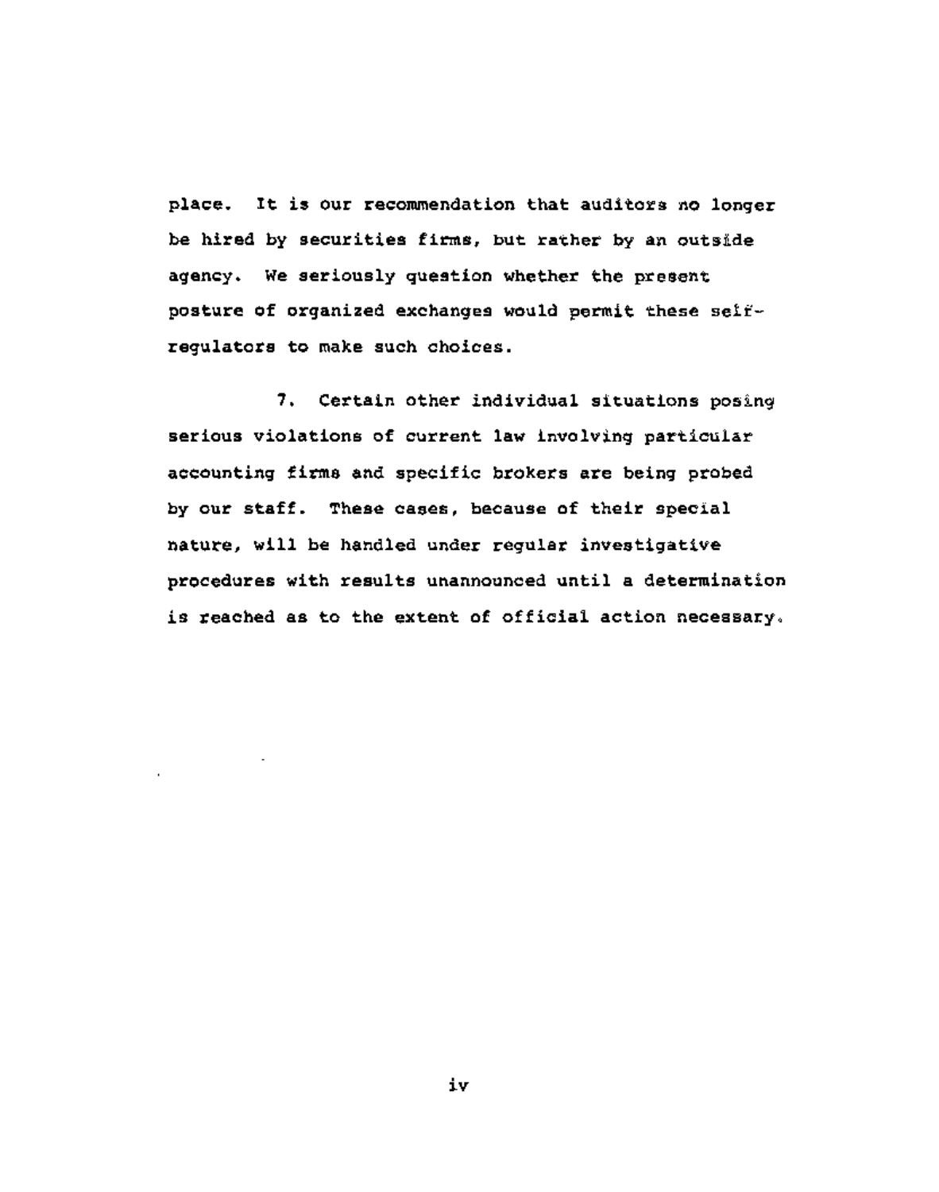place. It is our recommendation that auditors no longer be hired by securities firms, but rather by an outside agency. We seriously question whether the present posture of organized exchanges would permit these self-regulators to make such choices.

7. Certain other individual situations posing serious violations of current law involving particular accounting firms and specific brokers are being probed by our staff. These cases, because of their special nature, will be handled under regular investigative procedures with results unannounced until a determination is reached as to the extent of official action necessary.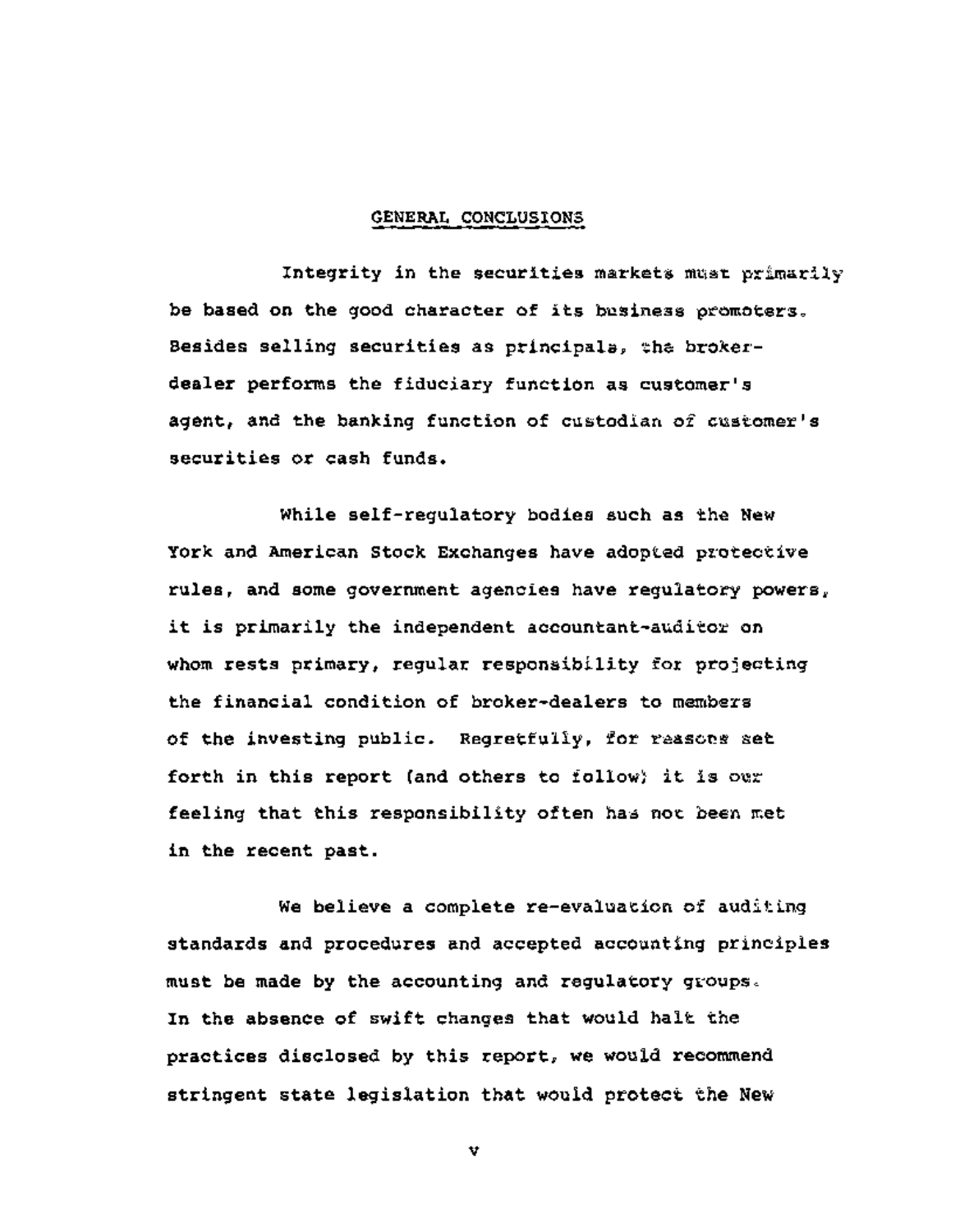## GENERAL CONCLUSIONS

Integrity in the securities markets must primarily be based on the good character of its business promoters. Besides selling securities as principals, the broker-dealer performs the fiduciary function as customer's agent, and the banking function of custodian of customer's securities or cash funds.

While self-regulatory bodies such as the New York and American Stock Exchanges have adopted protective rules, and some government agencies have regulatory powers, it is primarily the independent accountant-auditor on whom rests primary, regular responsibility for projecting the financial condition of broker-dealers to members of the investing public. Regretfully, for reasons set forth in this report (and others to follow) it is our feeling that this responsibility often has not been met in the recent past.

We believe a complete re-evaluation of auditing standards and procedures and accepted accounting principles must be made by the accounting and regulatory groups. In the absence of swift changes that would halt the practices disclosed by this report, we would recommend stringent state legislation that would protect the New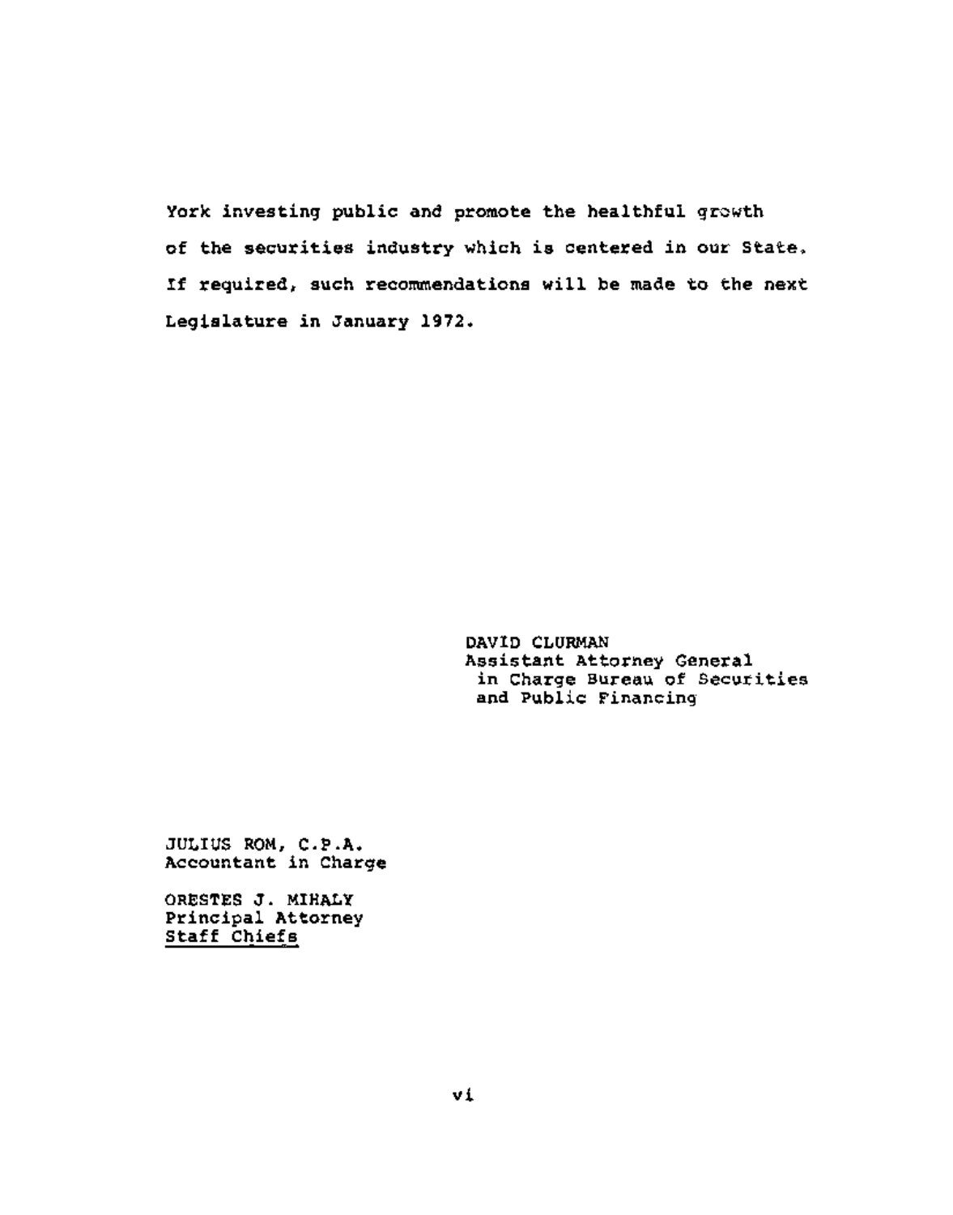York investing public and promote the healthful growth of the securities industry which is centered in our State. If required, such recommendations will be made to the next Legislature in January 1972.

DAVID CLURMAN
Assistant Attorney General
in Charge Bureau of Securities
and Public Financing

JULIUS ROM, C.P.A.
Accountant in Charge

ORESTES J. MIHALY
Principal Attorney
<u>Staff Chiefs</u>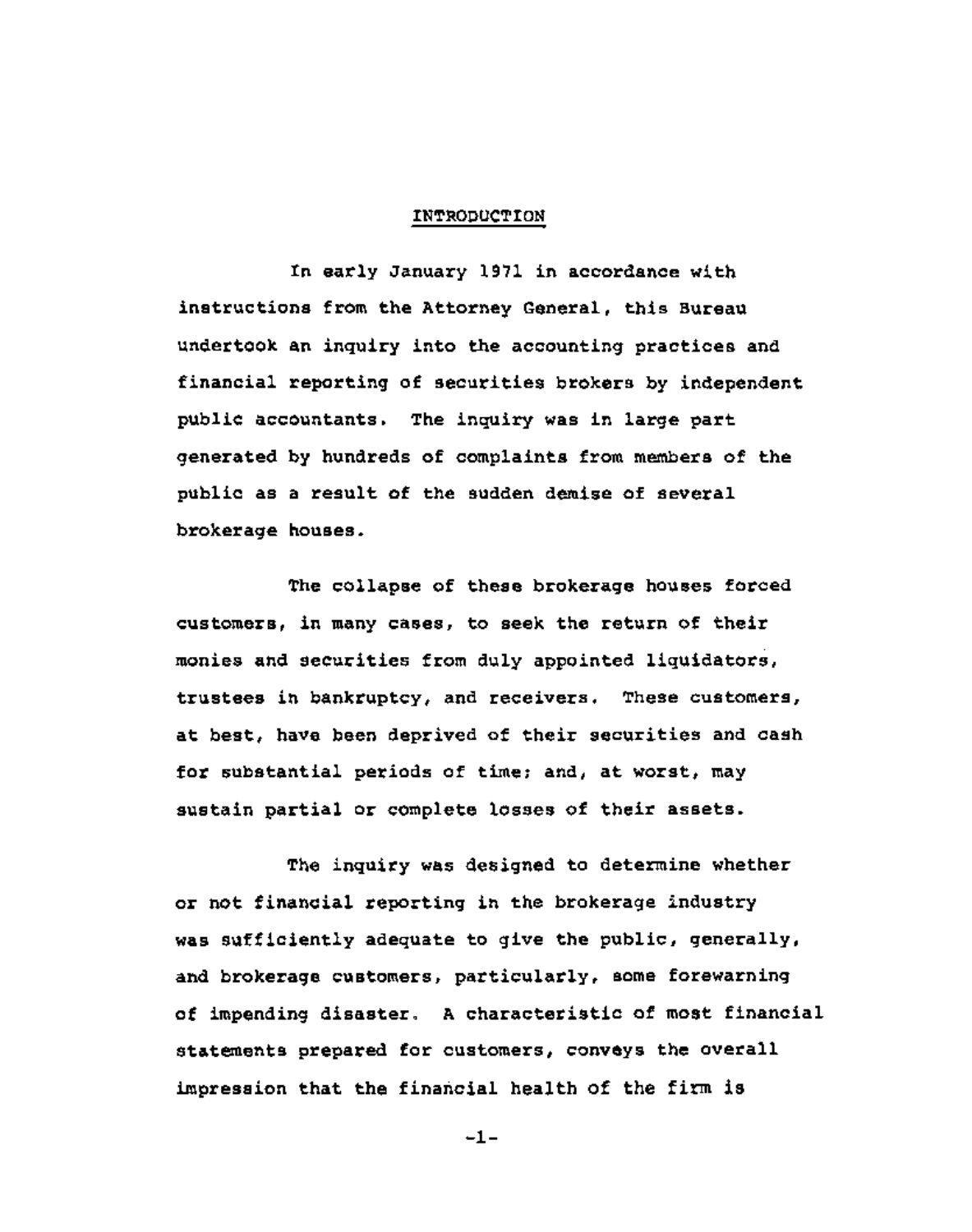## INTRODUCTION

In early January 1971 in accordance with instructions from the Attorney General, this Bureau undertook an inquiry into the accounting practices and financial reporting of securities brokers by independent public accountants. The inquiry was in large part generated by hundreds of complaints from members of the public as a result of the sudden demise of several brokerage houses.

The collapse of these brokerage houses forced customers, in many cases, to seek the return of their monies and securities from duly appointed liquidators, trustees in bankruptcy, and receivers. These customers, at best, have been deprived of their securities and cash for substantial periods of time; and, at worst, may sustain partial or complete losses of their assets.

The inquiry was designed to determine whether or not financial reporting in the brokerage industry was sufficiently adequate to give the public, generally, and brokerage customers, particularly, some forewarning of impending disaster. A characteristic of most financial statements prepared for customers, conveys the overall impression that the financial health of the firm is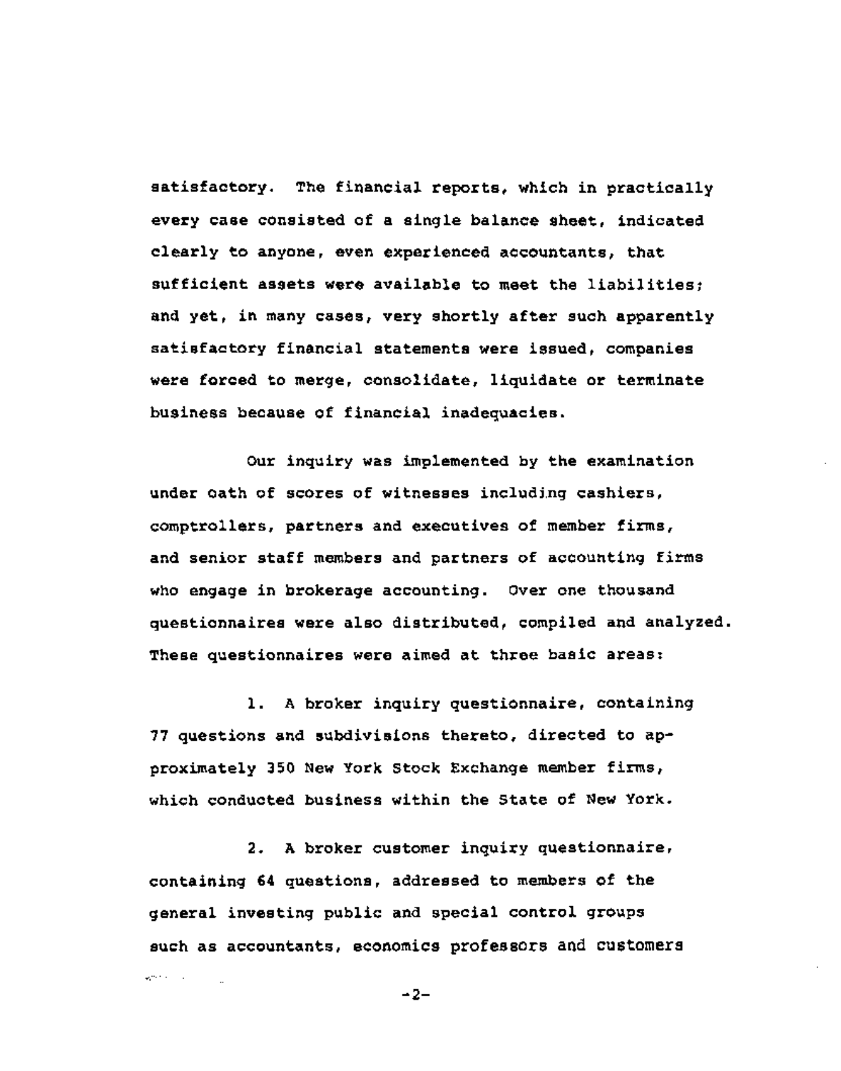satisfactory. The financial reports, which in practically every case consisted of a single balance sheet, indicated clearly to anyone, even experienced accountants, that sufficient assets were available to meet the liabilities; and yet, in many cases, very shortly after such apparently satisfactory financial statements were issued, companies were forced to merge, consolidate, liquidate or terminate business because of financial inadequacies.

Our inquiry was implemented by the examination under oath of scores of witnesses including cashiers, comptrollers, partners and executives of member firms, and senior staff members and partners of accounting firms who engage in brokerage accounting. Over one thousand questionnaires were also distributed, compiled and analyzed. These questionnaires were aimed at three basic areas:

1. A broker inquiry questionnaire, containing 77 questions and subdivisions thereto, directed to approximately 350 New York Stock Exchange member firms, which conducted business within the State of New York.

2. A broker customer inquiry questionnaire, containing 64 questions, addressed to members of the general investing public and special control groups such as accountants, economics professors and customers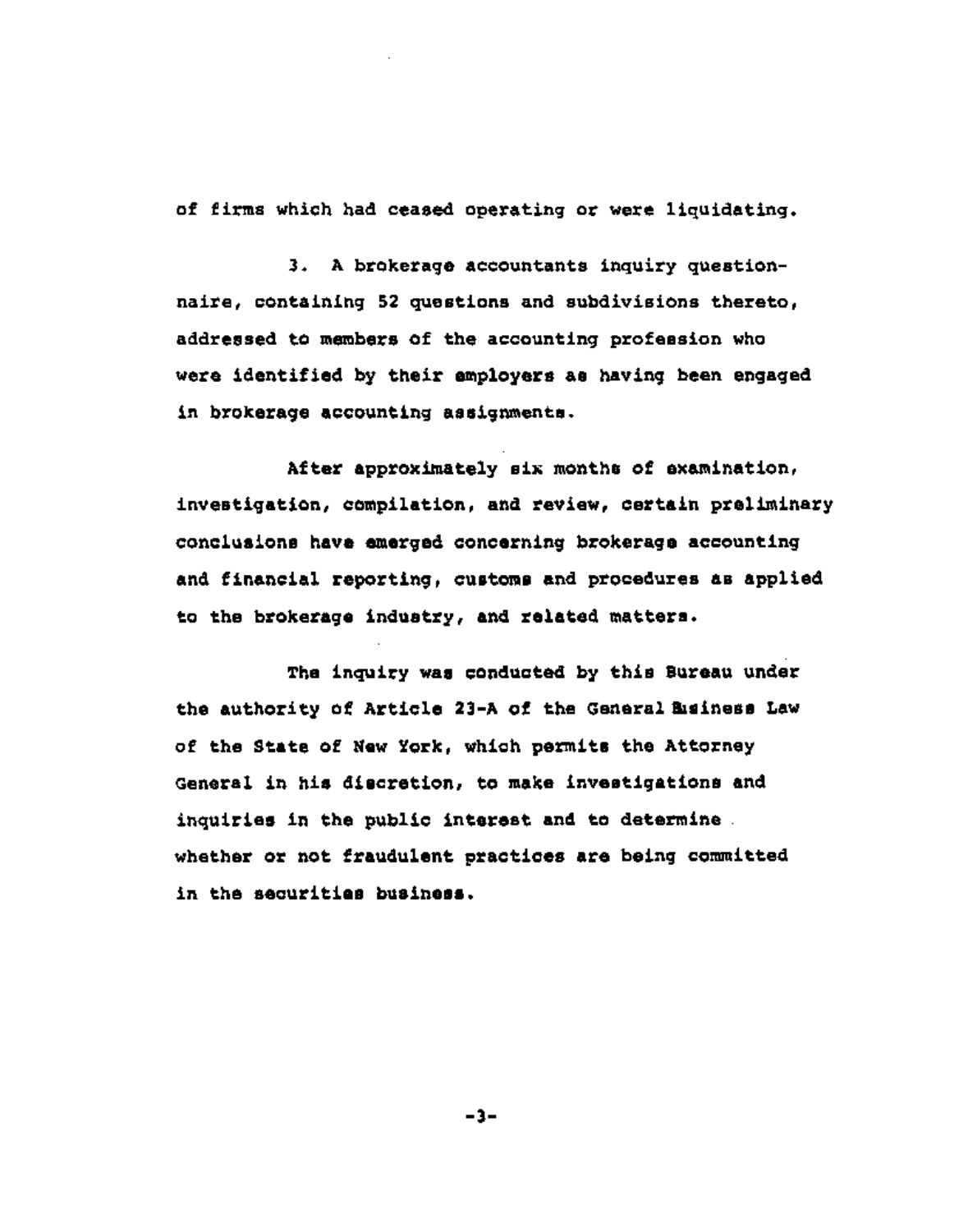of firms which had ceased operating or were liquidating.

3. A brokerage accountants inquiry questionnaire, containing 52 questions and subdivisions thereto, addressed to members of the accounting profession who were identified by their employers as having been engaged in brokerage accounting assignments.

After approximately six months of examination, investigation, compilation, and review, certain preliminary conclusions have emerged concerning brokerage accounting and financial reporting, customs and procedures as applied to the brokerage industry, and related matters.

The inquiry was conducted by this Bureau under the authority of Article 23-A of the General Business Law of the State of New York, which permits the Attorney General in his discretion, to make investigations and inquiries in the public interest and to determine whether or not fraudulent practices are being committed in the securities business.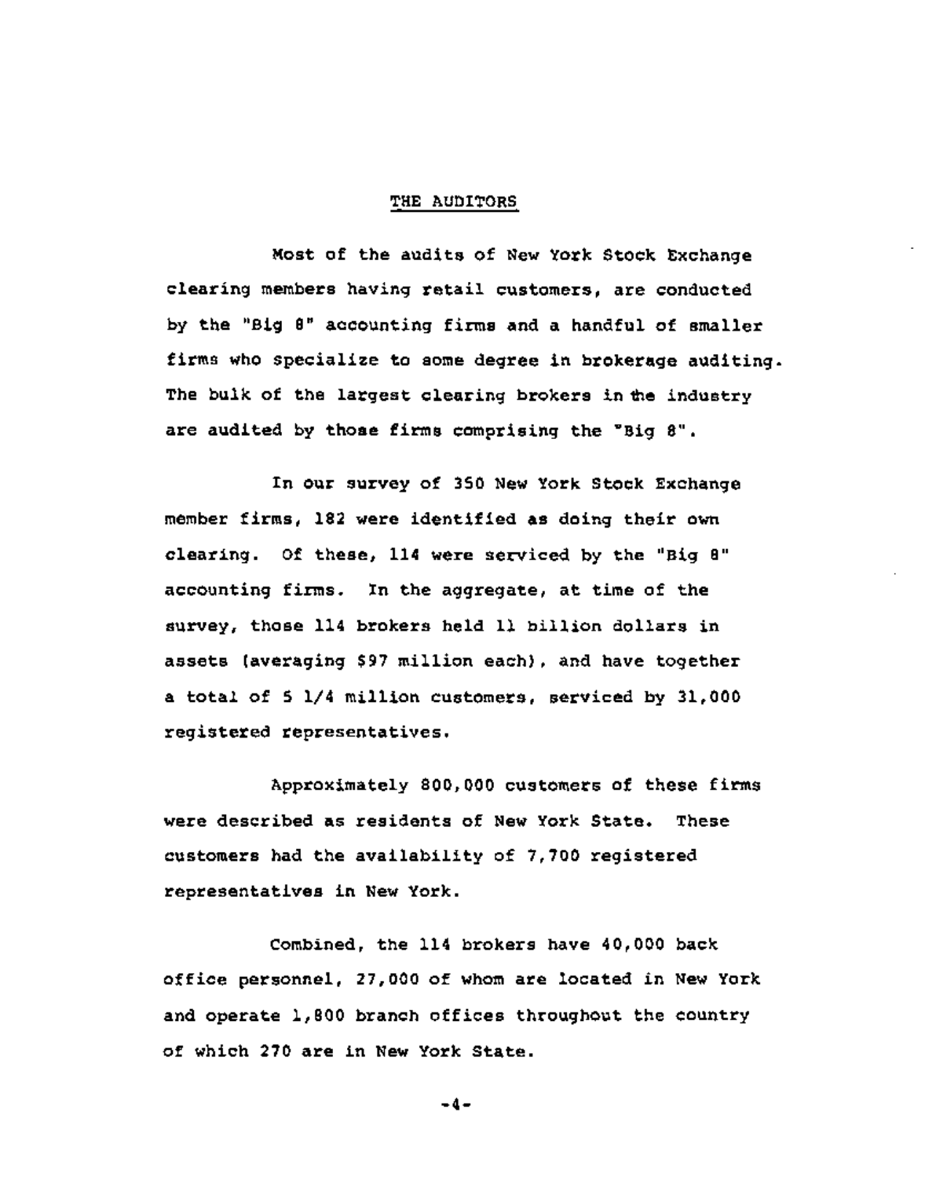## THE AUDITORS

Most of the audits of New York Stock Exchange clearing members having retail customers, are conducted by the "Big 8" accounting firms and a handful of smaller firms who specialize to some degree in brokerage auditing. The bulk of the largest clearing brokers in the industry are audited by those firms comprising the "Big 8".

In our survey of 350 New York Stock Exchange member firms, 182 were identified as doing their own clearing. Of these, 114 were serviced by the "Big 8" accounting firms. In the aggregate, at time of the survey, those 114 brokers held 11 billion dollars in assets (averaging $97 million each), and have together a total of 5 1/4 million customers, serviced by 31,000 registered representatives.

Approximately 800,000 customers of these firms were described as residents of New York State. These customers had the availability of 7,700 registered representatives in New York.

Combined, the 114 brokers have 40,000 back office personnel, 27,000 of whom are located in New York and operate 1,800 branch offices throughout the country of which 270 are in New York State.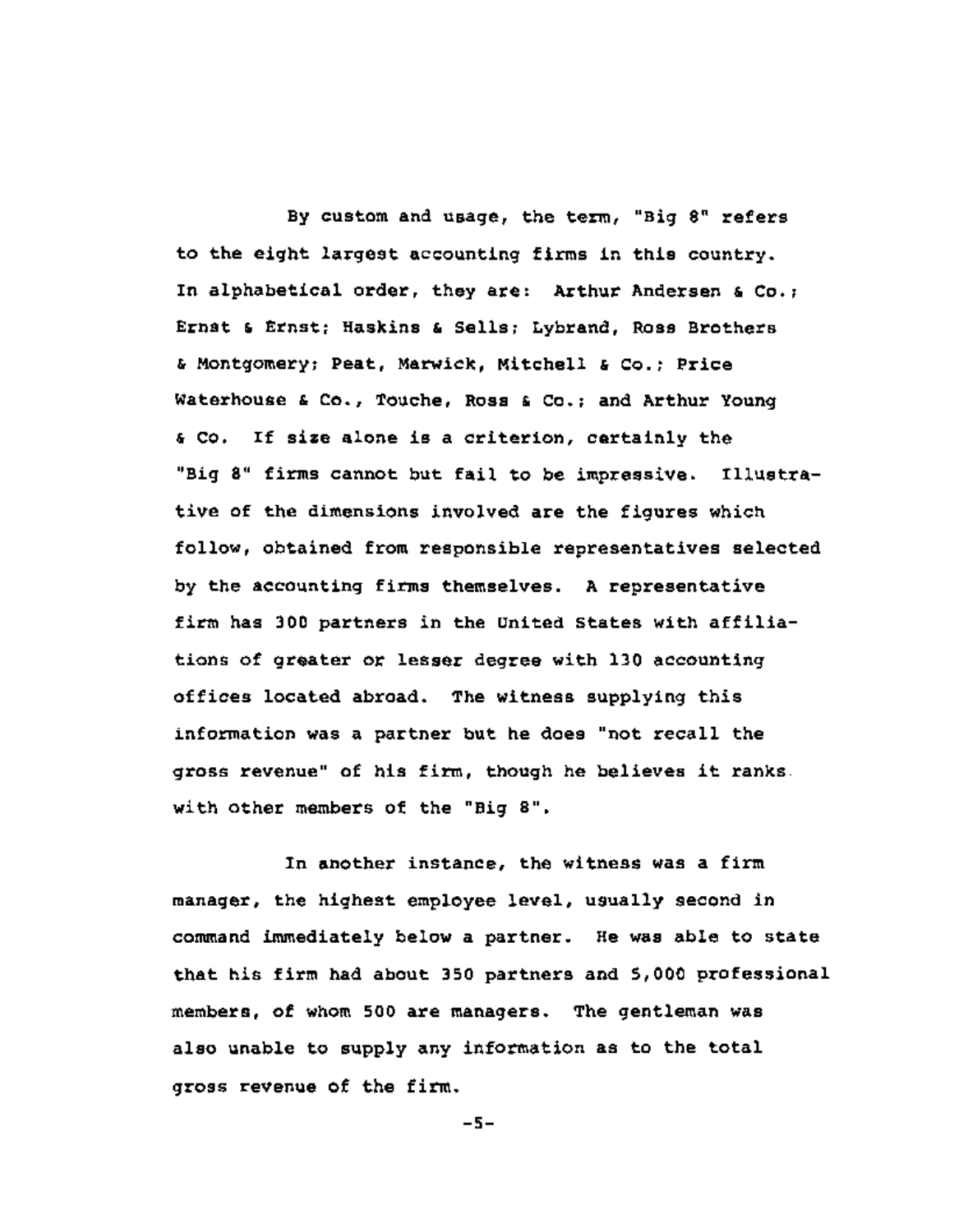By custom and usage, the term, "Big 8" refers to the eight largest accounting firms in this country. In alphabetical order, they are: Arthur Andersen & Co.; Ernst & Ernst; Haskins & Sells; Lybrand, Ross Brothers & Montgomery; Peat, Marwick, Mitchell & Co.; Price Waterhouse & Co., Touche, Ross & Co.; and Arthur Young & Co. If size alone is a criterion, certainly the "Big 8" firms cannot but fail to be impressive. Illustrative of the dimensions involved are the figures which follow, obtained from responsible representatives selected by the accounting firms themselves. A representative firm has 300 partners in the United States with affiliations of greater or lesser degree with 130 accounting offices located abroad. The witness supplying this information was a partner but he does "not recall the gross revenue" of his firm, though he believes it ranks with other members of the "Big 8".

In another instance, the witness was a firm manager, the highest employee level, usually second in command immediately below a partner. He was able to state that his firm had about 350 partners and 5,000 professional members, of whom 500 are managers. The gentleman was also unable to supply any information as to the total gross revenue of the firm.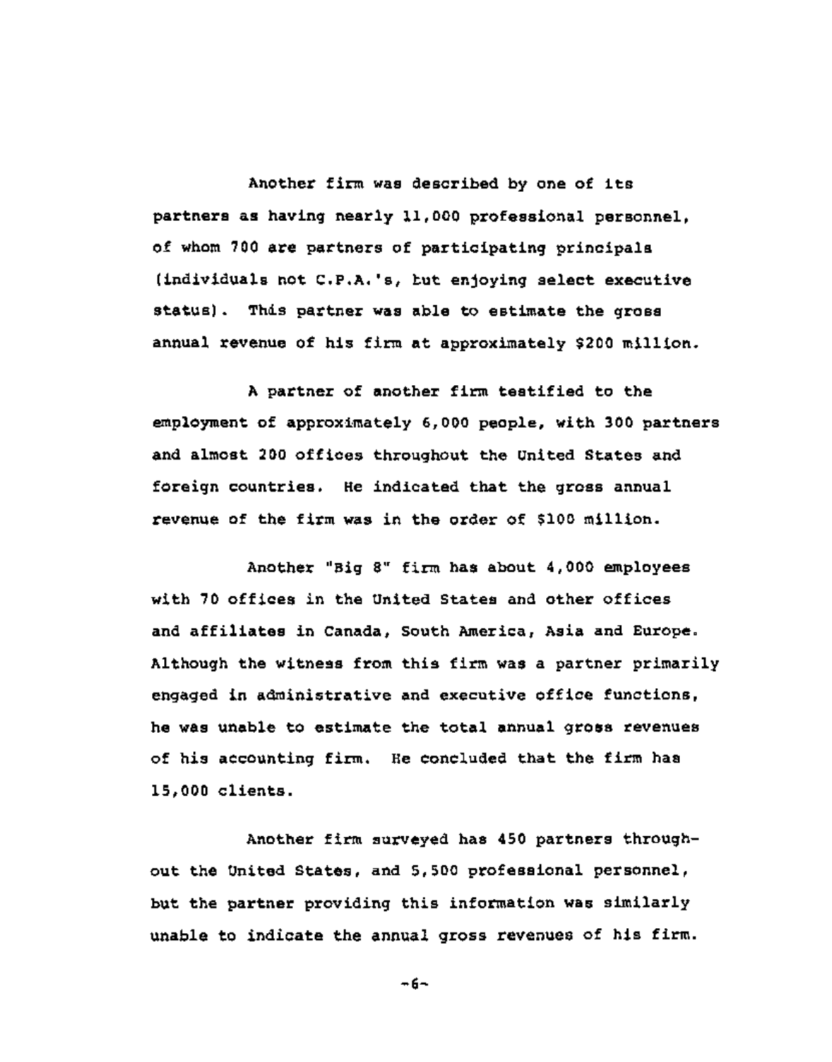Another firm was described by one of its partners as having nearly 11,000 professional personnel, of whom 700 are partners of participating principals (individuals not C.P.A.'s, but enjoying select executive status). This partner was able to estimate the gross annual revenue of his firm at approximately $200 million.

A partner of another firm testified to the employment of approximately 6,000 people, with 300 partners and almost 200 offices throughout the United States and foreign countries. He indicated that the gross annual revenue of the firm was in the order of $100 million.

Another "Big 8" firm has about 4,000 employees with 70 offices in the United States and other offices and affiliates in Canada, South America, Asia and Europe. Although the witness from this firm was a partner primarily engaged in administrative and executive office functions, he was unable to estimate the total annual gross revenues of his accounting firm. He concluded that the firm has 15,000 clients.

Another firm surveyed has 450 partners throughout the United States, and 5,500 professional personnel, but the partner providing this information was similarly unable to indicate the annual gross revenues of his firm.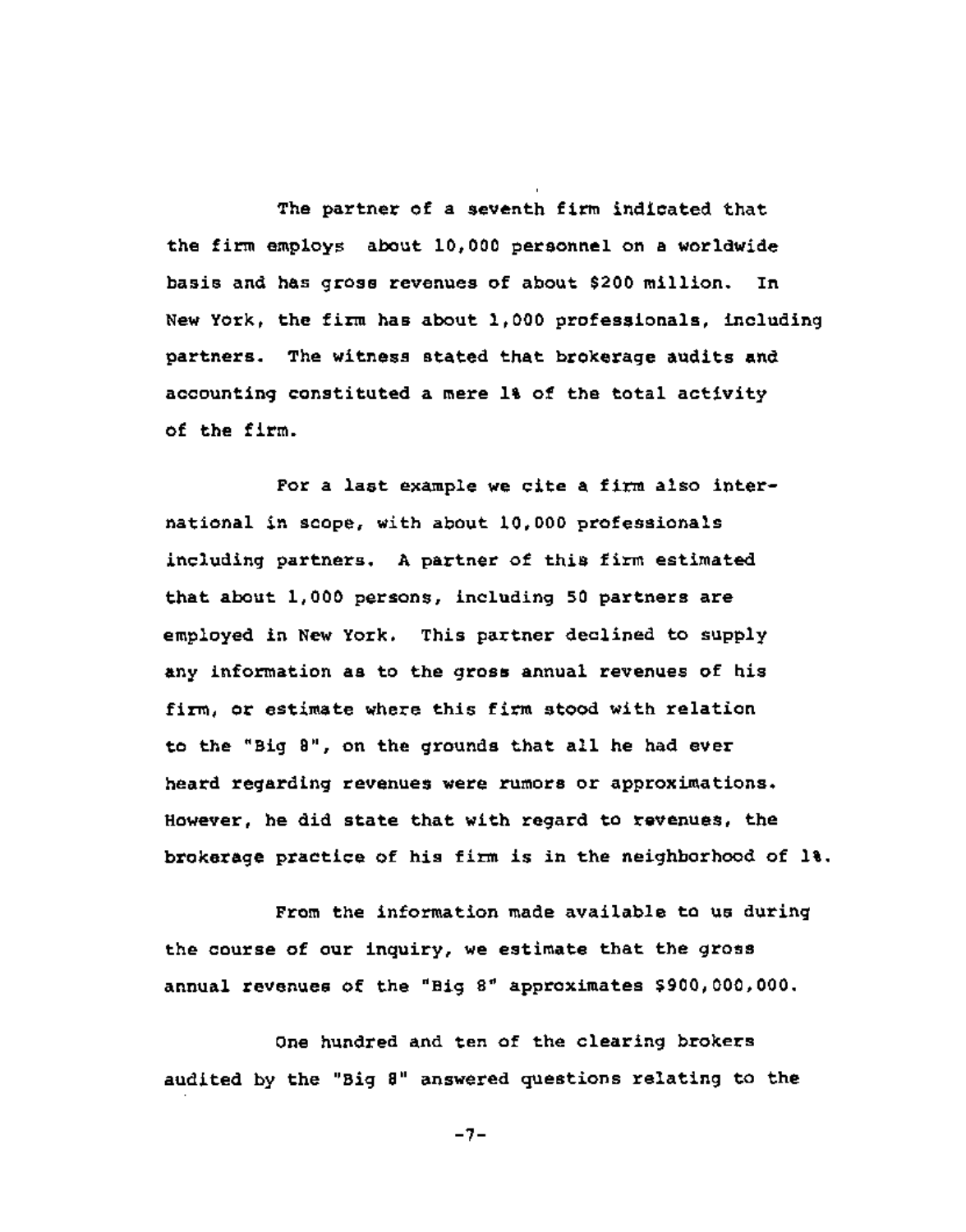The partner of a seventh firm indicated that the firm employs about 10,000 personnel on a worldwide basis and has gross revenues of about $200 million. In New York, the firm has about 1,000 professionals, including partners. The witness stated that brokerage audits and accounting constituted a mere 1% of the total activity of the firm.

For a last example we cite a firm also international in scope, with about 10,000 professionals including partners. A partner of this firm estimated that about 1,000 persons, including 50 partners are employed in New York. This partner declined to supply any information as to the gross annual revenues of his firm, or estimate where this firm stood with relation to the "Big 8", on the grounds that all he had ever heard regarding revenues were rumors or approximations. However, he did state that with regard to revenues, the brokerage practice of his firm is in the neighborhood of 1%.

From the information made available to us during the course of our inquiry, we estimate that the gross annual revenues of the "Big 8" approximates $900,000,000.

One hundred and ten of the clearing brokers audited by the "Big 8" answered questions relating to the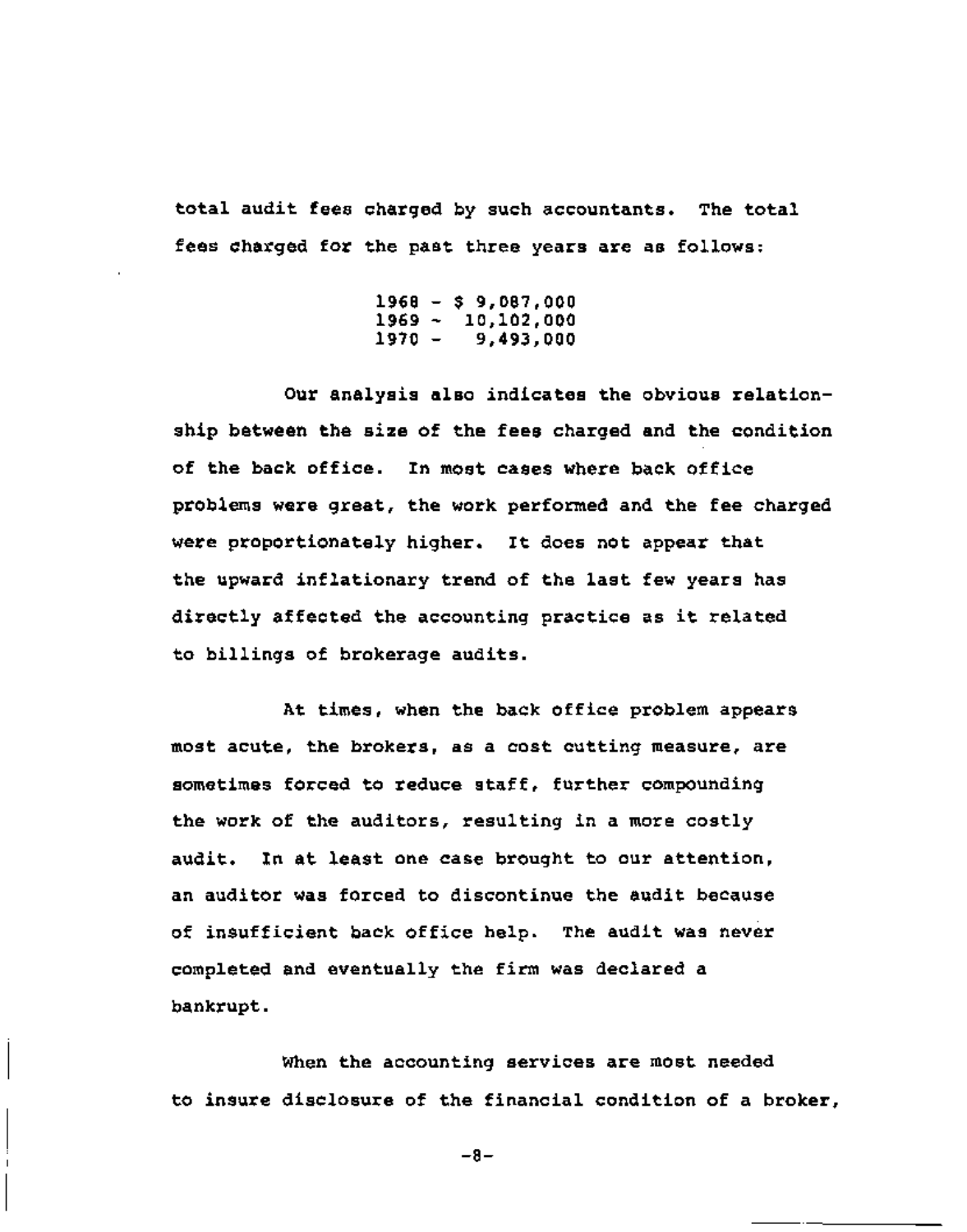total audit fees charged by such accountants. The total fees charged for the past three years are as follows:

1968 - $ 9,087,000
1969 - 10,102,000
1970 - 9,493,000

Our analysis also indicates the obvious relationship between the size of the fees charged and the condition of the back office. In most cases where back office problems were great, the work performed and the fee charged were proportionately higher. It does not appear that the upward inflationary trend of the last few years has directly affected the accounting practice as it related to billings of brokerage audits.

At times, when the back office problem appears most acute, the brokers, as a cost cutting measure, are sometimes forced to reduce staff, further compounding the work of the auditors, resulting in a more costly audit. In at least one case brought to our attention, an auditor was forced to discontinue the audit because of insufficient back office help. The audit was never completed and eventually the firm was declared a bankrupt.

When the accounting services are most needed to insure disclosure of the financial condition of a broker,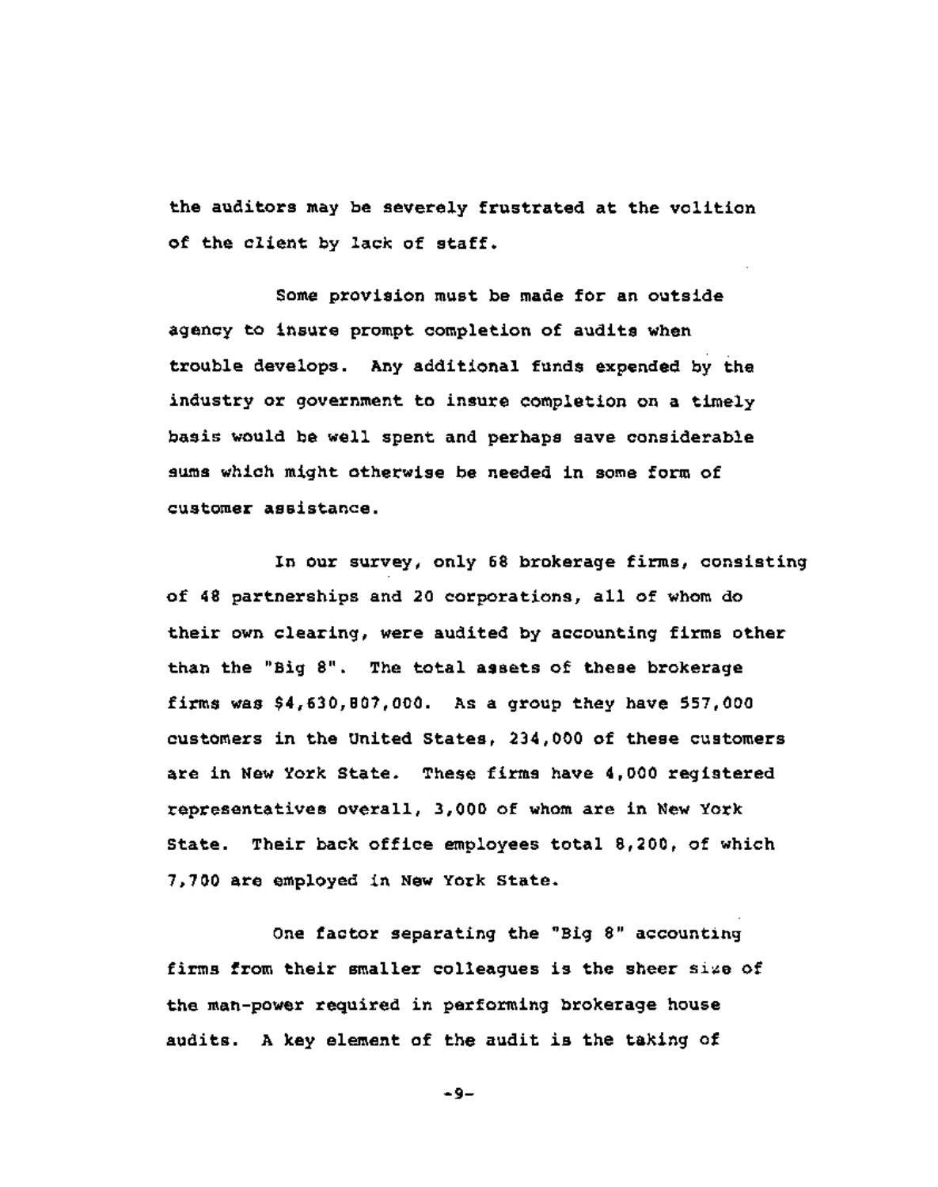the auditors may be severely frustrated at the volition of the client by lack of staff.

Some provision must be made for an outside agency to insure prompt completion of audits when trouble develops. Any additional funds expended by the industry or government to insure completion on a timely basis would be well spent and perhaps save considerable sums which might otherwise be needed in some form of customer assistance.

In our survey, only 68 brokerage firms, consisting of 48 partnerships and 20 corporations, all of whom do their own clearing, were audited by accounting firms other than the "Big 8". The total assets of these brokerage firms was $4,630,807,000. As a group they have 557,000 customers in the United States, 234,000 of these customers are in New York State. These firms have 4,000 registered representatives overall, 3,000 of whom are in New York State. Their back office employees total 8,200, of which 7,700 are employed in New York State.

One factor separating the "Big 8" accounting firms from their smaller colleagues is the sheer size of the man-power required in performing brokerage house audits. A key element of the audit is the taking of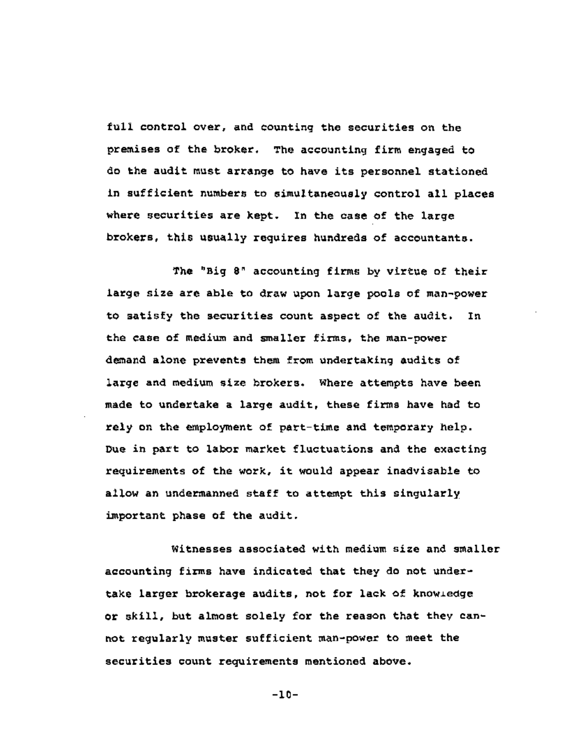full control over, and counting the securities on the premises of the broker. The accounting firm engaged to do the audit must arrange to have its personnel stationed in sufficient numbers to simultaneously control all places where securities are kept. In the case of the large brokers, this usually requires hundreds of accountants.

The "Big 8" accounting firms by virtue of their large size are able to draw upon large pools of man-power to satisfy the securities count aspect of the audit. In the case of medium and smaller firms, the man-power demand alone prevents them from undertaking audits of large and medium size brokers. Where attempts have been made to undertake a large audit, these firms have had to rely on the employment of part-time and temporary help. Due in part to labor market fluctuations and the exacting requirements of the work, it would appear inadvisable to allow an undermanned staff to attempt this singularly important phase of the audit.

Witnesses associated with medium size and smaller accounting firms have indicated that they do not undertake larger brokerage audits, not for lack of knowledge or skill, but almost solely for the reason that they cannot regularly muster sufficient man-power to meet the securities count requirements mentioned above.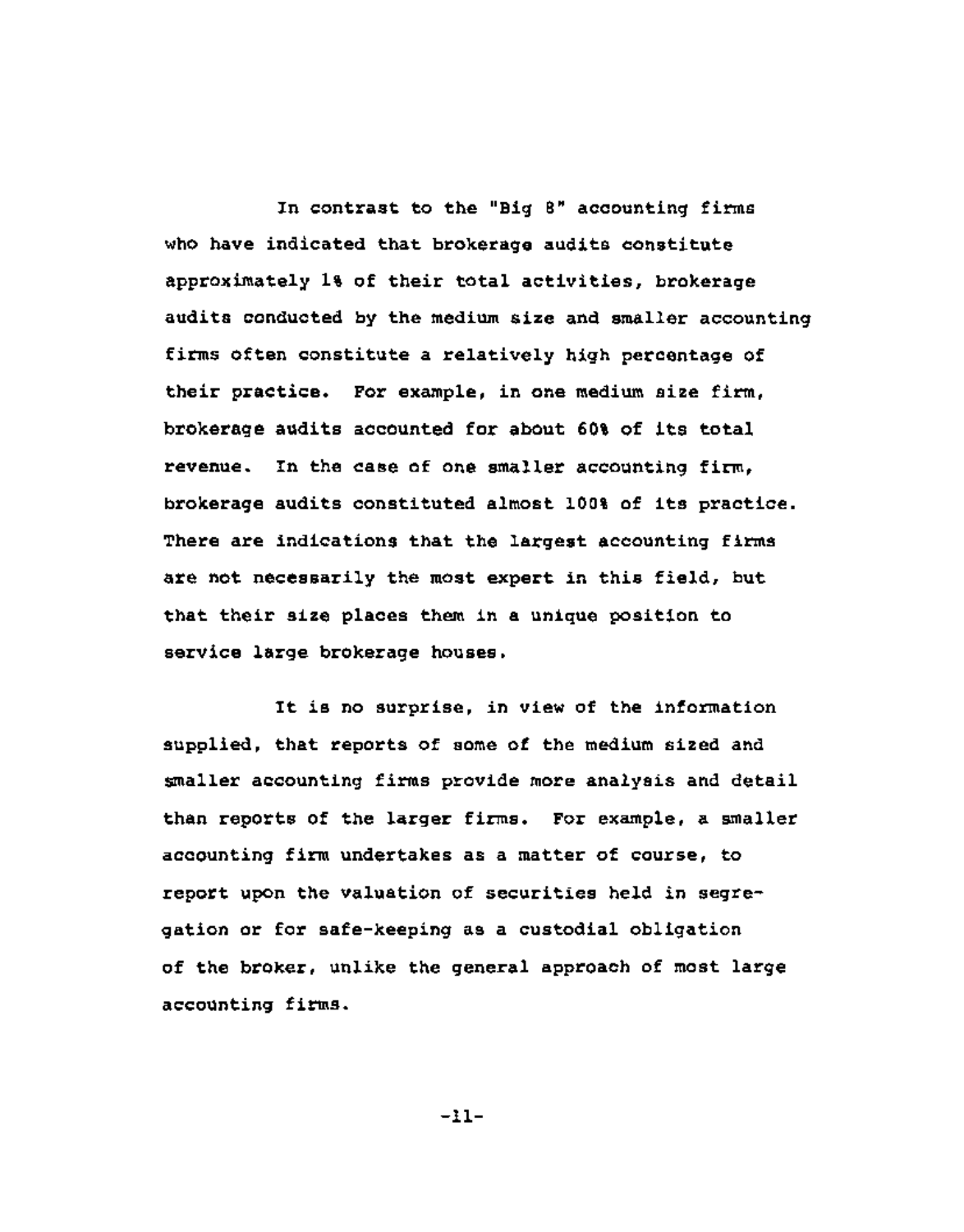In contrast to the "Big 8" accounting firms who have indicated that brokerage audits constitute approximately 1% of their total activities, brokerage audits conducted by the medium size and smaller accounting firms often constitute a relatively high percentage of their practice. For example, in one medium size firm, brokerage audits accounted for about 60% of its total revenue. In the case of one smaller accounting firm, brokerage audits constituted almost 100% of its practice. There are indications that the largest accounting firms are not necessarily the most expert in this field, but that their size places them in a unique position to service large brokerage houses.

It is no surprise, in view of the information supplied, that reports of some of the medium sized and smaller accounting firms provide more analysis and detail than reports of the larger firms. For example, a smaller accounting firm undertakes as a matter of course, to report upon the valuation of securities held in segregation or for safe-keeping as a custodial obligation of the broker, unlike the general approach of most large accounting firms.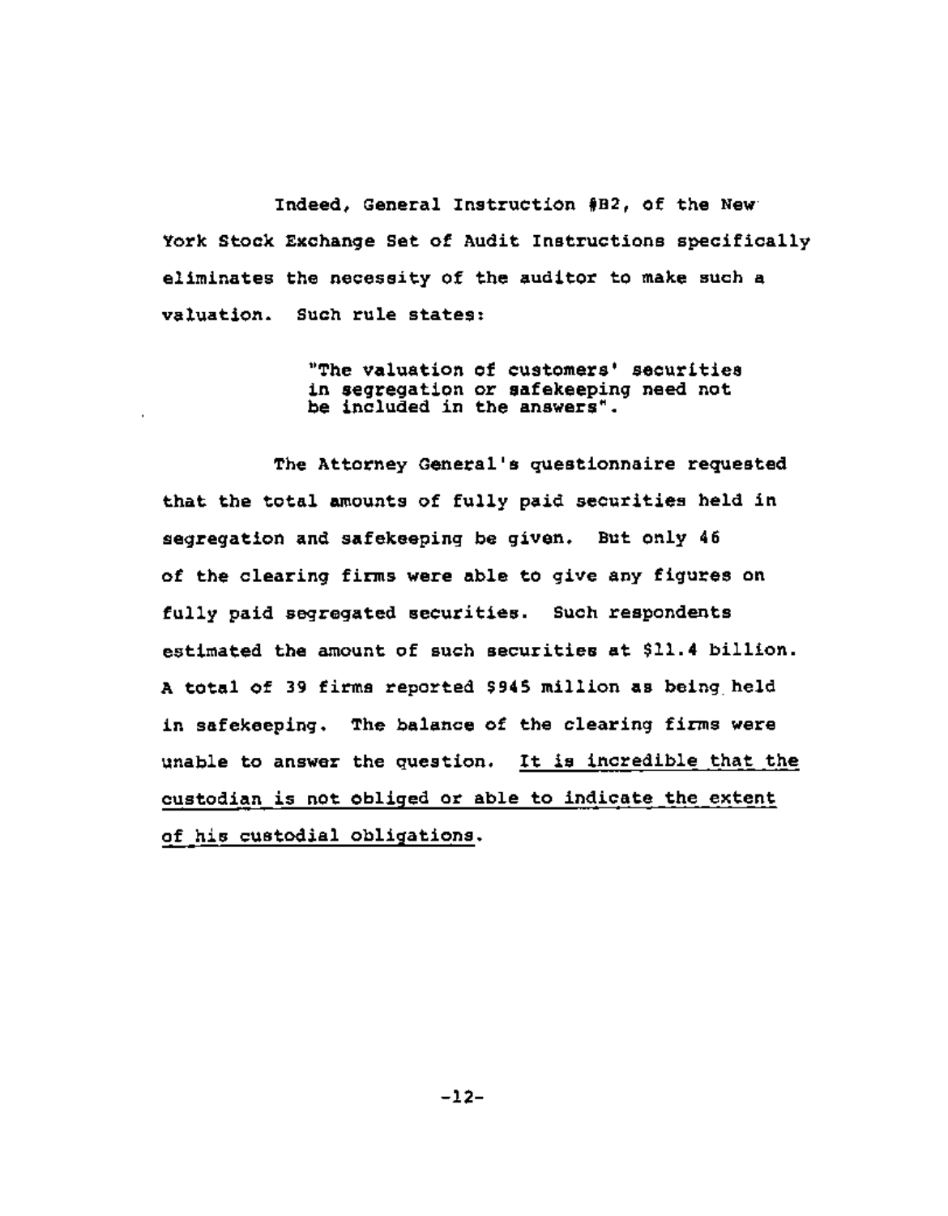Indeed, General Instruction #B2, of the New York Stock Exchange Set of Audit Instructions specifically eliminates the necessity of the auditor to make such a valuation. Such rule states:

> "The valuation of customers' securities in segregation or safekeeping need not be included in the answers".

The Attorney General's questionnaire requested that the total amounts of fully paid securities held in segregation and safekeeping be given. But only 46 of the clearing firms were able to give any figures on fully paid segregated securities. Such respondents estimated the amount of such securities at $11.4 billion. A total of 39 firms reported $945 million as being held in safekeeping. The balance of the clearing firms were unable to answer the question. <u>It is incredible that the custodian is not obliged or able to indicate the extent of his custodial obligations</u>.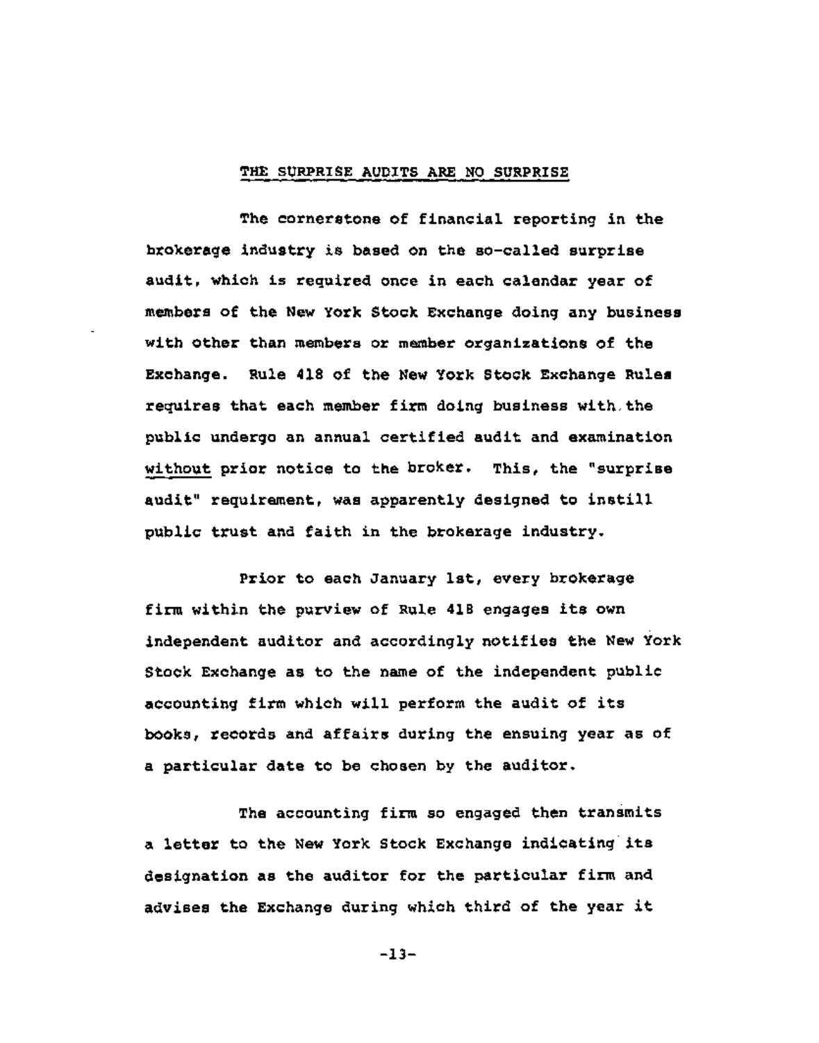## THE SURPRISE AUDITS ARE NO SURPRISE

The cornerstone of financial reporting in the brokerage industry is based on the so-called surprise audit, which is required once in each calendar year of members of the New York Stock Exchange doing any business with other than members or member organizations of the Exchange. Rule 418 of the New York Stock Exchange Rules requires that each member firm doing business with the public undergo an annual certified audit and examination *without* prior notice to the broker. This, the "surprise audit" requirement, was apparently designed to instill public trust and faith in the brokerage industry.

Prior to each January 1st, every brokerage firm within the purview of Rule 418 engages its own independent auditor and accordingly notifies the New York Stock Exchange as to the name of the independent public accounting firm which will perform the audit of its books, records and affairs during the ensuing year as of a particular date to be chosen by the auditor.

The accounting firm so engaged then transmits a letter to the New York Stock Exchange indicating its designation as the auditor for the particular firm and advises the Exchange during which third of the year it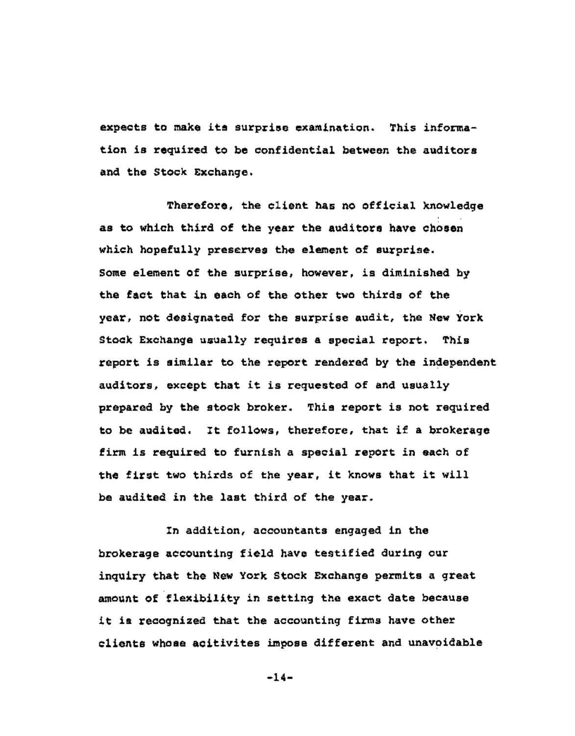expects to make its surprise examination. This information is required to be confidential between the auditors and the Stock Exchange.

Therefore, the client has no official knowledge as to which third of the year the auditors have chosen which hopefully preserves the element of surprise. Some element of the surprise, however, is diminished by the fact that in each of the other two thirds of the year, not designated for the surprise audit, the New York Stock Exchange usually requires a special report. This report is similar to the report rendered by the independent auditors, except that it is requested of and usually prepared by the stock broker. This report is not required to be audited. It follows, therefore, that if a brokerage firm is required to furnish a special report in each of the first two thirds of the year, it knows that it will be audited in the last third of the year.

In addition, accountants engaged in the brokerage accounting field have testified during our inquiry that the New York Stock Exchange permits a great amount of flexibility in setting the exact date because it is recognized that the accounting firms have other clients whose acitivites impose different and unavoidable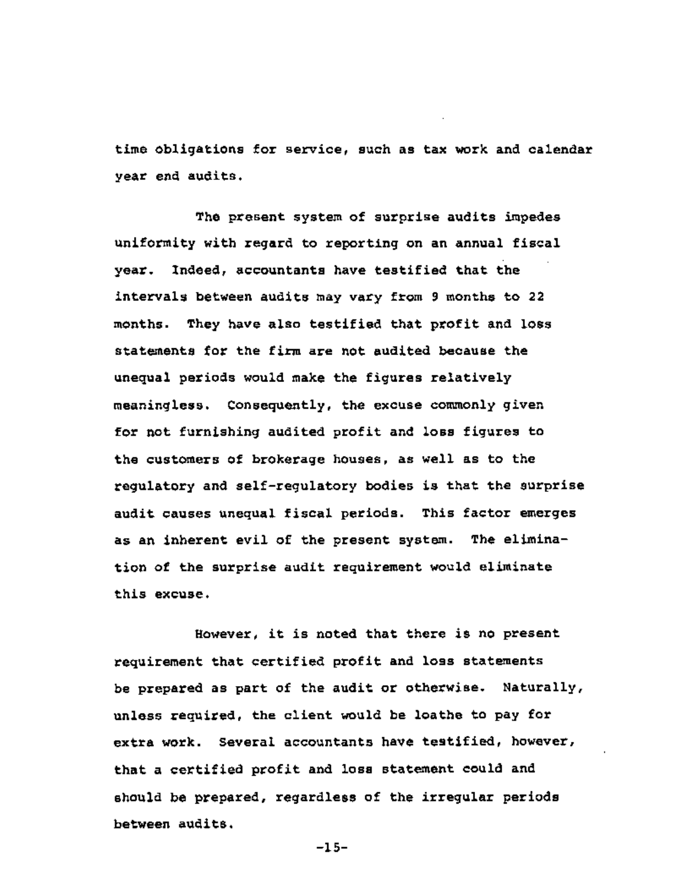time obligations for service, such as tax work and calendar year end audits.

The present system of surprise audits impedes uniformity with regard to reporting on an annual fiscal year. Indeed, accountants have testified that the intervals between audits may vary from 9 months to 22 months. They have also testified that profit and loss statements for the firm are not audited because the unequal periods would make the figures relatively meaningless. Consequently, the excuse commonly given for not furnishing audited profit and loss figures to the customers of brokerage houses, as well as to the regulatory and self-regulatory bodies is that the surprise audit causes unequal fiscal periods. This factor emerges as an inherent evil of the present system. The elimination of the surprise audit requirement would eliminate this excuse.

However, it is noted that there is no present requirement that certified profit and loss statements be prepared as part of the audit or otherwise. Naturally, unless required, the client would be loathe to pay for extra work. Several accountants have testified, however, that a certified profit and loss statement could and should be prepared, regardless of the irregular periods between audits.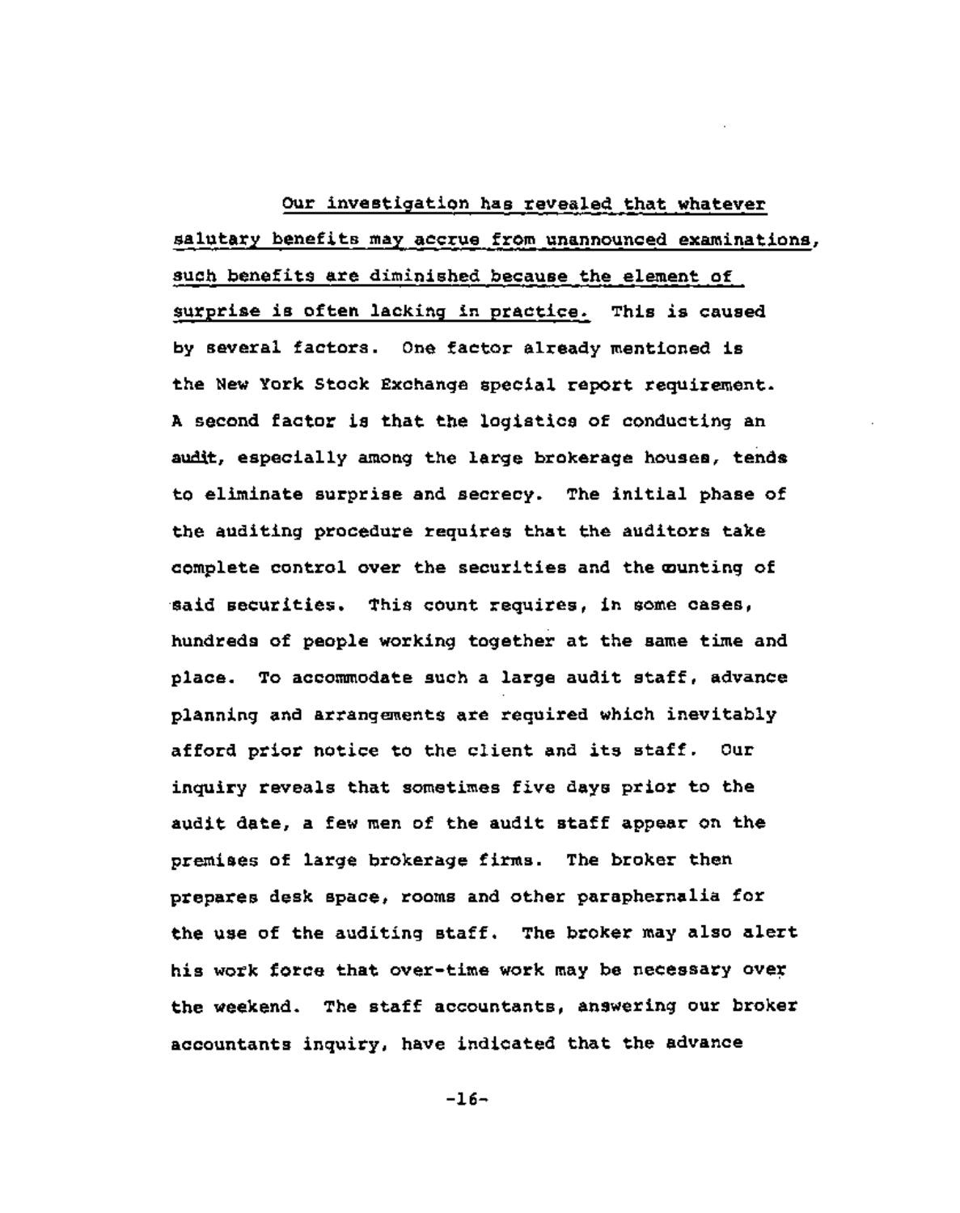Our investigation has revealed that whatever salutary benefits may accrue from unannounced examinations, such benefits are diminished because the element of surprise is often lacking in practice. This is caused by several factors. One factor already mentioned is the New York Stock Exchange special report requirement. A second factor is that the logistics of conducting an audit, especially among the large brokerage houses, tends to eliminate surprise and secrecy. The initial phase of the auditing procedure requires that the auditors take complete control over the securities and the counting of said securities. This count requires, in some cases, hundreds of people working together at the same time and place. To accommodate such a large audit staff, advance planning and arrangements are required which inevitably afford prior notice to the client and its staff. Our inquiry reveals that sometimes five days prior to the audit date, a few men of the audit staff appear on the premises of large brokerage firms. The broker then prepares desk space, rooms and other paraphernalia for the use of the auditing staff. The broker may also alert his work force that over-time work may be necessary over the weekend. The staff accountants, answering our broker accountants inquiry, have indicated that the advance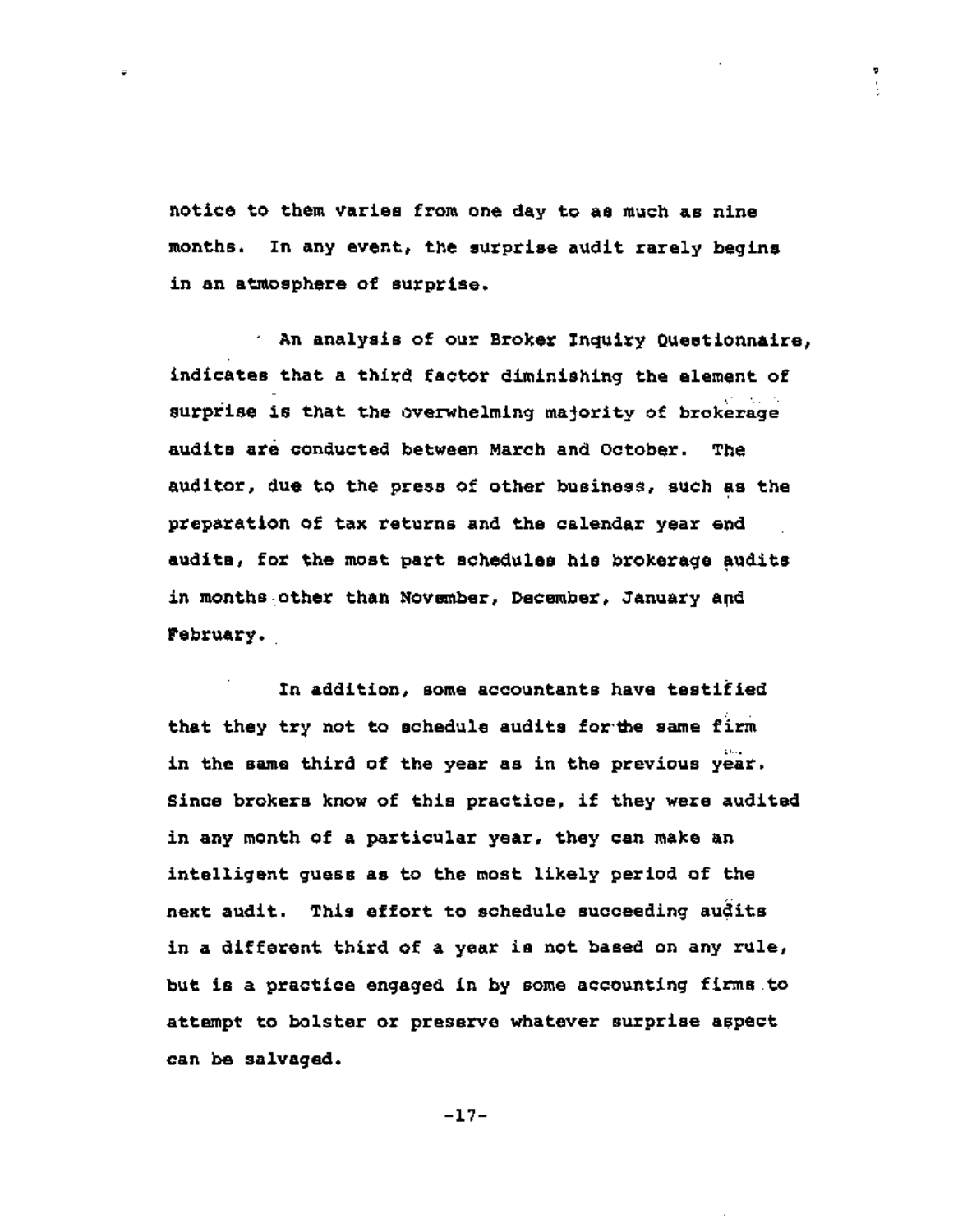notice to them varies from one day to as much as nine months. In any event, the surprise audit rarely begins in an atmosphere of surprise.

An analysis of our Broker Inquiry Questionnaire, indicates that a third factor diminishing the element of surprise is that the overwhelming majority of brokerage audits are conducted between March and October. The auditor, due to the press of other business, such as the preparation of tax returns and the calendar year end audits, for the most part schedules his brokerage audits in months other than November, December, January and February.

In addition, some accountants have testified that they try not to schedule audits for the same firm in the same third of the year as in the previous year. Since brokers know of this practice, if they were audited in any month of a particular year, they can make an intelligent guess as to the most likely period of the next audit. This effort to schedule succeeding audits in a different third of a year is not based on any rule, but is a practice engaged in by some accounting firms to attempt to bolster or preserve whatever surprise aspect can be salvaged.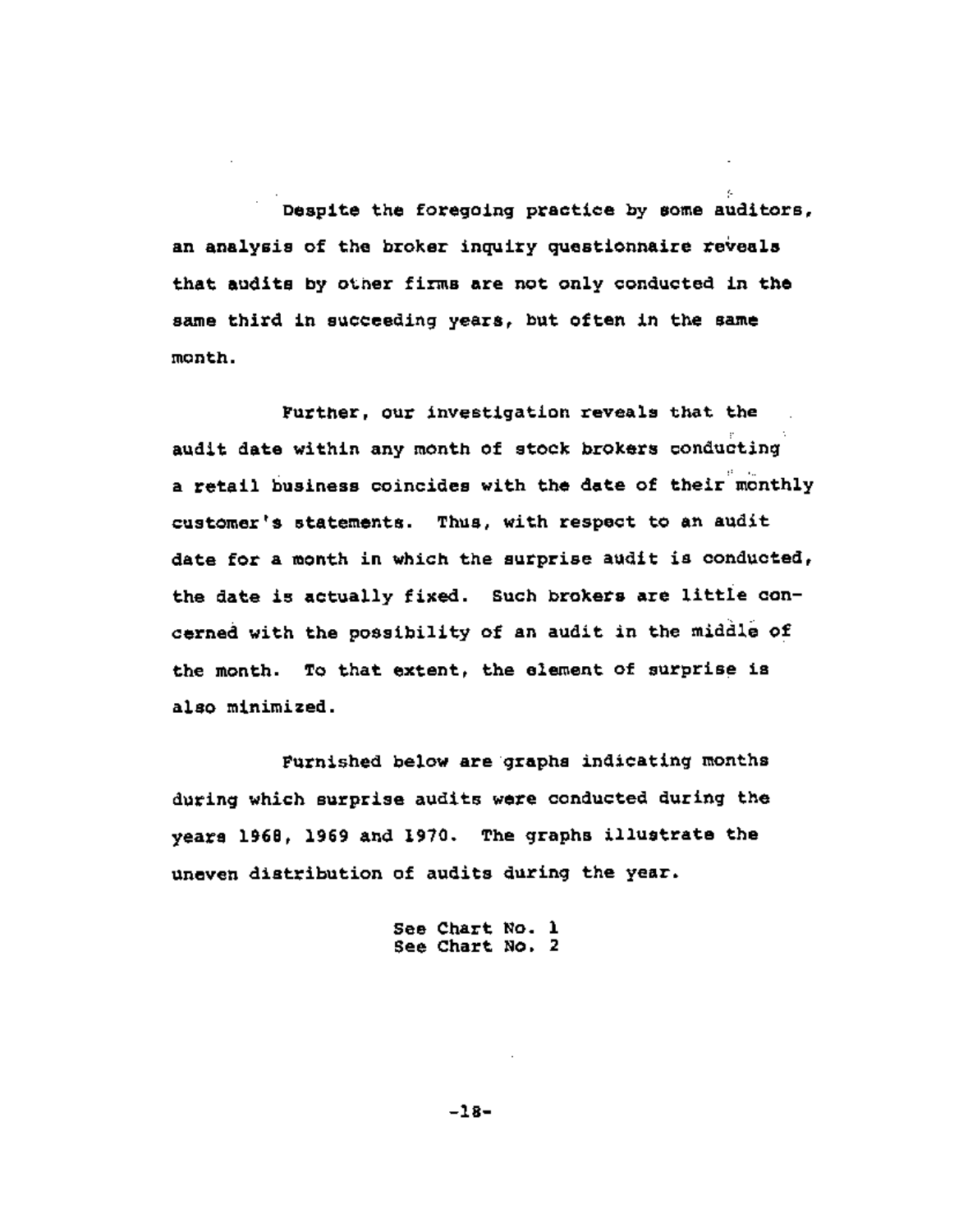Despite the foregoing practice by some auditors, an analysis of the broker inquiry questionnaire reveals that audits by other firms are not only conducted in the same third in succeeding years, but often in the same month.

Further, our investigation reveals that the audit date within any month of stock brokers conducting a retail business coincides with the date of their monthly customer's statements. Thus, with respect to an audit date for a month in which the surprise audit is conducted, the date is actually fixed. Such brokers are little concerned with the possibility of an audit in the middle of the month. To that extent, the element of surprise is also minimized.

Furnished below are graphs indicating months during which surprise audits were conducted during the years 1968, 1969 and 1970. The graphs illustrate the uneven distribution of audits during the year.

See Chart No. 1
See Chart No. 2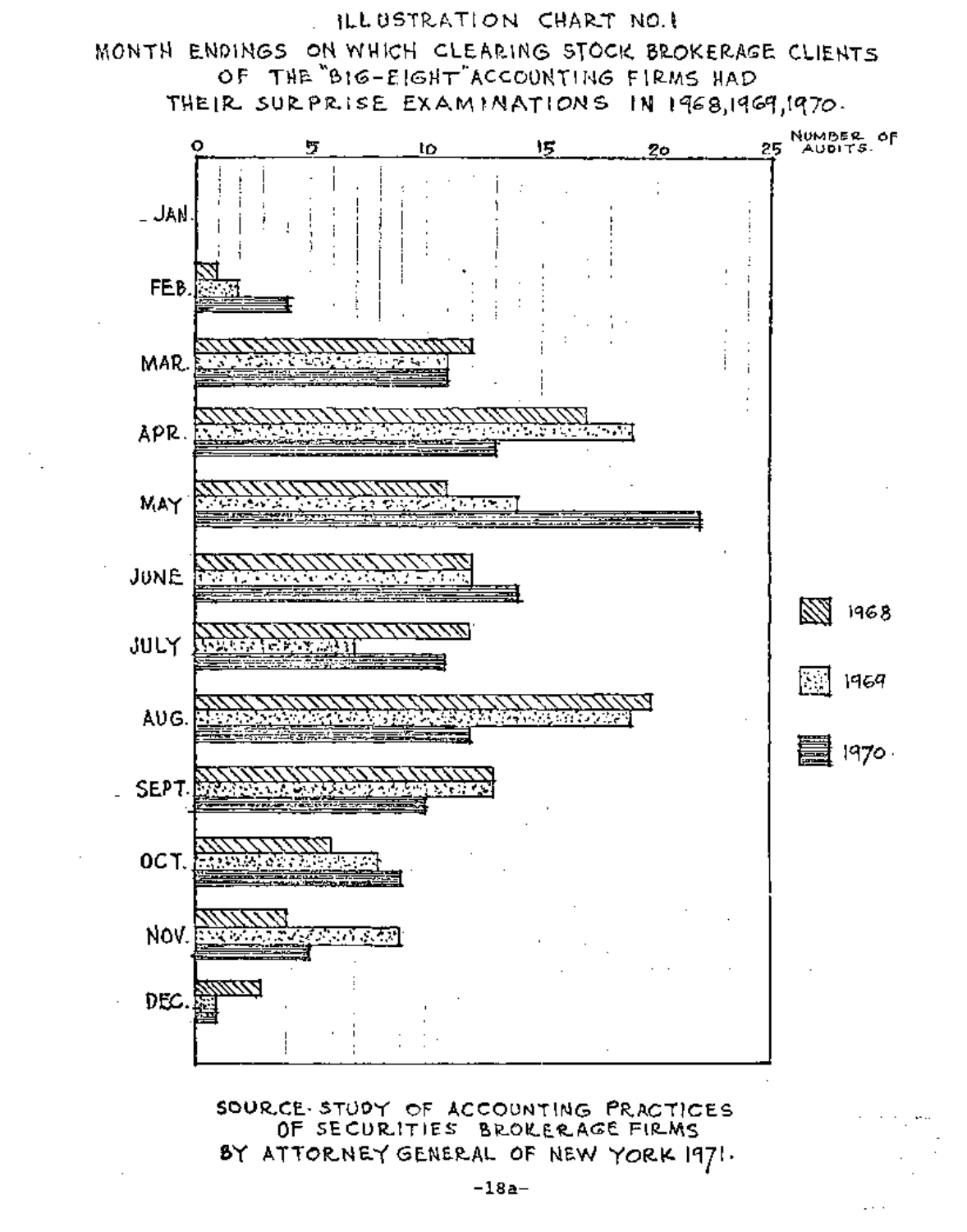# ILLUSTRATION CHART NO. 1

## MONTH ENDINGS ON WHICH CLEARING STOCK BROKERAGE CLIENTS OF THE "BIG-EIGHT" ACCOUNTING FIRMS HAD THEIR SURPRISE EXAMINATIONS IN 1968, 1969, 1970.

| Month | 1968 | 1969 | 1970 |
|---|---|---|---|
| JAN. | | | |
| FEB. | 1 | 2 | 4 |
| MAR. | 12 | 11 | 11 |
| APR. | 17 | 19 | 13 |
| MAY | 11 | 14 | 22 |
| JUNE | 12 | 12 | 14 |
| JULY | 12 | 7 | 11 |
| AUG. | 20 | 19 | 12 |
| SEPT. | 13 | 13 | 10 |
| OCT. | 6 | 8 | 9 |
| NOV. | 4 | 9 | 5 |
| DEC. | 3 | 1 | 1 |

(Horizontal axis: NUMBER OF AUDITS, 0–25)

SOURCE: STUDY OF ACCOUNTING PRACTICES OF SECURITIES BROKERAGE FIRMS BY ATTORNEY GENERAL OF NEW YORK 1971.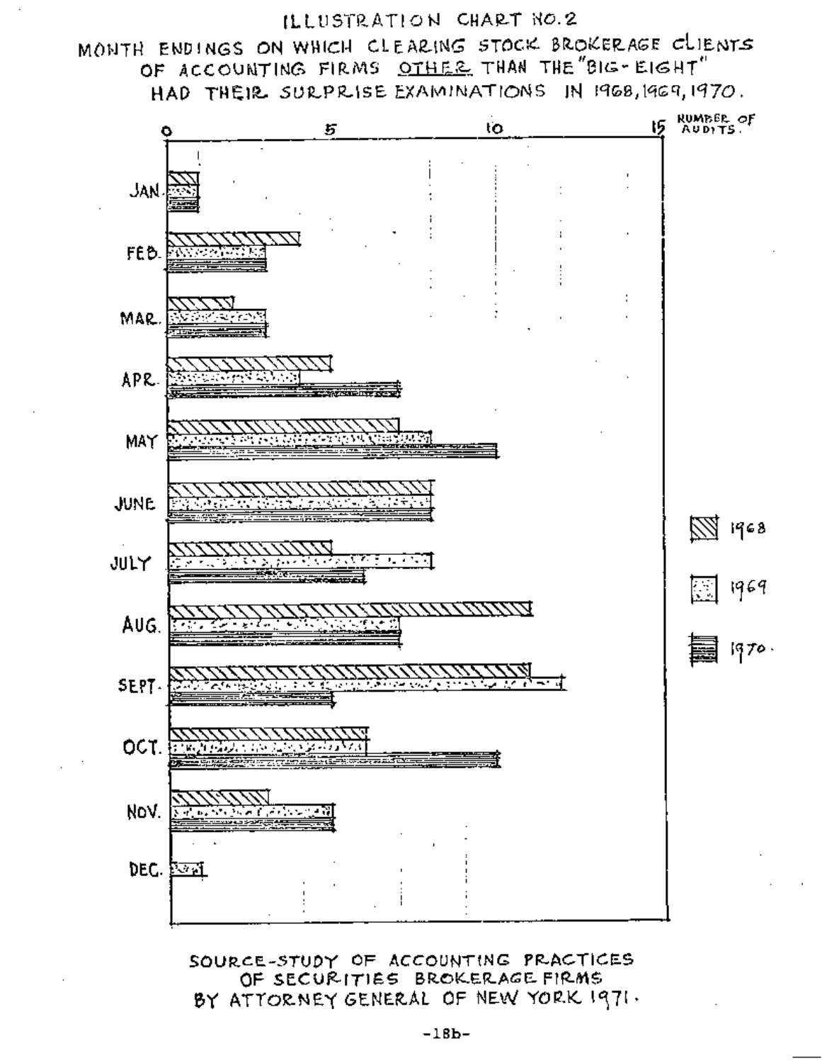# ILLUSTRATION CHART NO. 2

## MONTH ENDINGS ON WHICH CLEARING STOCK BROKERAGE CLIENTS OF ACCOUNTING FIRMS OTHER THAN THE "BIG-EIGHT" HAD THEIR SURPRISE EXAMINATIONS IN 1968, 1969, 1970.

Axis: 0, 5, 10, 15 — NUMBER OF AUDITS.

Months: JAN., FEB., MAR., APR., MAY, JUNE, JULY, AUG., SEPT., OCT., NOV., DEC.

Legend: 1968, 1969, 1970.

SOURCE-STUDY OF ACCOUNTING PRACTICES OF SECURITIES BROKERAGE FIRMS BY ATTORNEY GENERAL OF NEW YORK 1971.

-18b-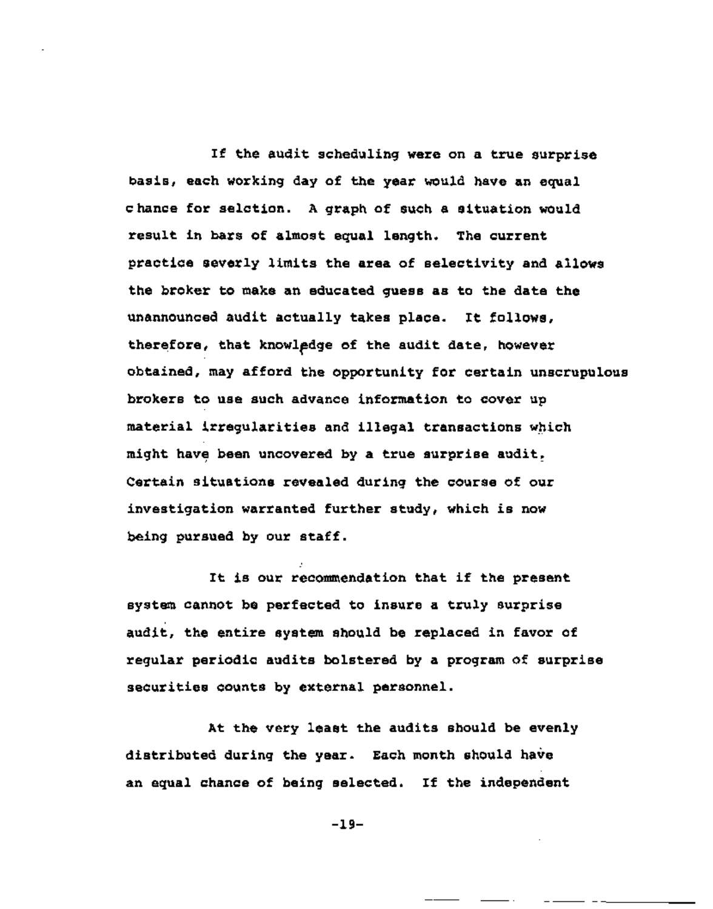If the audit scheduling were on a true surprise basis, each working day of the year would have an equal chance for selction. A graph of such a situation would result in bars of almost equal length. The current practice severly limits the area of selectivity and allows the broker to make an educated guess as to the date the unannounced audit actually takes place. It follows, therefore, that knowledge of the audit date, however obtained, may afford the opportunity for certain unscrupulous brokers to use such advance information to cover up material irregularities and illegal transactions which might have been uncovered by a true surprise audit. Certain situations revealed during the course of our investigation warranted further study, which is now being pursued by our staff.

It is our recommendation that if the present system cannot be perfected to insure a truly surprise audit, the entire system should be replaced in favor of regular periodic audits bolstered by a program of surprise securities counts by external personnel.

At the very least the audits should be evenly distributed during the year. Each month should have an equal chance of being selected. If the independent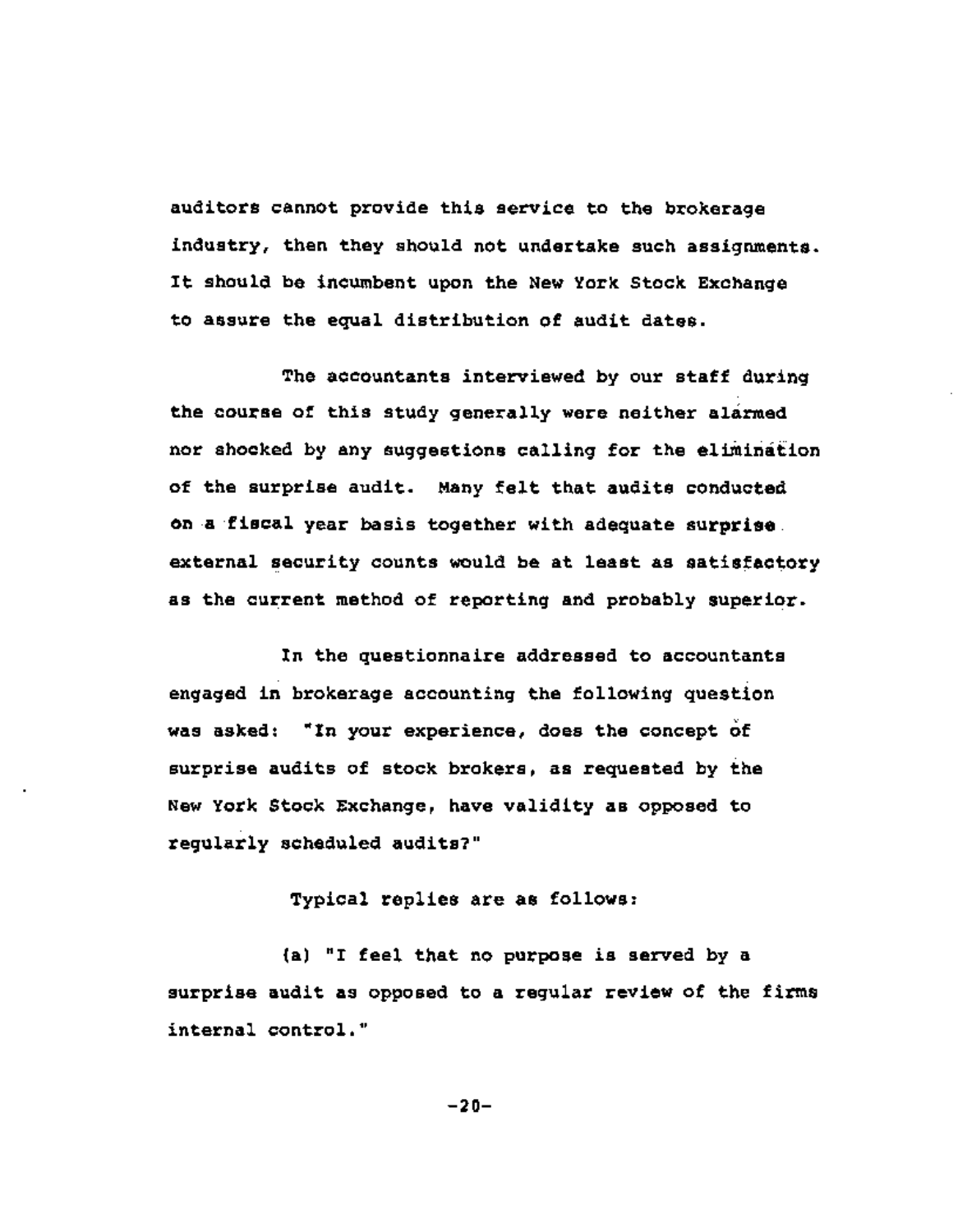auditors cannot provide this service to the brokerage industry, then they should not undertake such assignments. It should be incumbent upon the New York Stock Exchange to assure the equal distribution of audit dates.

The accountants interviewed by our staff during the course of this study generally were neither alarmed nor shocked by any suggestions calling for the elimination of the surprise audit. Many felt that audits conducted on a fiscal year basis together with adequate surprise external security counts would be at least as satisfactory as the current method of reporting and probably superior.

In the questionnaire addressed to accountants engaged in brokerage accounting the following question was asked: "In your experience, does the concept of surprise audits of stock brokers, as requested by the New York Stock Exchange, have validity as opposed to regularly scheduled audits?"

Typical replies are as follows:

(a) "I feel that no purpose is served by a surprise audit as opposed to a regular review of the firms internal control."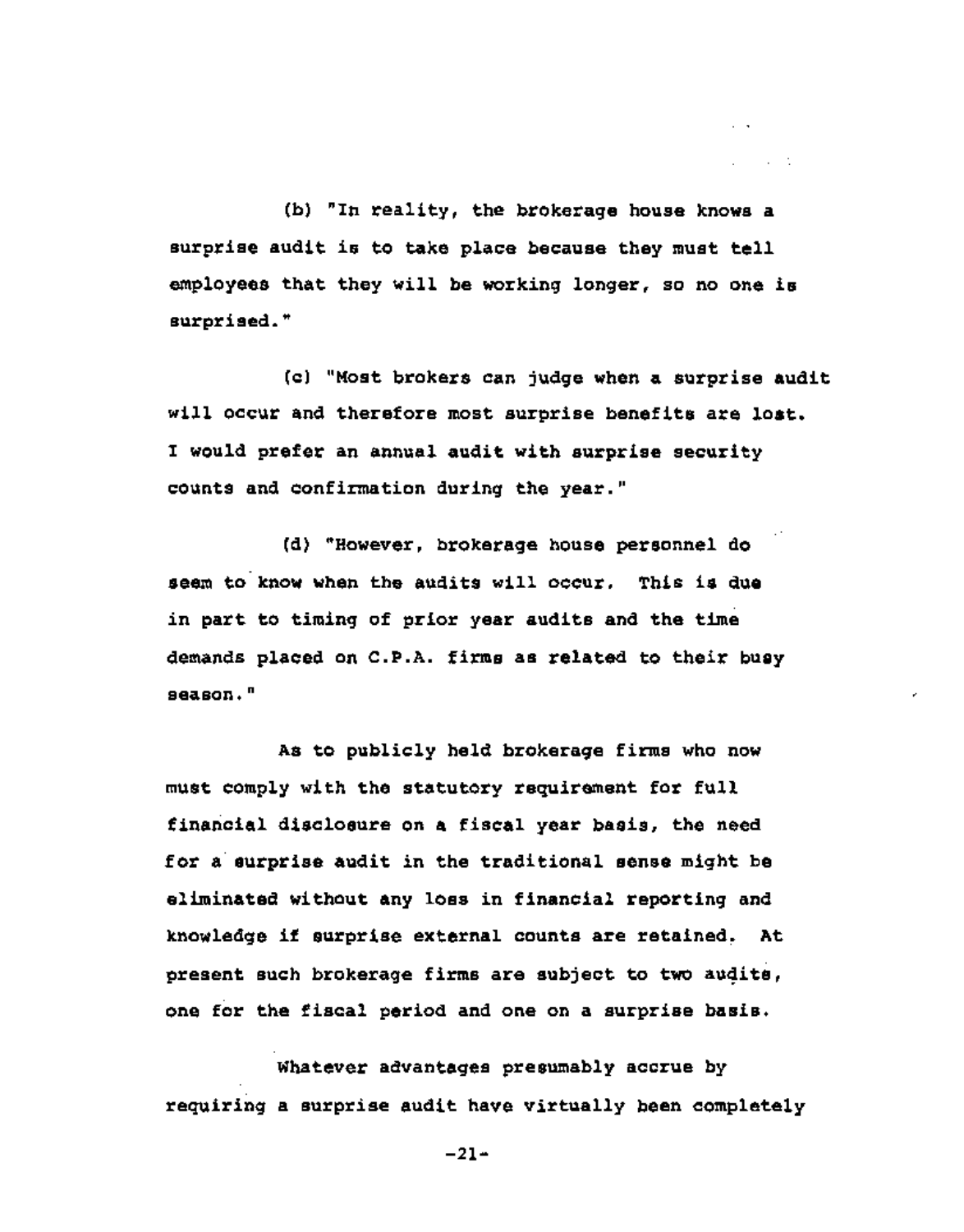(b) "In reality, the brokerage house knows a surprise audit is to take place because they must tell employees that they will be working longer, so no one is surprised."

(c) "Most brokers can judge when a surprise audit will occur and therefore most surprise benefits are lost. I would prefer an annual audit with surprise security counts and confirmation during the year."

(d) "However, brokerage house personnel do seem to know when the audits will occur. This is due in part to timing of prior year audits and the time demands placed on C.P.A. firms as related to their busy season."

As to publicly held brokerage firms who now must comply with the statutory requirement for full financial disclosure on a fiscal year basis, the need for a surprise audit in the traditional sense might be eliminated without any loss in financial reporting and knowledge if surprise external counts are retained. At present such brokerage firms are subject to two audits, one for the fiscal period and one on a surprise basis.

Whatever advantages presumably accrue by requiring a surprise audit have virtually been completely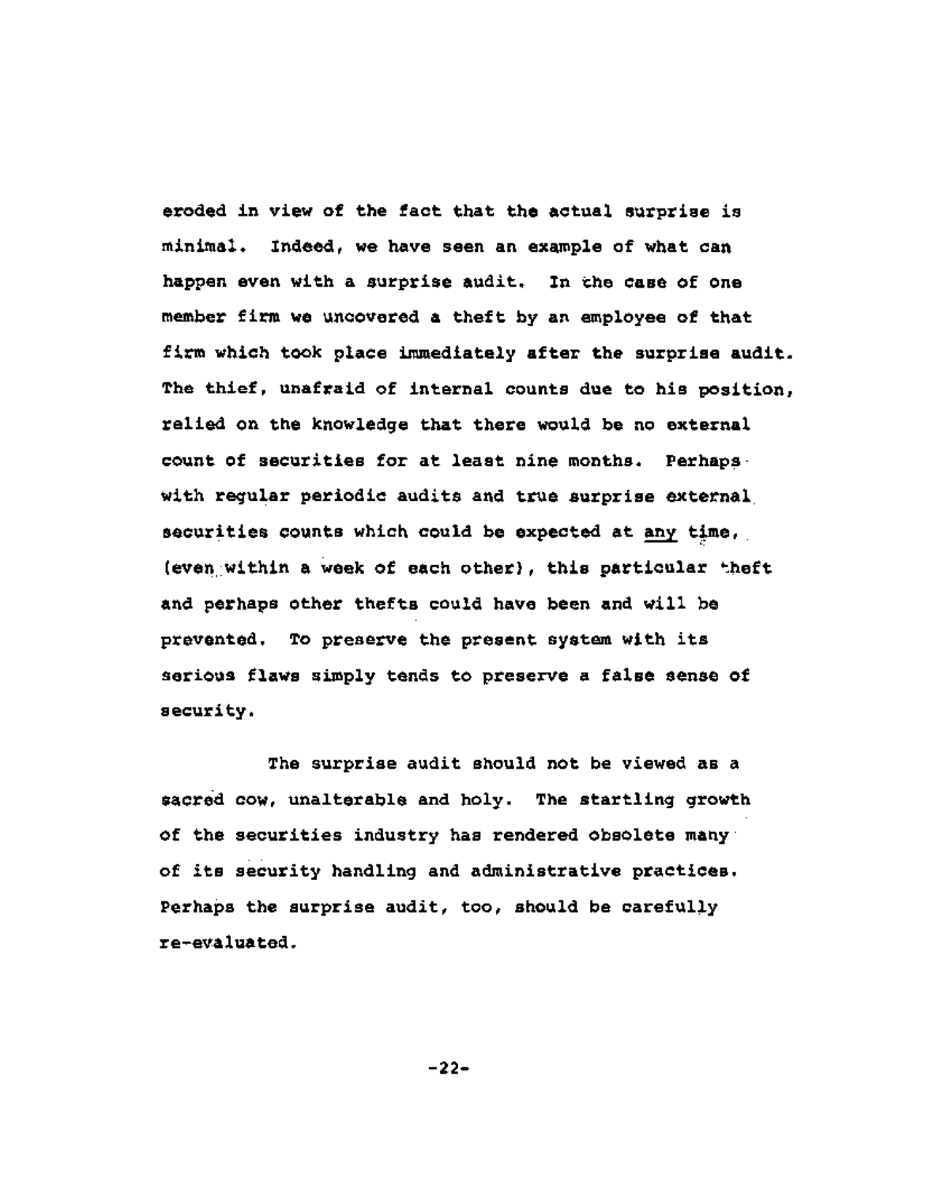eroded in view of the fact that the actual surprise is minimal. Indeed, we have seen an example of what can happen even with a surprise audit. In the case of one member firm we uncovered a theft by an employee of that firm which took place immediately after the surprise audit. The thief, unafraid of internal counts due to his position, relied on the knowledge that there would be no external count of securities for at least nine months. Perhaps with regular periodic audits and true surprise external securities counts which could be expected at <u>any</u> time, (even within a week of each other), this particular theft and perhaps other thefts could have been and will be prevented. To preserve the present system with its serious flaws simply tends to preserve a false sense of security.

The surprise audit should not be viewed as a sacred cow, unalterable and holy. The startling growth of the securities industry has rendered obsolete many of its security handling and administrative practices. Perhaps the surprise audit, too, should be carefully re-evaluated.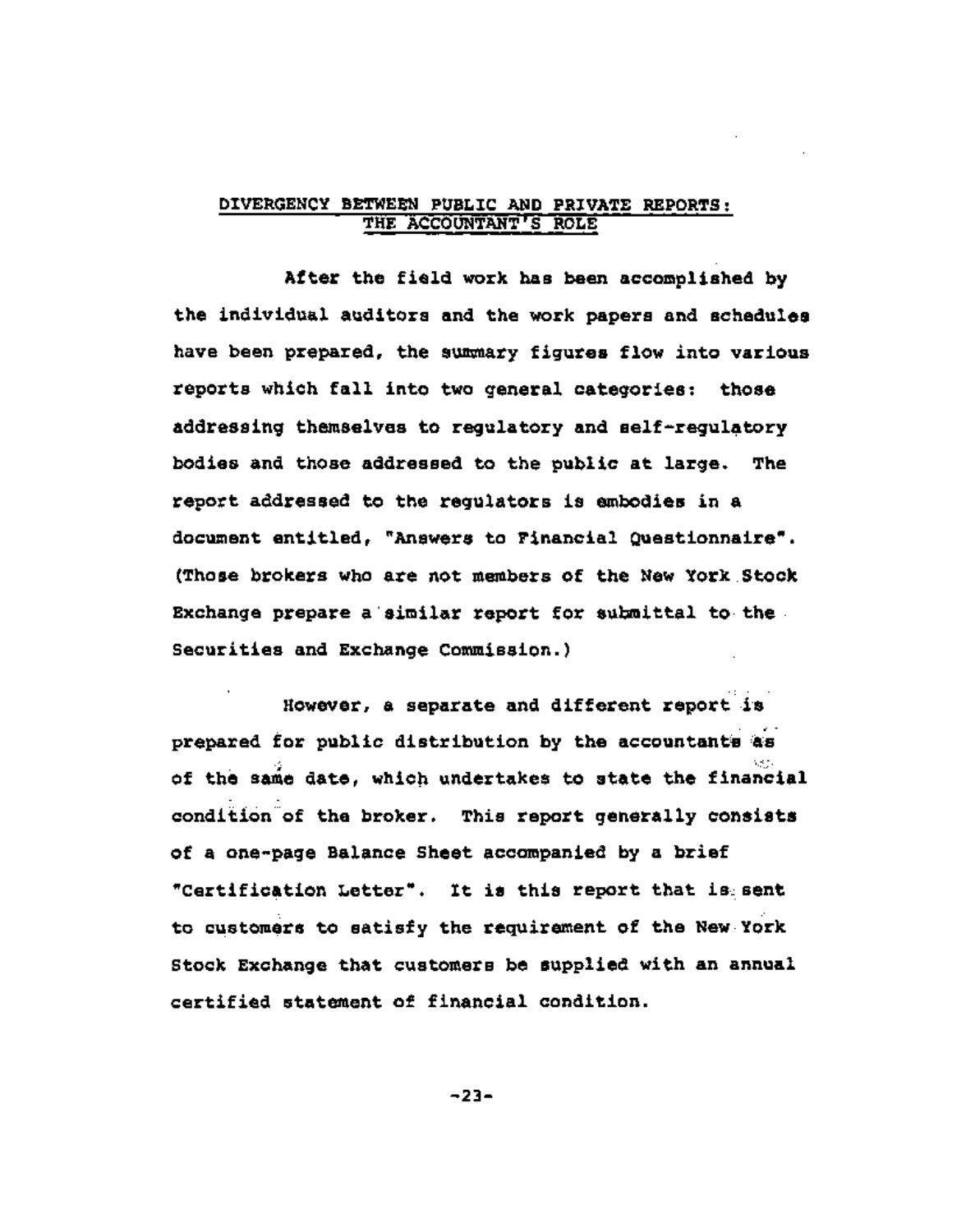## DIVERGENCY BETWEEN PUBLIC AND PRIVATE REPORTS: THE ACCOUNTANT'S ROLE

After the field work has been accomplished by the individual auditors and the work papers and schedules have been prepared, the summary figures flow into various reports which fall into two general categories: those addressing themselves to regulatory and self-regulatory bodies and those addressed to the public at large. The report addressed to the regulators is embodies in a document entitled, "Answers to Financial Questionnaire". (Those brokers who are not members of the New York Stock Exchange prepare a similar report for submittal to the Securities and Exchange Commission.)

However, a separate and different report is prepared for public distribution by the accountants as of the same date, which undertakes to state the financial condition of the broker. This report generally consists of a one-page Balance Sheet accompanied by a brief "Certification Letter". It is this report that is sent to customers to satisfy the requirement of the New York Stock Exchange that customers be supplied with an annual certified statement of financial condition.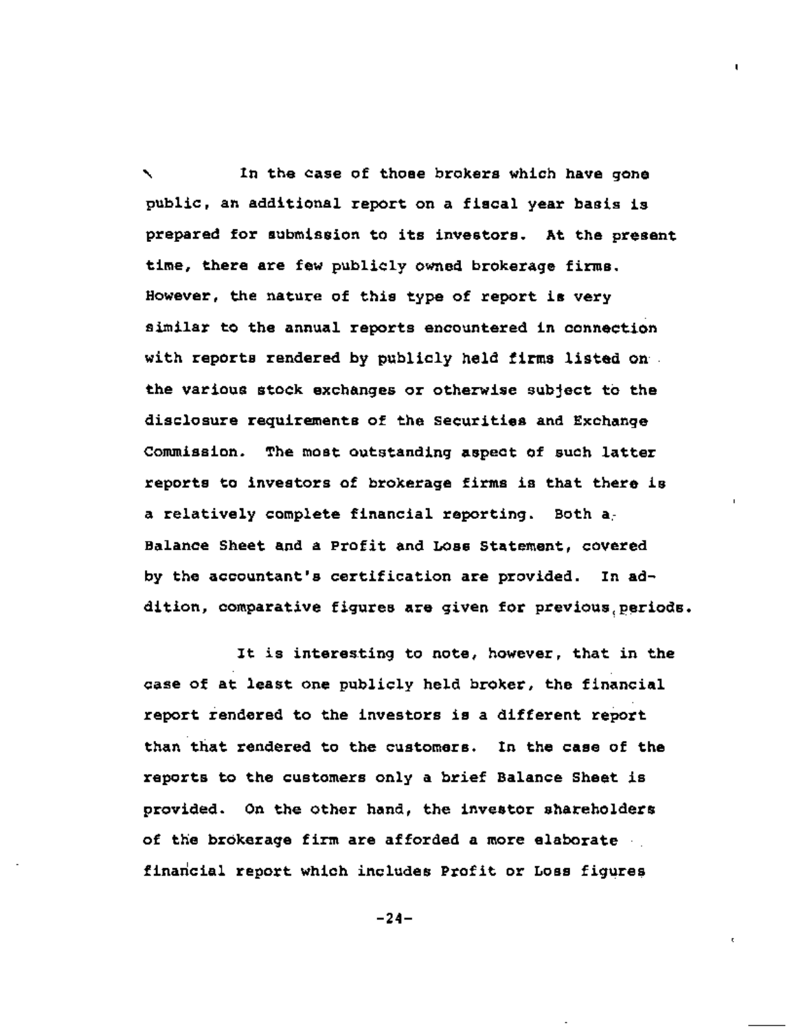In the case of those brokers which have gone public, an additional report on a fiscal year basis is prepared for submission to its investors. At the present time, there are few publicly owned brokerage firms. However, the nature of this type of report is very similar to the annual reports encountered in connection with reports rendered by publicly held firms listed on the various stock exchanges or otherwise subject to the disclosure requirements of the Securities and Exchange Commission. The most outstanding aspect of such latter reports to investors of brokerage firms is that there is a relatively complete financial reporting. Both a Balance Sheet and a Profit and Loss Statement, covered by the accountant's certification are provided. In addition, comparative figures are given for previous periods.

It is interesting to note, however, that in the case of at least one publicly held broker, the financial report rendered to the investors is a different report than that rendered to the customers. In the case of the reports to the customers only a brief Balance Sheet is provided. On the other hand, the investor shareholders of the brokerage firm are afforded a more elaborate financial report which includes Profit or Loss figures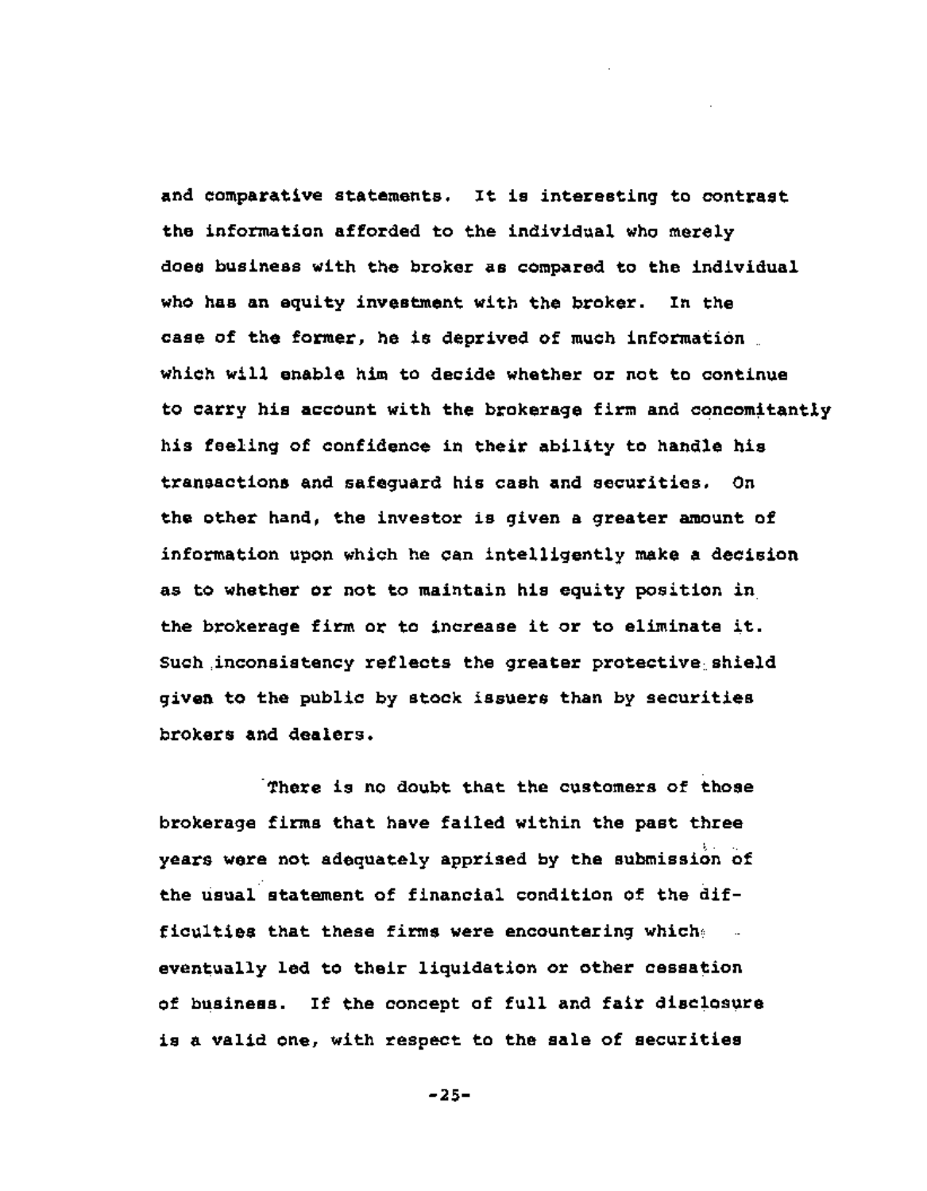and comparative statements. It is interesting to contrast the information afforded to the individual who merely does business with the broker as compared to the individual who has an equity investment with the broker. In the case of the former, he is deprived of much information which will enable him to decide whether or not to continue to carry his account with the brokerage firm and concomitantly his feeling of confidence in their ability to handle his transactions and safeguard his cash and securities. On the other hand, the investor is given a greater amount of information upon which he can intelligently make a decision as to whether or not to maintain his equity position in the brokerage firm or to increase it or to eliminate it. Such inconsistency reflects the greater protective shield given to the public by stock issuers than by securities brokers and dealers.

There is no doubt that the customers of those brokerage firms that have failed within the past three years were not adequately apprised by the submission of the usual statement of financial condition of the difficulties that these firms were encountering which eventually led to their liquidation or other cessation of business. If the concept of full and fair disclosure is a valid one, with respect to the sale of securities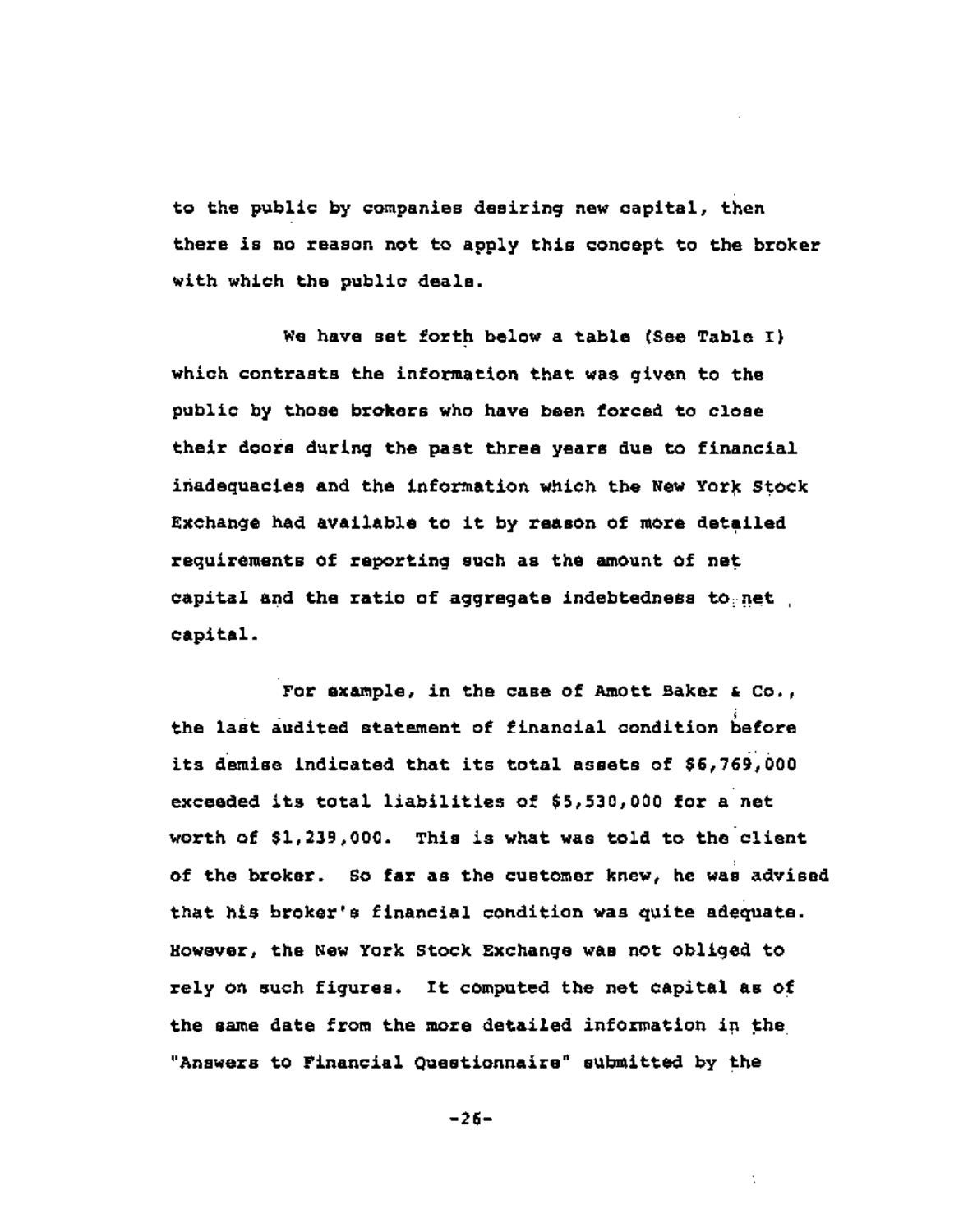to the public by companies desiring new capital, then there is no reason not to apply this concept to the broker with which the public deals.

We have set forth below a table (See Table I) which contrasts the information that was given to the public by those brokers who have been forced to close their doors during the past three years due to financial inadequacies and the information which the New York Stock Exchange had available to it by reason of more detailed requirements of reporting such as the amount of net capital and the ratio of aggregate indebtedness to net capital.

For example, in the case of Amott Baker & Co., the last audited statement of financial condition before its demise indicated that its total assets of $6,769,000 exceeded its total liabilities of $5,530,000 for a net worth of $1,239,000. This is what was told to the client of the broker. So far as the customer knew, he was advised that his broker's financial condition was quite adequate. However, the New York Stock Exchange was not obliged to rely on such figures. It computed the net capital as of the same date from the more detailed information in the "Answers to Financial Questionnaire" submitted by the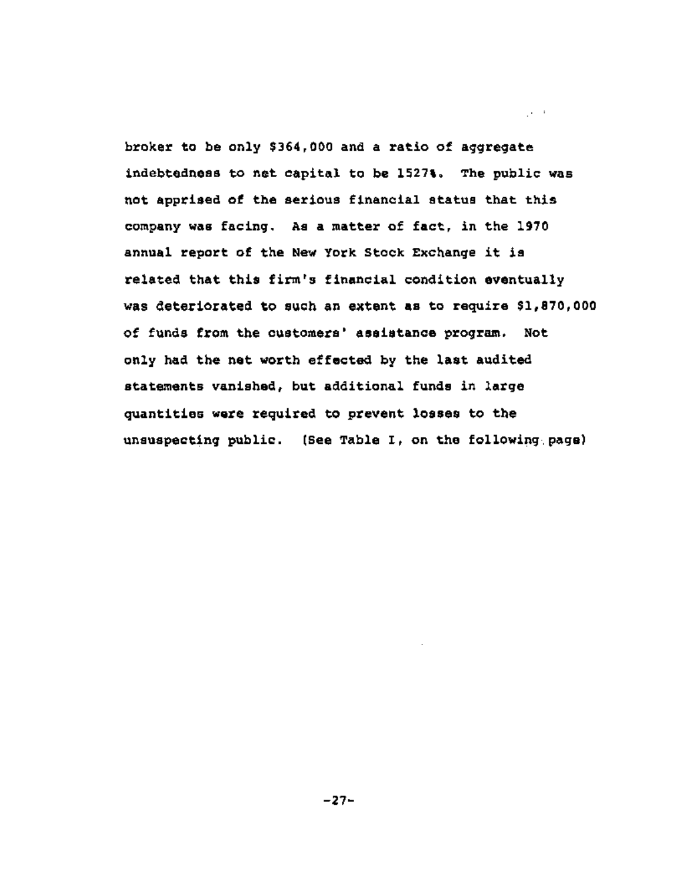broker to be only $364,000 and a ratio of aggregate indebtedness to net capital to be 1527%. The public was not apprised of the serious financial status that this company was facing. As a matter of fact, in the 1970 annual report of the New York Stock Exchange it is related that this firm's financial condition eventually was deteriorated to such an extent as to require $1,870,000 of funds from the customers' assistance program. Not only had the net worth effected by the last audited statements vanished, but additional funds in large quantities were required to prevent losses to the unsuspecting public. (See Table I, on the following page)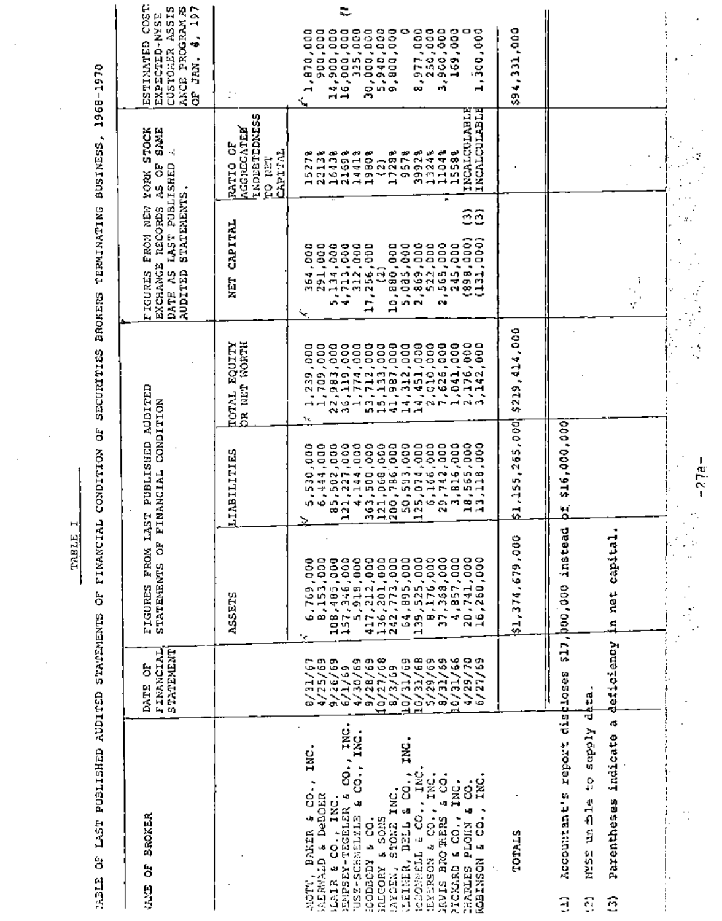TABLE I

TABLE OF LAST PUBLISHED AUDITED STATEMENTS OF FINANCIAL CONDITION OF SECURITIES BROKERS TERMINATING BUSINESS, 1968-1970

| NAME OF BROKER | DATE OF FINANCIAL STATEMENT | FIGURES FROM LAST PUBLISHED AUDITED STATEMENTS OF FINANCIAL CONDITION | | | FIGURES FROM NEW YORK STOCK EXCHANGE RECORDS AS OF SAME DATE AS LAST PUBLISHED AUDITED STATEMENTS. | | ESTIMATED COST EXPECTED-NYSE CUSTOMER ASSISTANCE PROGRAM AS OF JAN. 4, 197 |
|---|---|---|---|---|---|---|---|
| | | ASSETS | LIABILITIES | TOTAL EQUITY OR NET WORTH | NET CAPITAL | RATIO OF AGGREGATED INDEBTEDNESS TO NET CAPITAL | |
| MOTT, BAKER & CO., INC. | 8/31/67 | 6,769,000 | 5,530,000 | 1,239,000 | 364,000 | 1527% | 1,870,000 |
| BARNALD & DeBOER | 4/25/69 | 8,153,000 | 6,444,000 | 1,709,000 | 291,000 | 2213% | 900,000 |
| BLAIR & CO., INC. | 9/26/69 | 108,485,000 | 85,502,000 | 22,983,000 | 5,134,000 | 1643% | 14,900,000 |
| DEMPSEY-TEGELER & CO., INC. | 6/1/69 | 157,346,000 | 121,227,000 | 36,119,000 | 4,713,000 | 2169% | 16,000,000 |
| FUSZ-SCHMELZLE & CO., INC. | 4/30/69 | 5,918,000 | 4,144,000 | 1,774,000 | 312,000 | 1441% | 325,000 |
| GOODBODY & CO. | 9/28/69 | 417,212,000 | 363,500,000 | 53,712,000 | 17,256,000 | 1980% | 30,000,000 |
| GREGORY & SONS | 10/27/68 | 136,201,000 | 121,068,000 | 15,133,000 | (2) | (2) | 5,940,000 |
| HAYDEN, STONE INC. | 8/3/69 | 242,773,000 | 200,786,000 | 41,987,000 | 10,880,000 | 1728% | 9,800,000 |
| KLEINER, BELL & CO., INC. | 10/31/69 | 64,895,000 | 50,583,000 | 14,312,000 | 5,085,000 | 957% | 0 |
| McDONNELL & CO., INC. | 10/31/68 | 139,525,000 | 125,074,000 | 14,451,000 | 2,869,000 | 3992% | 8,977,000 |
| MEYERSON & CO., INC. | 5/29/69 | 8,176,000 | 6,166,000 | 2,010,000 | 522,000 | 1324% | 250,000 |
| DAVIS BROTHERS & CO. | 8/31/69 | 37,368,000 | 29,742,000 | 7,626,000 | 2,565,000 | 1104% | 3,900,000 |
| PICKARD & CO., INC. | 10/31/66 | 4,857,000 | 3,816,000 | 1,041,000 | 245,000 | 1558% | 169,000 |
| CHARLES PLOHN & CO. | 4/29/70 | 20,741,000 | 18,565,000 | 2,176,000 | (898,000) (3) | INCALCULABLE | 0 |
| ROBINSON & CO., INC. | 6/27/69 | 16,260,000 | 13,118,000 | 3,142,000 | (131,000) (3) | INCALCULABLE | 1,300,000 |
| TOTALS | | $1,374,679,000 | $1,155,265,000 | $219,414,000 | | | $94,331,000 |

(1) Accountant's report discloses $17,000,000 instead of $16,000,000

(2) NYSE unable to supply data.

(3) Parentheses indicate a deficiency in net capital.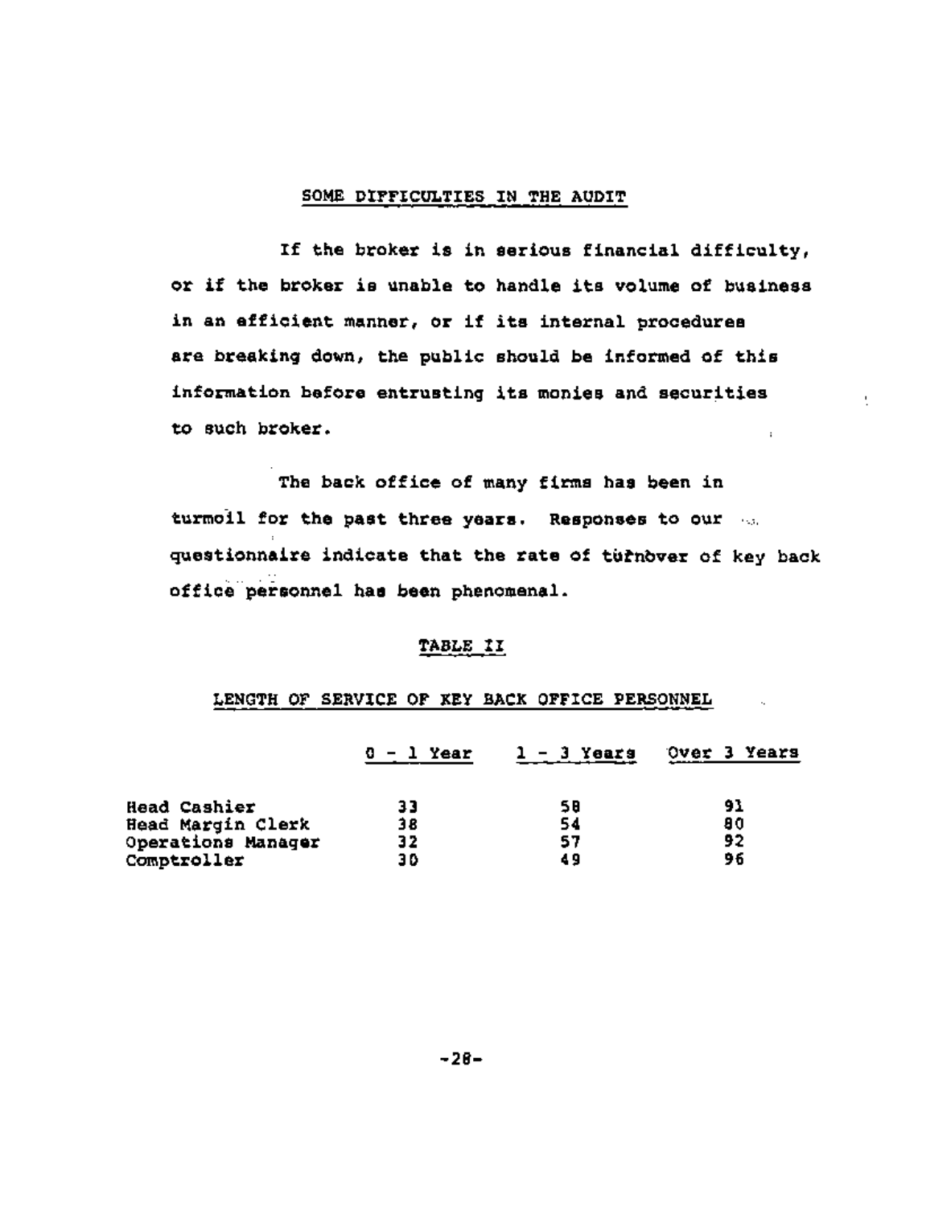## SOME DIFFICULTIES IN THE AUDIT

If the broker is in serious financial difficulty, or if the broker is unable to handle its volume of business in an efficient manner, or if its internal procedures are breaking down, the public should be informed of this information before entrusting its monies and securities to such broker.

The back office of many firms has been in turmoil for the past three years. Responses to our questionnaire indicate that the rate of turnover of key back office personnel has been phenomenal.

### TABLE II

### LENGTH OF SERVICE OF KEY BACK OFFICE PERSONNEL

| | 0 - 1 Year | 1 - 3 Years | Over 3 Years |
|---|---|---|---|
| Head Cashier | 33 | 58 | 91 |
| Head Margin Clerk | 38 | 54 | 80 |
| Operations Manager | 32 | 57 | 92 |
| Comptroller | 30 | 49 | 96 |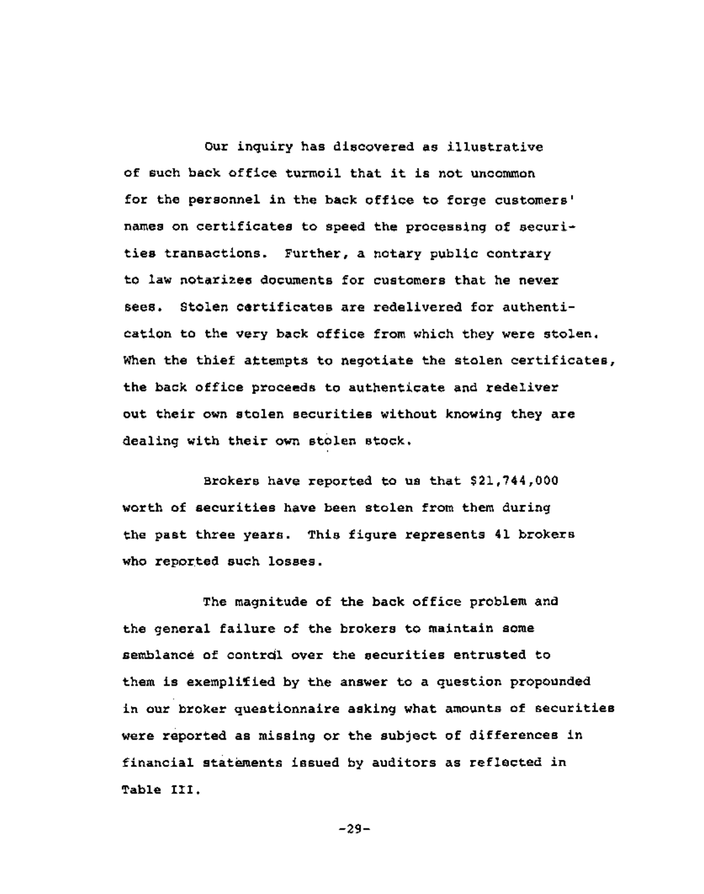Our inquiry has discovered as illustrative of such back office turmoil that it is not uncommon for the personnel in the back office to forge customers' names on certificates to speed the processing of securities transactions. Further, a notary public contrary to law notarizes documents for customers that he never sees. Stolen certificates are redelivered for authentication to the very back office from which they were stolen. When the thief attempts to negotiate the stolen certificates, the back office proceeds to authenticate and redeliver out their own stolen securities without knowing they are dealing with their own stolen stock.

Brokers have reported to us that $21,744,000 worth of securities have been stolen from them during the past three years. This figure represents 41 brokers who reported such losses.

The magnitude of the back office problem and the general failure of the brokers to maintain some semblance of control over the securities entrusted to them is exemplified by the answer to a question propounded in our broker questionnaire asking what amounts of securities were reported as missing or the subject of differences in financial statements issued by auditors as reflected in Table III.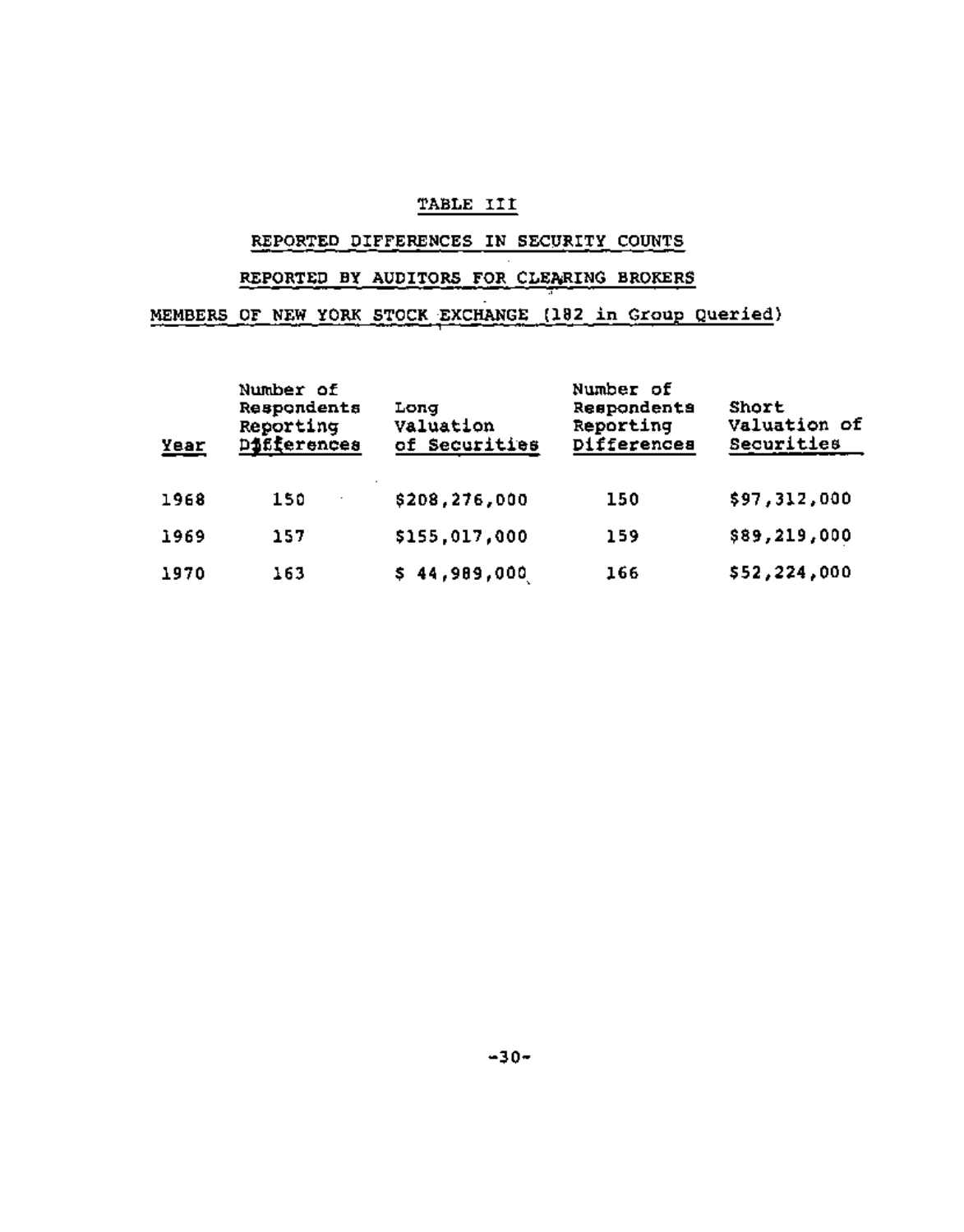## TABLE III

## REPORTED DIFFERENCES IN SECURITY COUNTS

## REPORTED BY AUDITORS FOR CLEARING BROKERS

## MEMBERS OF NEW YORK STOCK EXCHANGE (182 in Group Queried)

| Year | Number of Respondents Reporting Differences | Long Valuation of Securities | Number of Respondents Reporting Differences | Short Valuation of Securities |
|---|---|---|---|---|
| 1968 | 150 | $208,276,000 | 150 | $97,312,000 |
| 1969 | 157 | $155,017,000 | 159 | $89,219,000 |
| 1970 | 163 | $ 44,989,000 | 166 | $52,224,000 |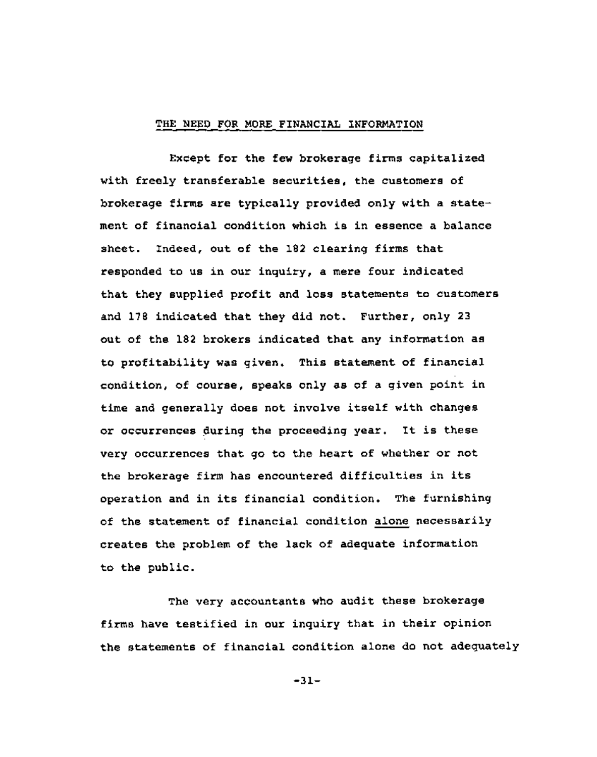## THE NEED FOR MORE FINANCIAL INFORMATION

Except for the few brokerage firms capitalized with freely transferable securities, the customers of brokerage firms are typically provided only with a statement of financial condition which is in essence a balance sheet. Indeed, out of the 182 clearing firms that responded to us in our inquiry, a mere four indicated that they supplied profit and loss statements to customers and 178 indicated that they did not. Further, only 23 out of the 182 brokers indicated that any information as to profitability was given. This statement of financial condition, of course, speaks only as of a given point in time and generally does not involve itself with changes or occurrences during the proceeding year. It is these very occurrences that go to the heart of whether or not the brokerage firm has encountered difficulties in its operation and in its financial condition. The furnishing of the statement of financial condition <u>alone</u> necessarily creates the problem of the lack of adequate information to the public.

The very accountants who audit these brokerage firms have testified in our inquiry that in their opinion the statements of financial condition alone do not adequately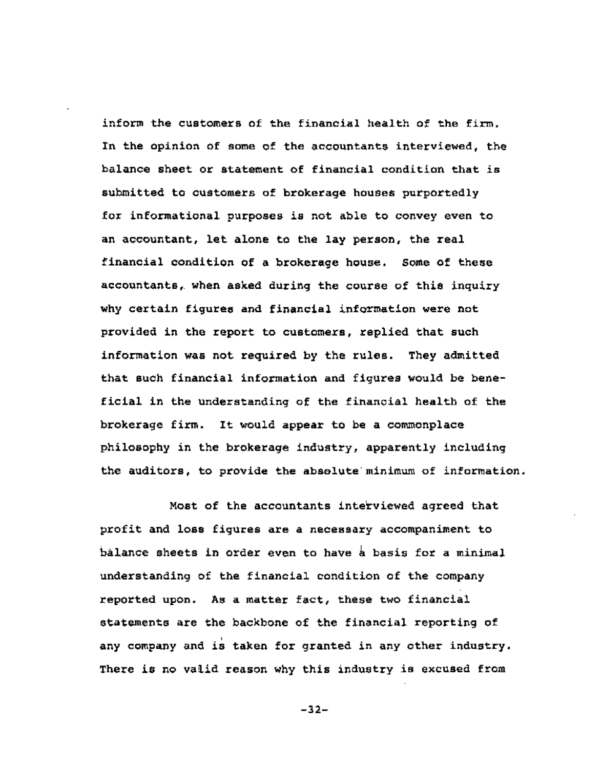inform the customers of the financial health of the firm. In the opinion of some of the accountants interviewed, the balance sheet or statement of financial condition that is submitted to customers of brokerage houses purportedly for informational purposes is not able to convey even to an accountant, let alone to the lay person, the real financial condition of a brokerage house. Some of these accountants, when asked during the course of this inquiry why certain figures and financial information were not provided in the report to customers, replied that such information was not required by the rules. They admitted that such financial information and figures would be beneficial in the understanding of the financial health of the brokerage firm. It would appear to be a commonplace philosophy in the brokerage industry, apparently including the auditors, to provide the absolute minimum of information.

Most of the accountants interviewed agreed that profit and loss figures are a necessary accompaniment to balance sheets in order even to have a basis for a minimal understanding of the financial condition of the company reported upon. As a matter fact, these two financial statements are the backbone of the financial reporting of any company and is taken for granted in any other industry. There is no valid reason why this industry is excused from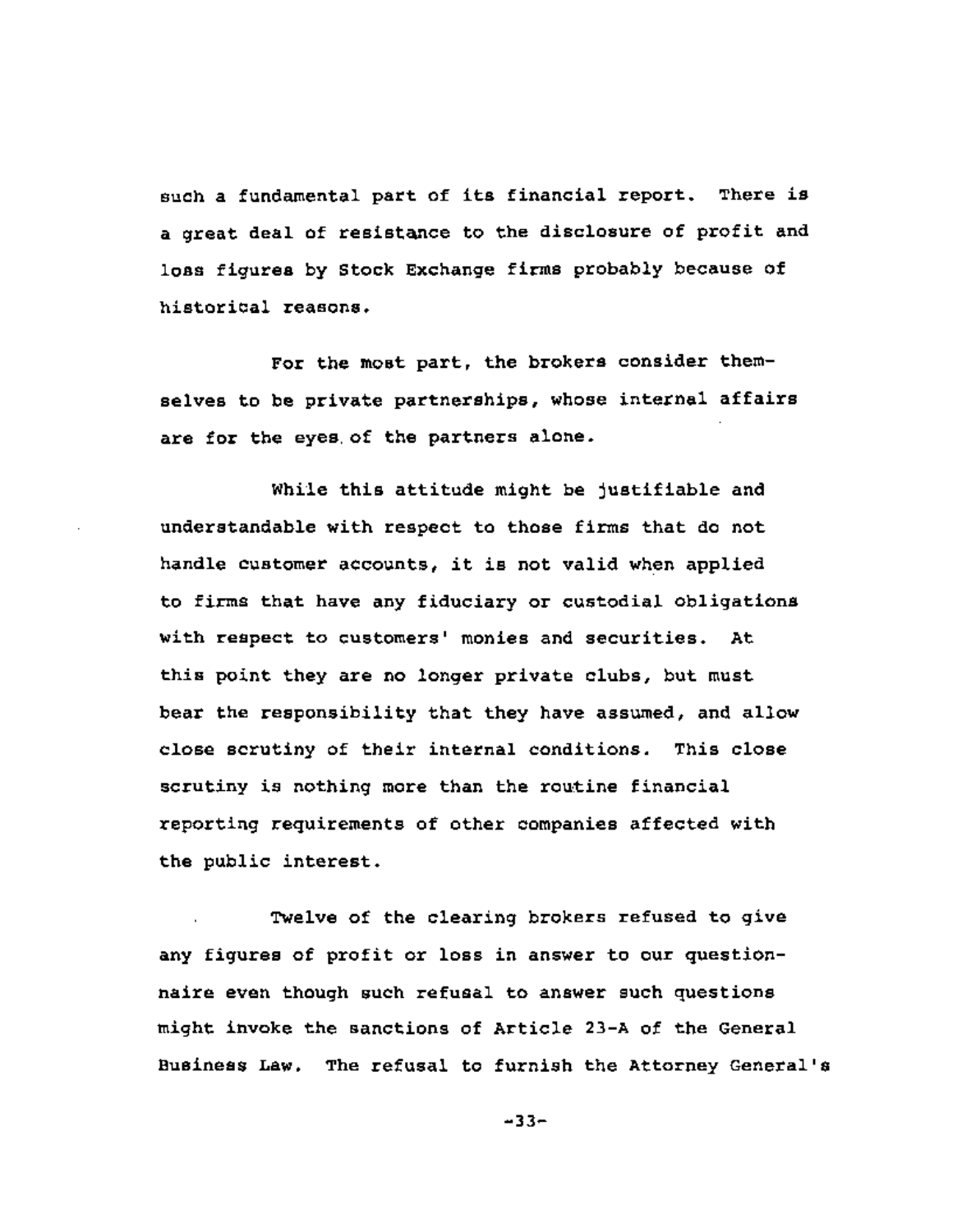such a fundamental part of its financial report. There is a great deal of resistance to the disclosure of profit and loss figures by Stock Exchange firms probably because of historical reasons.

For the most part, the brokers consider themselves to be private partnerships, whose internal affairs are for the eyes of the partners alone.

While this attitude might be justifiable and understandable with respect to those firms that do not handle customer accounts, it is not valid when applied to firms that have any fiduciary or custodial obligations with respect to customers' monies and securities. At this point they are no longer private clubs, but must bear the responsibility that they have assumed, and allow close scrutiny of their internal conditions. This close scrutiny is nothing more than the routine financial reporting requirements of other companies affected with the public interest.

Twelve of the clearing brokers refused to give any figures of profit or loss in answer to our questionnaire even though such refusal to answer such questions might invoke the sanctions of Article 23-A of the General Business Law. The refusal to furnish the Attorney General's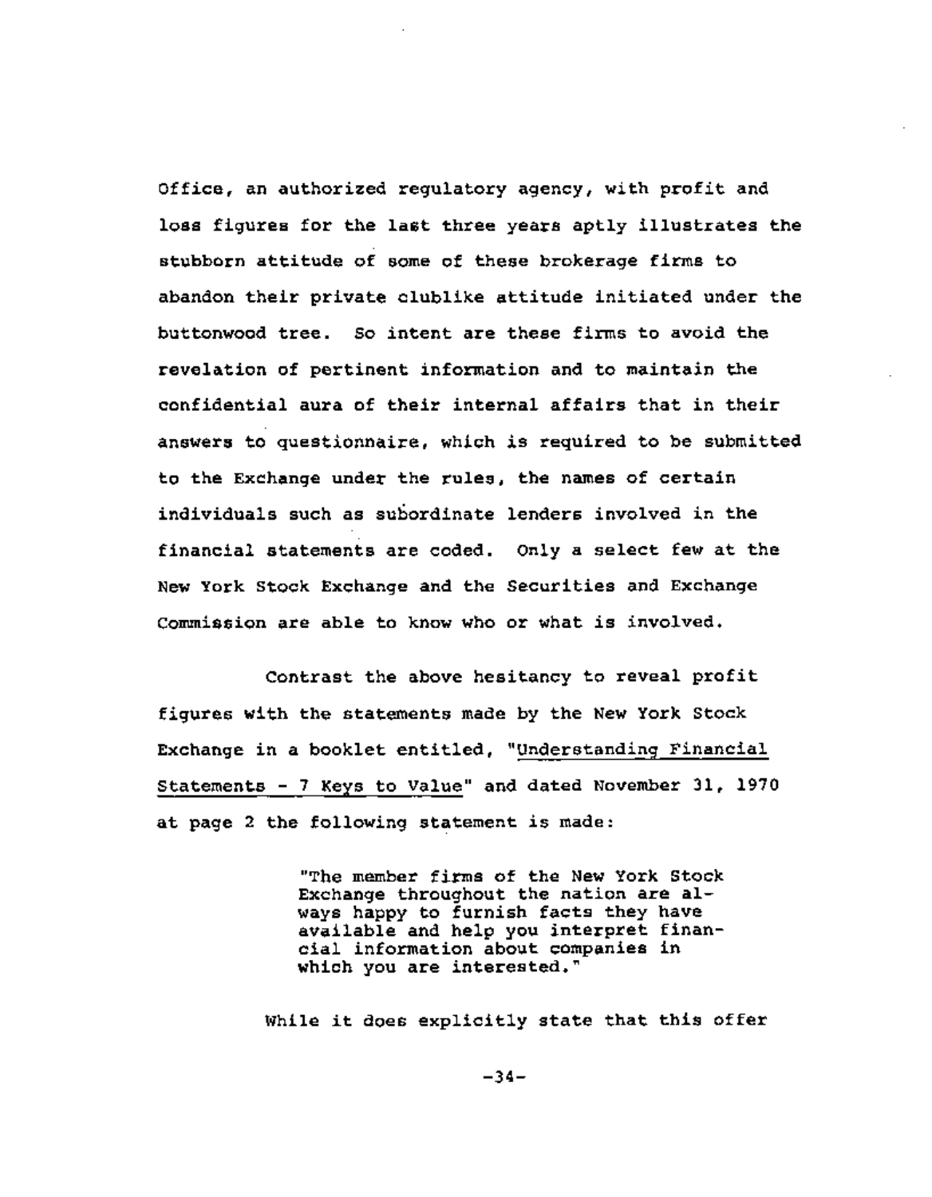Office, an authorized regulatory agency, with profit and loss figures for the last three years aptly illustrates the stubborn attitude of some of these brokerage firms to abandon their private clublike attitude initiated under the buttonwood tree. So intent are these firms to avoid the revelation of pertinent information and to maintain the confidential aura of their internal affairs that in their answers to questionnaire, which is required to be submitted to the Exchange under the rules, the names of certain individuals such as subordinate lenders involved in the financial statements are coded. Only a select few at the New York Stock Exchange and the Securities and Exchange Commission are able to know who or what is involved.

Contrast the above hesitancy to reveal profit figures with the statements made by the New York Stock Exchange in a booklet entitled, "Understanding Financial Statements - 7 Keys to Value" and dated November 31, 1970 at page 2 the following statement is made:

> "The member firms of the New York Stock Exchange throughout the nation are always happy to furnish facts they have available and help you interpret financial information about companies in which you are interested."

While it does explicitly state that this offer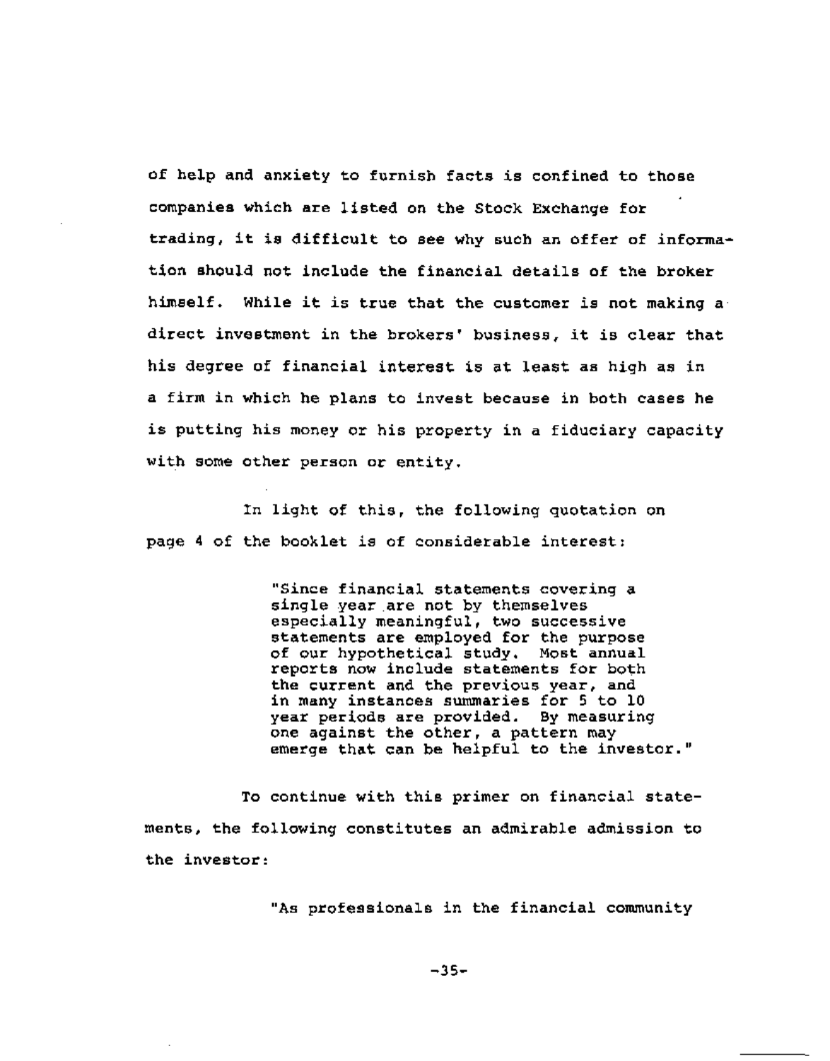of help and anxiety to furnish facts is confined to those companies which are listed on the Stock Exchange for trading, it is difficult to see why such an offer of information should not include the financial details of the broker himself. While it is true that the customer is not making a direct investment in the brokers' business, it is clear that his degree of financial interest is at least as high as in a firm in which he plans to invest because in both cases he is putting his money or his property in a fiduciary capacity with some other person or entity.

In light of this, the following quotation on page 4 of the booklet is of considerable interest:

> "Since financial statements covering a single year are not by themselves especially meaningful, two successive statements are employed for the purpose of our hypothetical study. Most annual reports now include statements for both the current and the previous year, and in many instances summaries for 5 to 10 year periods are provided. By measuring one against the other, a pattern may emerge that can be helpful to the investor."

To continue with this primer on financial statements, the following constitutes an admirable admission to the investor:

> "As professionals in the financial community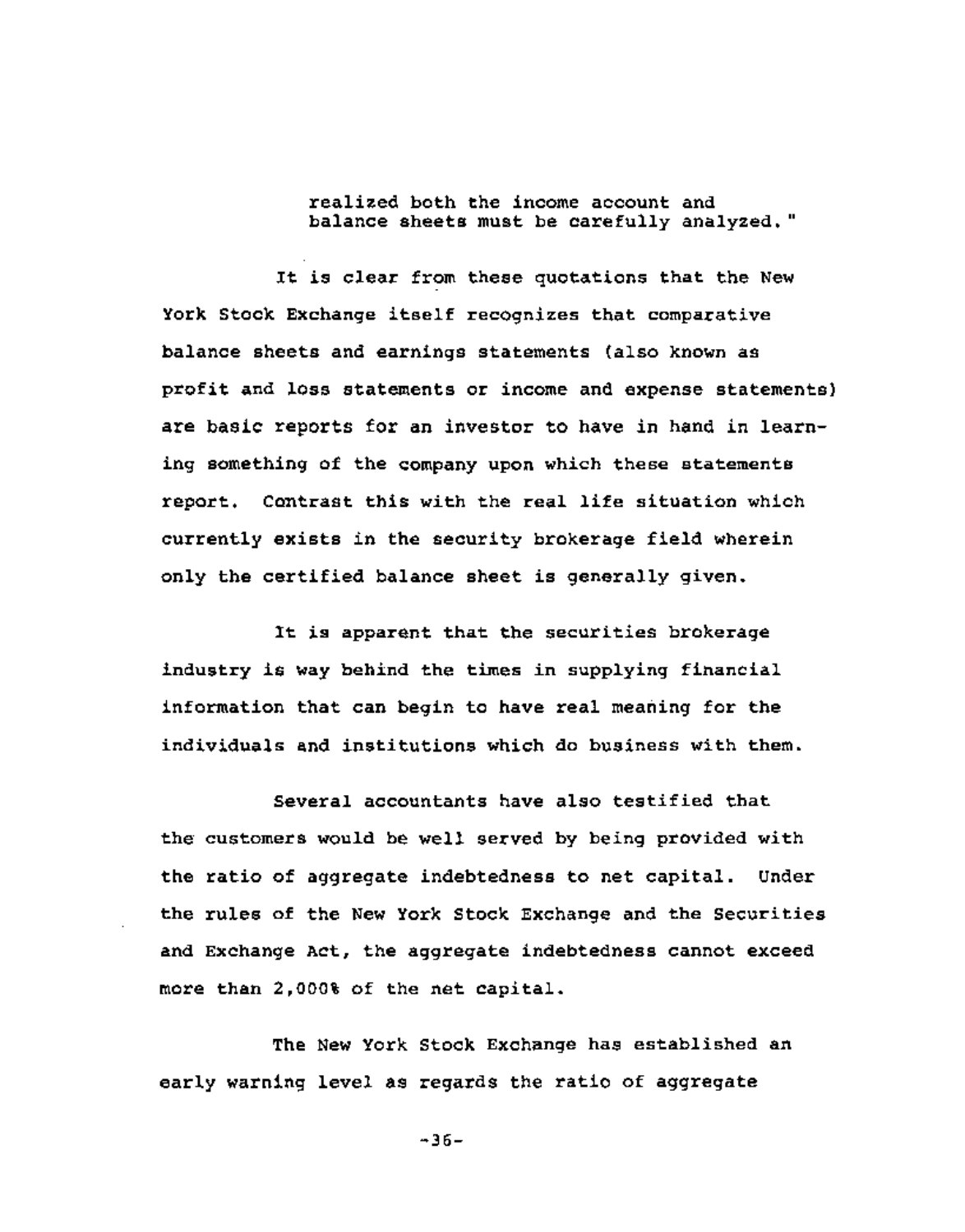> realized both the income account and balance sheets must be carefully analyzed."

It is clear from these quotations that the New York Stock Exchange itself recognizes that comparative balance sheets and earnings statements (also known as profit and loss statements or income and expense statements) are basic reports for an investor to have in hand in learning something of the company upon which these statements report. Contrast this with the real life situation which currently exists in the security brokerage field wherein only the certified balance sheet is generally given.

It is apparent that the securities brokerage industry is way behind the times in supplying financial information that can begin to have real meaning for the individuals and institutions which do business with them.

Several accountants have also testified that the customers would be well served by being provided with the ratio of aggregate indebtedness to net capital. Under the rules of the New York Stock Exchange and the Securities and Exchange Act, the aggregate indebtedness cannot exceed more than 2,000% of the net capital.

The New York Stock Exchange has established an early warning level as regards the ratio of aggregate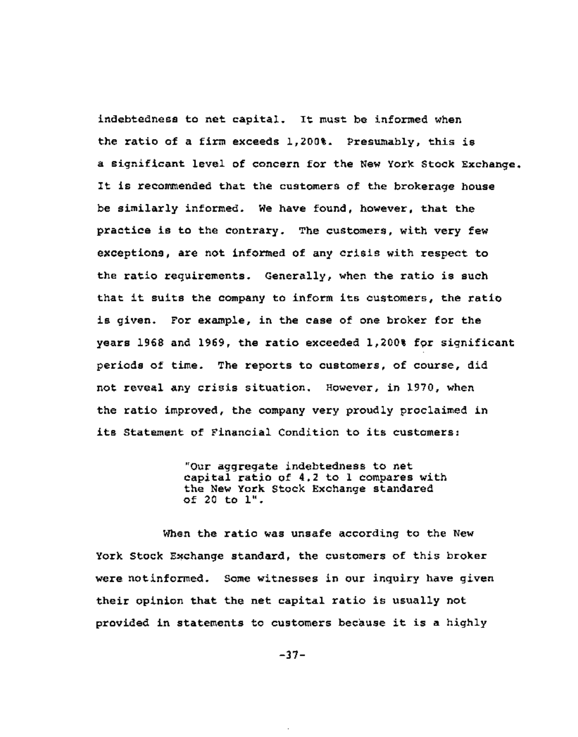indebtedness to net capital. It must be informed when the ratio of a firm exceeds 1,200%. Presumably, this is a significant level of concern for the New York Stock Exchange. It is recommended that the customers of the brokerage house be similarly informed. We have found, however, that the practice is to the contrary. The customers, with very few exceptions, are not informed of any crisis with respect to the ratio requirements. Generally, when the ratio is such that it suits the company to inform its customers, the ratio is given. For example, in the case of one broker for the years 1968 and 1969, the ratio exceeded 1,200% for significant periods of time. The reports to customers, of course, did not reveal any crisis situation. However, in 1970, when the ratio improved, the company very proudly proclaimed in its Statement of Financial Condition to its customers:

> "Our aggregate indebtedness to net capital ratio of 4.2 to 1 compares with the New York Stock Exchange standared of 20 to 1".

When the ratio was unsafe according to the New York Stock Exchange standard, the customers of this broker were notinformed. Some witnesses in our inquiry have given their opinion that the net capital ratio is usually not provided in statements to customers because it is a highly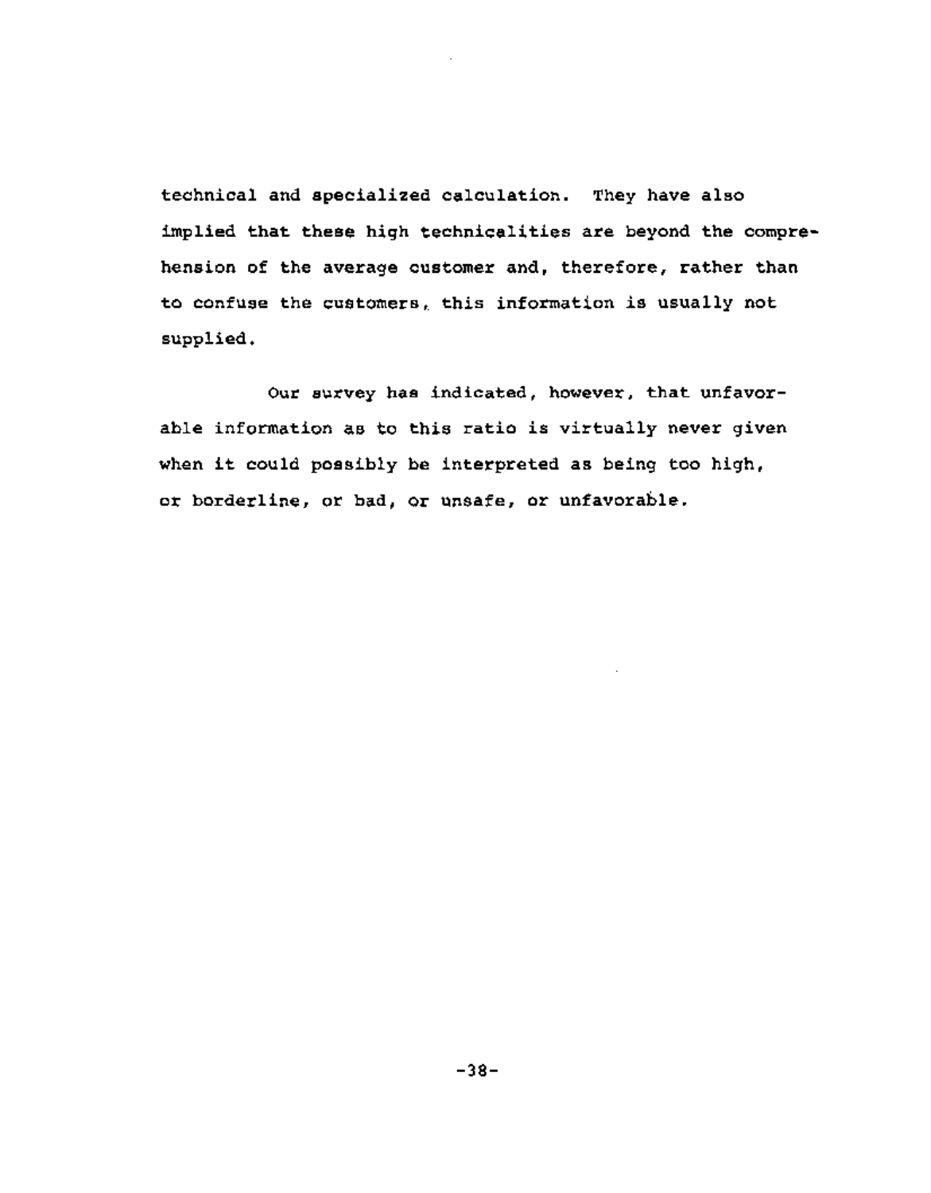technical and specialized calculation. They have also implied that these high technicalities are beyond the comprehension of the average customer and, therefore, rather than to confuse the customers, this information is usually not supplied.

Our survey has indicated, however, that unfavorable information as to this ratio is virtually never given when it could possibly be interpreted as being too high, or borderline, or bad, or unsafe, or unfavorable.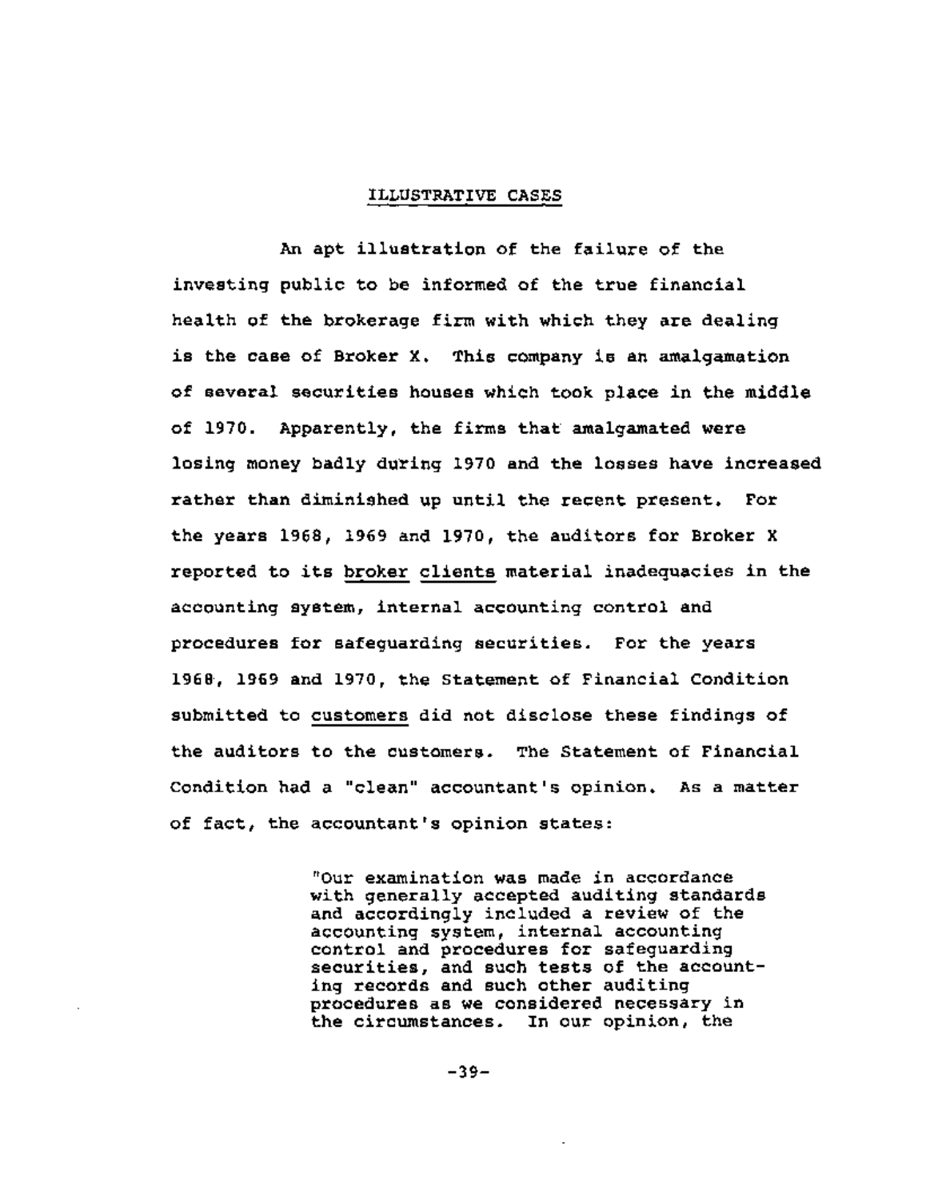## ILLUSTRATIVE CASES

An apt illustration of the failure of the investing public to be informed of the true financial health of the brokerage firm with which they are dealing is the case of Broker X. This company is an amalgamation of several securities houses which took place in the middle of 1970. Apparently, the firms that amalgamated were losing money badly during 1970 and the losses have increased rather than diminished up until the recent present. For the years 1968, 1969 and 1970, the auditors for Broker X reported to its broker clients material inadequacies in the accounting system, internal accounting control and procedures for safeguarding securities. For the years 1968, 1969 and 1970, the Statement of Financial Condition submitted to customers did not disclose these findings of the auditors to the customers. The Statement of Financial Condition had a "clean" accountant's opinion. As a matter of fact, the accountant's opinion states:

> "Our examination was made in accordance with generally accepted auditing standards and accordingly included a review of the accounting system, internal accounting control and procedures for safeguarding securities, and such tests of the accounting records and such other auditing procedures as we considered necessary in the circumstances. In our opinion, the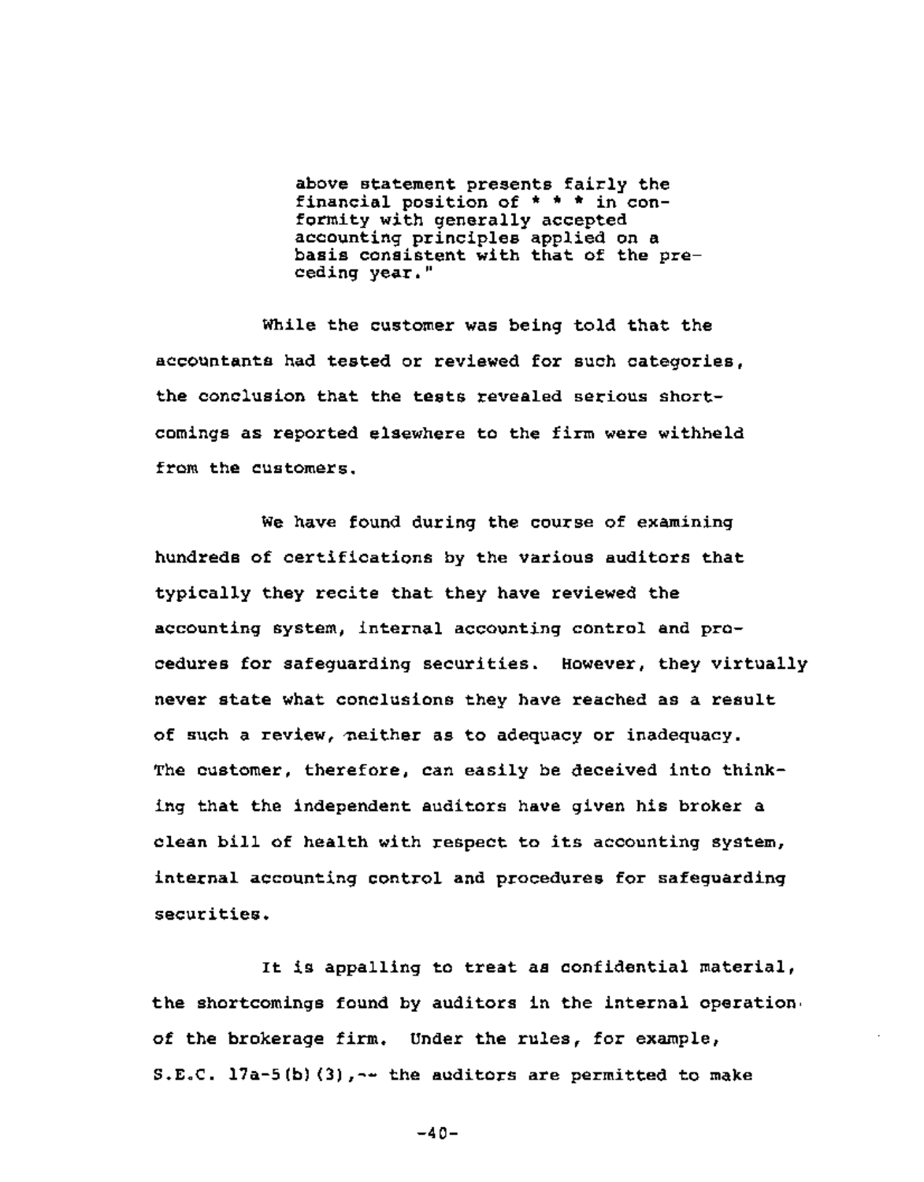> above statement presents fairly the financial position of * * * in conformity with generally accepted accounting principles applied on a basis consistent with that of the preceding year."

While the customer was being told that the accountants had tested or reviewed for such categories, the conclusion that the tests revealed serious shortcomings as reported elsewhere to the firm were withheld from the customers.

We have found during the course of examining hundreds of certifications by the various auditors that typically they recite that they have reviewed the accounting system, internal accounting control and procedures for safeguarding securities. However, they virtually never state what conclusions they have reached as a result of such a review, neither as to adequacy or inadequacy. The customer, therefore, can easily be deceived into thinking that the independent auditors have given his broker a clean bill of health with respect to its accounting system, internal accounting control and procedures for safeguarding securities.

It is appalling to treat as confidential material, the shortcomings found by auditors in the internal operation of the brokerage firm. Under the rules, for example, S.E.C. 17a-5(b)(3),-- the auditors are permitted to make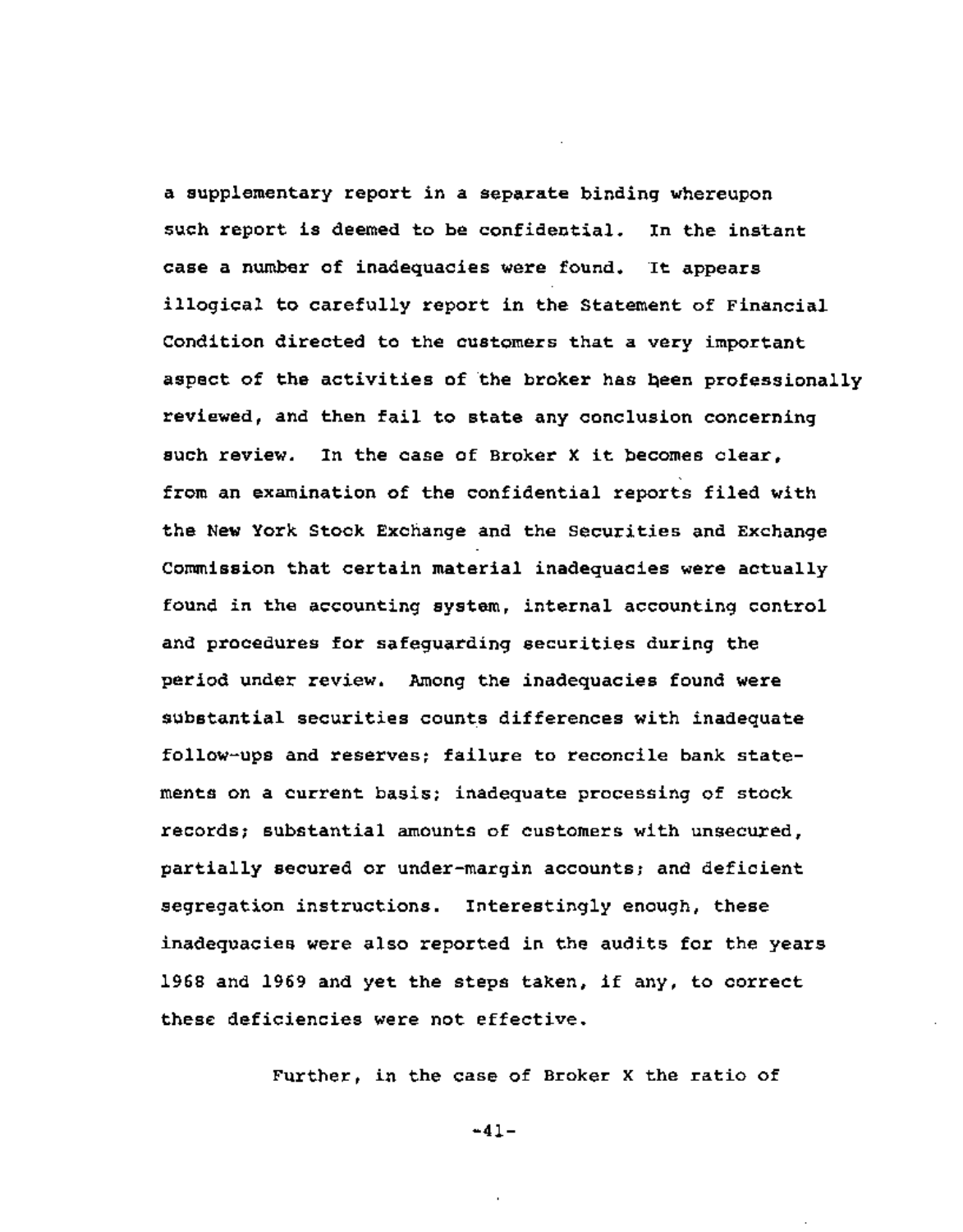a supplementary report in a separate binding whereupon such report is deemed to be confidential. In the instant case a number of inadequacies were found. It appears illogical to carefully report in the Statement of Financial Condition directed to the customers that a very important aspect of the activities of the broker has been professionally reviewed, and then fail to state any conclusion concerning such review. In the case of Broker X it becomes clear, from an examination of the confidential reports filed with the New York Stock Exchange and the Securities and Exchange Commission that certain material inadequacies were actually found in the accounting system, internal accounting control and procedures for safeguarding securities during the period under review. Among the inadequacies found were substantial securities counts differences with inadequate follow-ups and reserves; failure to reconcile bank statements on a current basis; inadequate processing of stock records; substantial amounts of customers with unsecured, partially secured or under-margin accounts; and deficient segregation instructions. Interestingly enough, these inadequacies were also reported in the audits for the years 1968 and 1969 and yet the steps taken, if any, to correct these deficiencies were not effective.

Further, in the case of Broker X the ratio of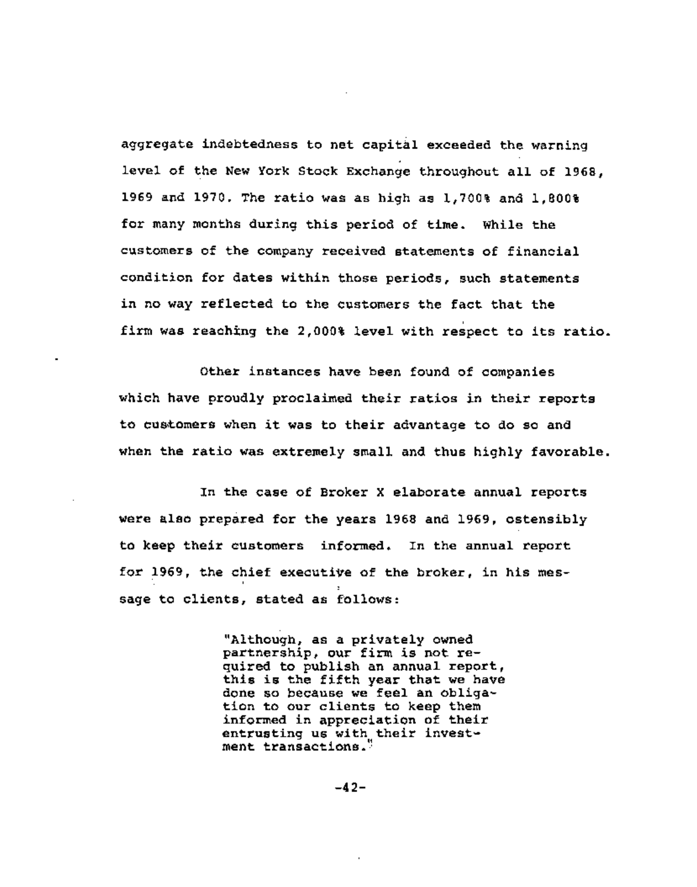aggregate indebtedness to net capital exceeded the warning level of the New York Stock Exchange throughout all of 1968, 1969 and 1970. The ratio was as high as 1,700% and 1,800% for many months during this period of time. While the customers of the company received statements of financial condition for dates within those periods, such statements in no way reflected to the customers the fact that the firm was reaching the 2,000% level with respect to its ratio.

Other instances have been found of companies which have proudly proclaimed their ratios in their reports to customers when it was to their advantage to do so and when the ratio was extremely small and thus highly favorable.

In the case of Broker X elaborate annual reports were also prepared for the years 1968 and 1969, ostensibly to keep their customers informed. In the annual report for 1969, the chief executive of the broker, in his message to clients, stated as follows:

> "Although, as a privately owned partnership, our firm is not required to publish an annual report, this is the fifth year that we have done so because we feel an obligation to our clients to keep them informed in appreciation of their entrusting us with their investment transactions."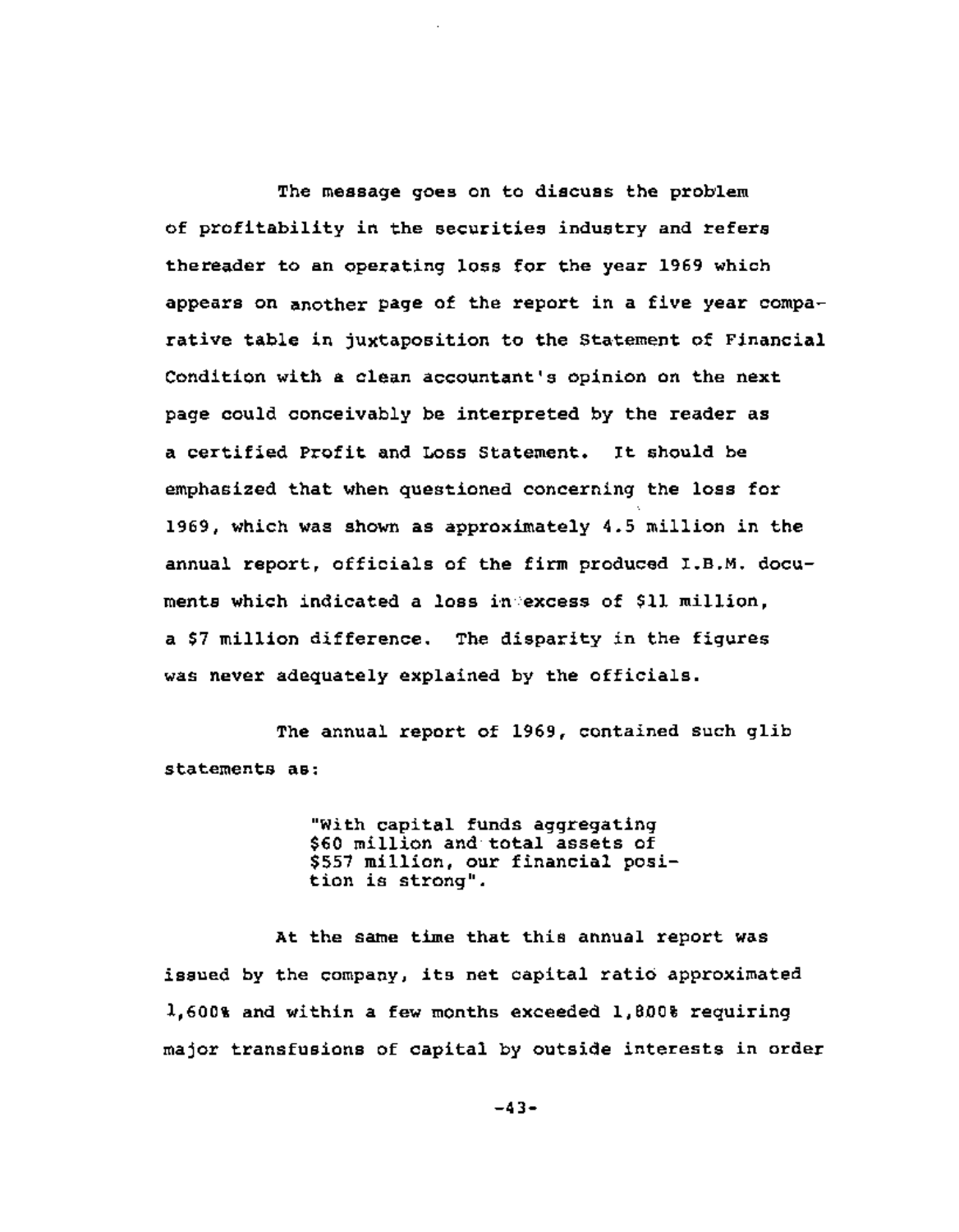The message goes on to discuss the problem of profitability in the securities industry and refers thereader to an operating loss for the year 1969 which appears on another page of the report in a five year comparative table in juxtaposition to the Statement of Financial Condition with a clean accountant's opinion on the next page could conceivably be interpreted by the reader as a certified Profit and Loss Statement. It should be emphasized that when questioned concerning the loss for 1969, which was shown as approximately 4.5 million in the annual report, officials of the firm produced I.B.M. documents which indicated a loss in excess of $11 million, a $7 million difference. The disparity in the figures was never adequately explained by the officials.

The annual report of 1969, contained such glib statements as:

> "With capital funds aggregating $60 million and total assets of $557 million, our financial position is strong".

At the same time that this annual report was issued by the company, its net capital ratio approximated 1,600% and within a few months exceeded 1,800% requiring major transfusions of capital by outside interests in order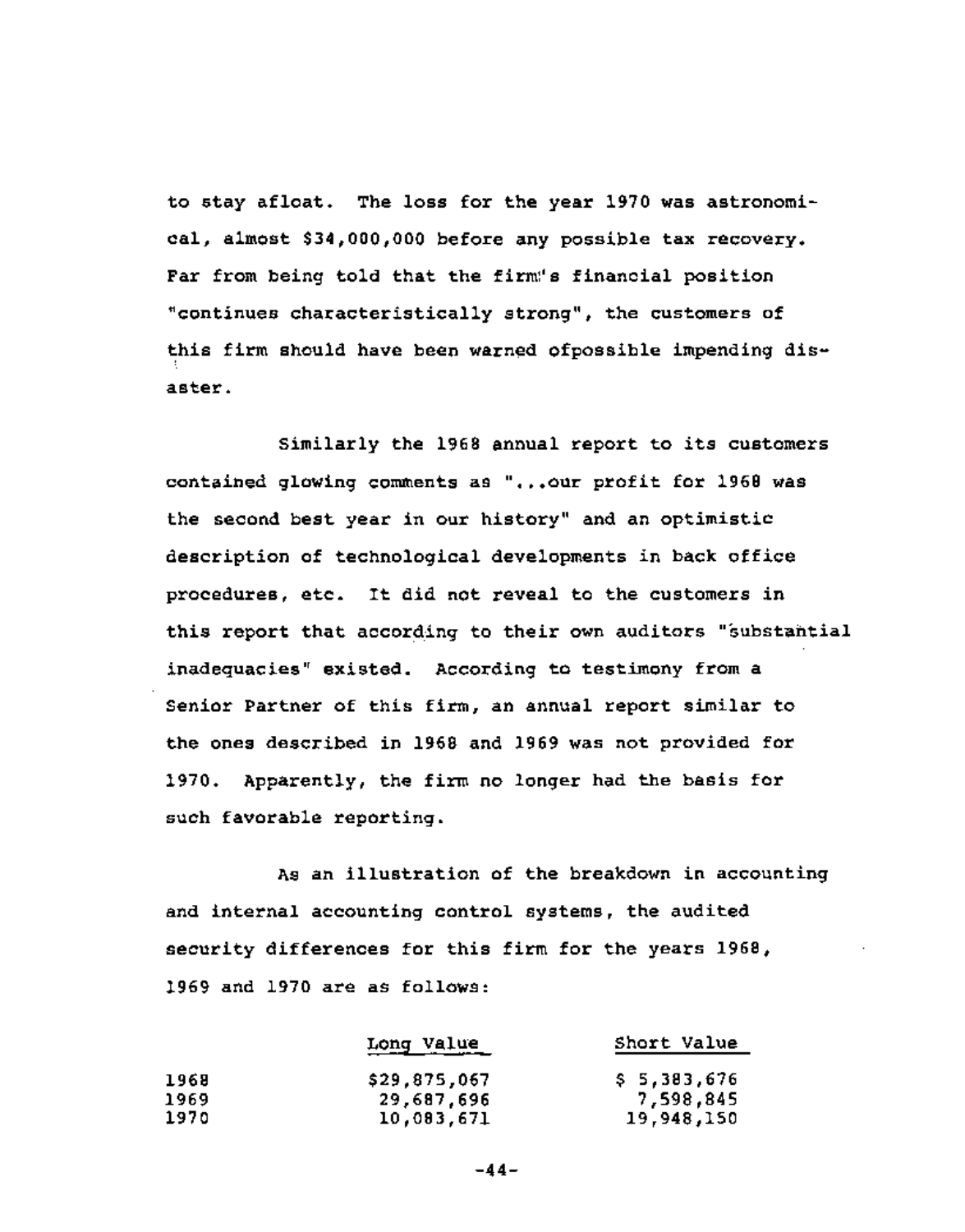to stay afloat. The loss for the year 1970 was astronomical, almost $34,000,000 before any possible tax recovery. Far from being told that the firm's financial position "continues characteristically strong", the customers of this firm should have been warned ofpossible impending disaster.

Similarly the 1968 annual report to its customers contained glowing comments as "...our profit for 1968 was the second best year in our history" and an optimistic description of technological developments in back office procedures, etc. It did not reveal to the customers in this report that according to their own auditors "substantial inadequacies" existed. According to testimony from a Senior Partner of this firm, an annual report similar to the ones described in 1968 and 1969 was not provided for 1970. Apparently, the firm no longer had the basis for such favorable reporting.

As an illustration of the breakdown in accounting and internal accounting control systems, the audited security differences for this firm for the years 1968, 1969 and 1970 are as follows:

| | Long Value | Short Value |
|---|---|---|
| 1968 | $29,875,067 | $ 5,383,676 |
| 1969 | 29,687,696 | 7,598,845 |
| 1970 | 10,083,671 | 19,948,150 |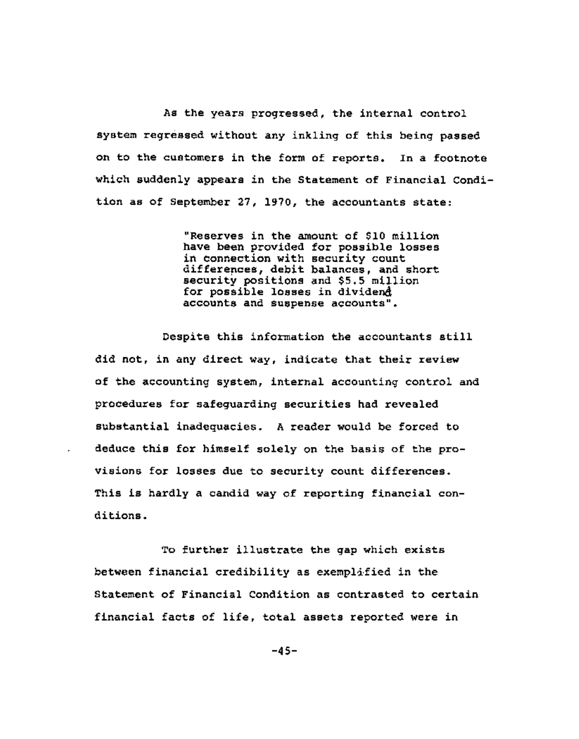As the years progressed, the internal control system regressed without any inkling of this being passed on to the customers in the form of reports. In a footnote which suddenly appears in the Statement of Financial Condition as of September 27, 1970, the accountants state:

> "Reserves in the amount of $10 million have been provided for possible losses in connection with security count differences, debit balances, and short security positions and $5.5 million for possible losses in dividend accounts and suspense accounts".

Despite this information the accountants still did not, in any direct way, indicate that their review of the accounting system, internal accounting control and procedures for safeguarding securities had revealed substantial inadequacies. A reader would be forced to deduce this for himself solely on the basis of the provisions for losses due to security count differences. This is hardly a candid way of reporting financial conditions.

To further illustrate the gap which exists between financial credibility as exemplified in the Statement of Financial Condition as contrasted to certain financial facts of life, total assets reported were in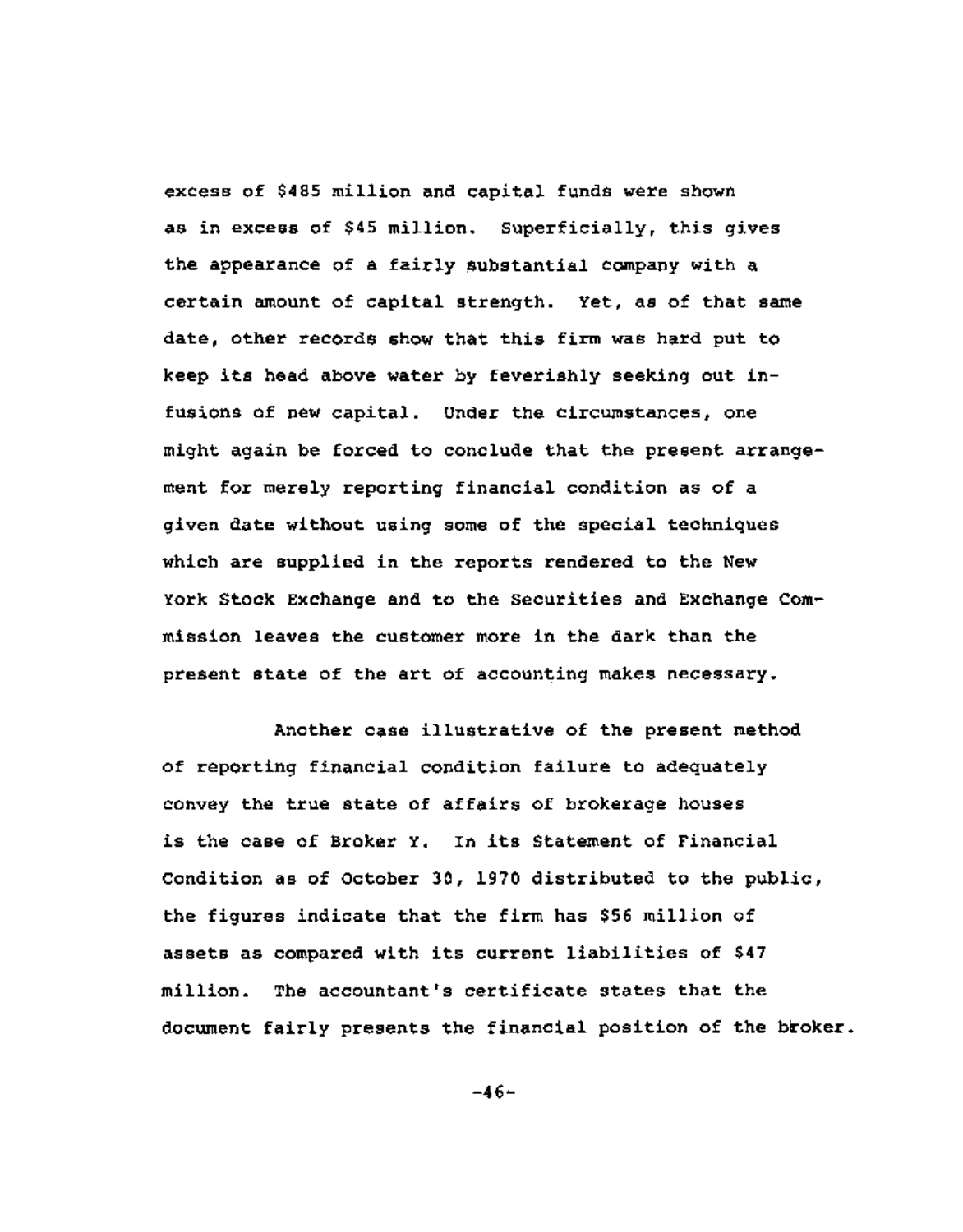excess of $485 million and capital funds were shown as in excess of $45 million. Superficially, this gives the appearance of a fairly substantial company with a certain amount of capital strength. Yet, as of that same date, other records show that this firm was hard put to keep its head above water by feverishly seeking out infusions of new capital. Under the circumstances, one might again be forced to conclude that the present arrangement for merely reporting financial condition as of a given date without using some of the special techniques which are supplied in the reports rendered to the New York Stock Exchange and to the Securities and Exchange Commission leaves the customer more in the dark than the present state of the art of accounting makes necessary.

Another case illustrative of the present method of reporting financial condition failure to adequately convey the true state of affairs of brokerage houses is the case of Broker Y. In its Statement of Financial Condition as of October 30, 1970 distributed to the public, the figures indicate that the firm has $56 million of assets as compared with its current liabilities of $47 million. The accountant's certificate states that the document fairly presents the financial position of the broker.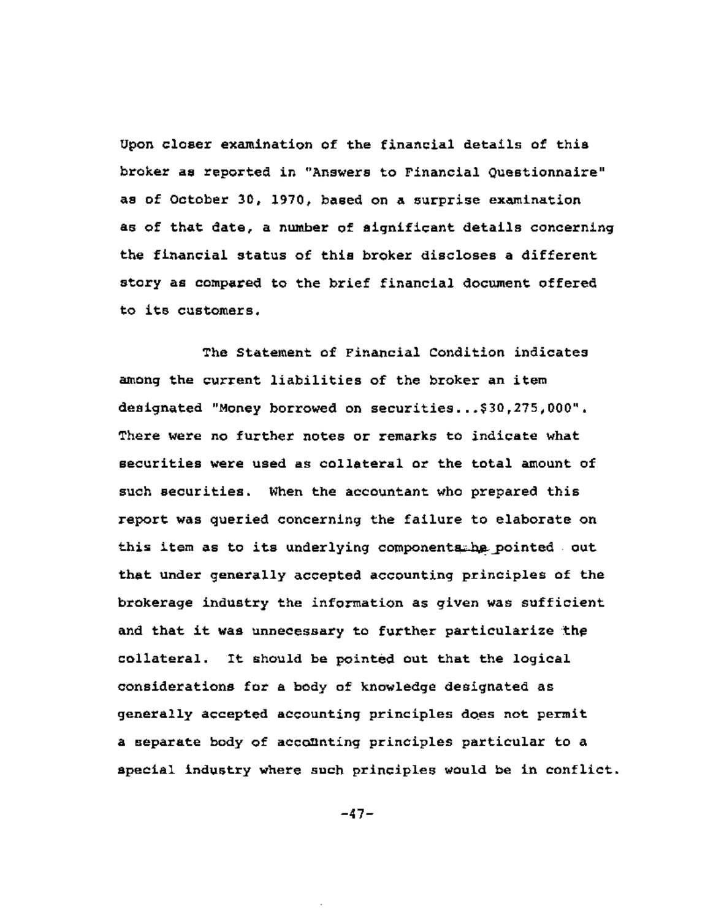Upon closer examination of the financial details of this broker as reported in "Answers to Financial Questionnaire" as of October 30, 1970, based on a surprise examination as of that date, a number of significant details concerning the financial status of this broker discloses a different story as compared to the brief financial document offered to its customers.

The Statement of Financial Condition indicates among the current liabilities of the broker an item designated "Money borrowed on securities...$30,275,000". There were no further notes or remarks to indicate what securities were used as collateral or the total amount of such securities. When the accountant who prepared this report was queried concerning the failure to elaborate on this item as to its underlying components he pointed out that under generally accepted accounting principles of the brokerage industry the information as given was sufficient and that it was unnecessary to further particularize the collateral. It should be pointed out that the logical considerations for a body of knowledge designated as generally accepted accounting principles does not permit a separate body of accounting principles particular to a special industry where such principles would be in conflict.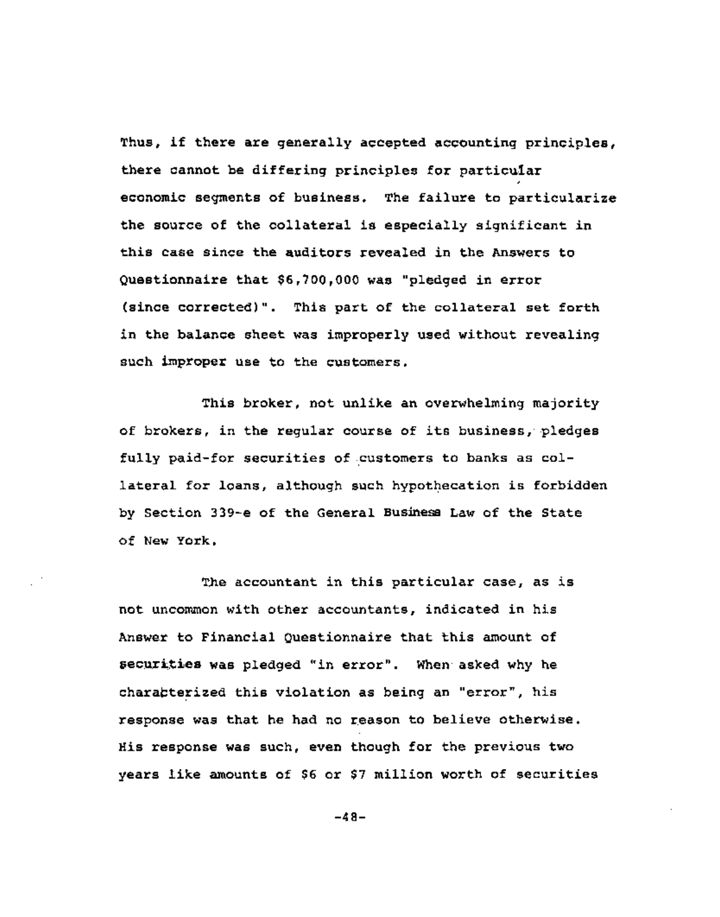Thus, if there are generally accepted accounting principles, there cannot be differing principles for particular economic segments of business. The failure to particularize the source of the collateral is especially significant in this case since the auditors revealed in the Answers to Questionnaire that $6,700,000 was "pledged in error (since corrected)". This part of the collateral set forth in the balance sheet was improperly used without revealing such improper use to the customers.

This broker, not unlike an overwhelming majority of brokers, in the regular course of its business, pledges fully paid-for securities of customers to banks as collateral for loans, although such hypothecation is forbidden by Section 339-e of the General Business Law of the State of New York.

The accountant in this particular case, as is not uncommon with other accountants, indicated in his Answer to Financial Questionnaire that this amount of securities was pledged "in error". When asked why he characterized this violation as being an "error", his response was that he had no reason to believe otherwise. His response was such, even though for the previous two years like amounts of $6 or $7 million worth of securities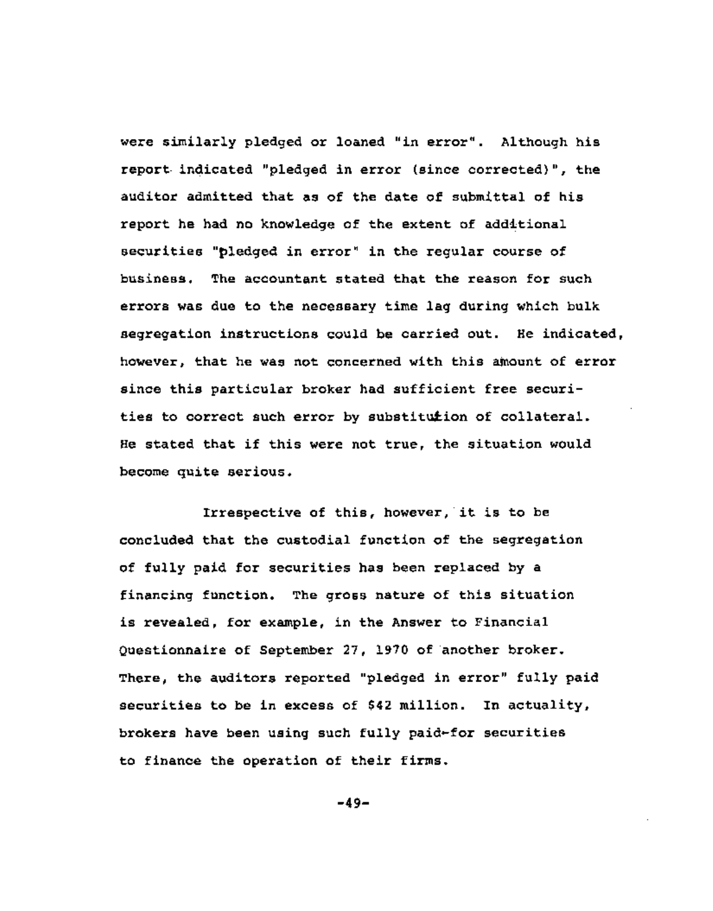were similarly pledged or loaned "in error". Although his report indicated "pledged in error (since corrected)", the auditor admitted that as of the date of submittal of his report he had no knowledge of the extent of additional securities "pledged in error" in the regular course of business. The accountant stated that the reason for such errors was due to the necessary time lag during which bulk segregation instructions could be carried out. He indicated, however, that he was not concerned with this amount of error since this particular broker had sufficient free securities to correct such error by substitution of collateral. He stated that if this were not true, the situation would become quite serious.

Irrespective of this, however, it is to be concluded that the custodial function of the segregation of fully paid for securities has been replaced by a financing function. The gross nature of this situation is revealed, for example, in the Answer to Financial Questionnaire of September 27, 1970 of another broker. There, the auditors reported "pledged in error" fully paid securities to be in excess of $42 million. In actuality, brokers have been using such fully paid-for securities to finance the operation of their firms.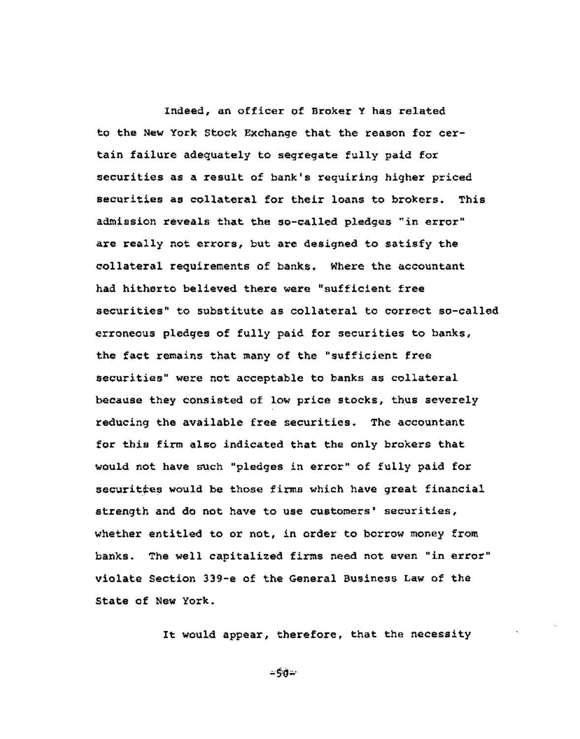Indeed, an officer of Broker Y has related to the New York Stock Exchange that the reason for certain failure adequately to segregate fully paid for securities as a result of bank's requiring higher priced securities as collateral for their loans to brokers. This admission reveals that the so-called pledges "in error" are really not errors, but are designed to satisfy the collateral requirements of banks. Where the accountant had hitherto believed there were "sufficient free securities" to substitute as collateral to correct so-called erroneous pledges of fully paid for securities to banks, the fact remains that many of the "sufficient free securities" were not acceptable to banks as collateral because they consisted of low price stocks, thus severely reducing the available free securities. The accountant for this firm also indicated that the only brokers that would not have such "pledges in error" of fully paid for securities would be those firms which have great financial strength and do not have to use customers' securities, whether entitled to or not, in order to borrow money from banks. The well capitalized firms need not even "in error" violate Section 339-e of the General Business Law of the State of New York.

It would appear, therefore, that the necessity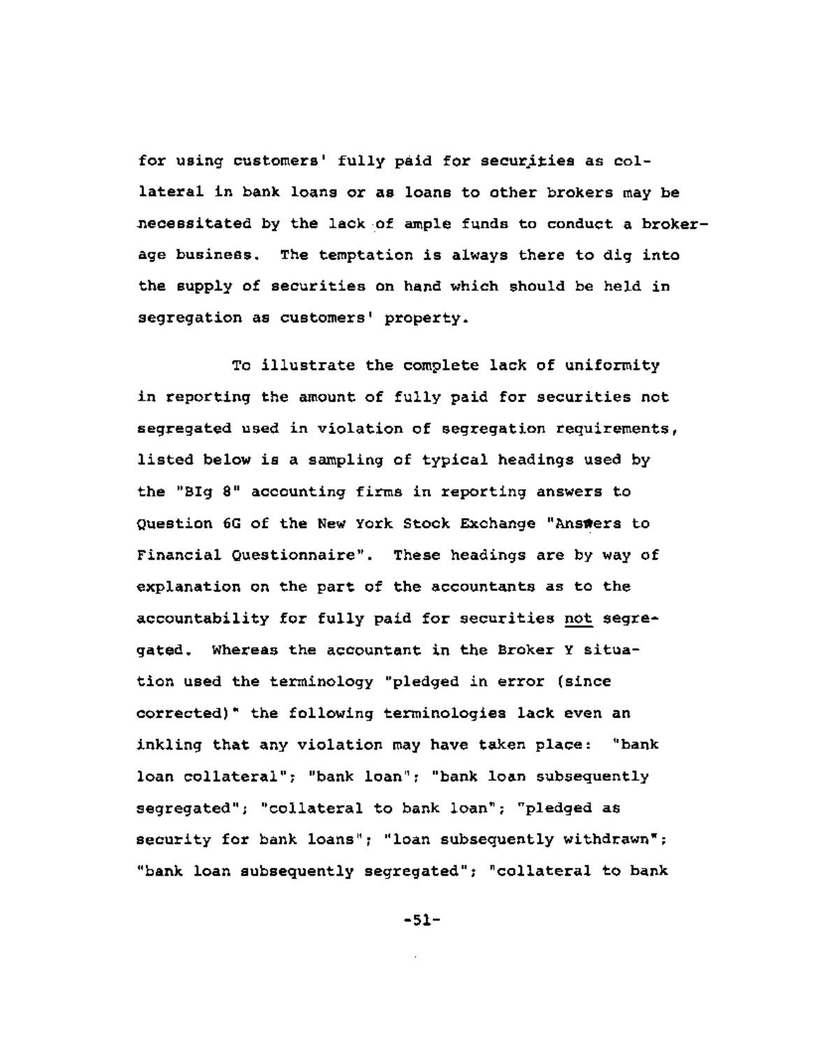for using customers' fully paid for securities as collateral in bank loans or as loans to other brokers may be necessitated by the lack of ample funds to conduct a brokerage business. The temptation is always there to dig into the supply of securities on hand which should be held in segregation as customers' property.

To illustrate the complete lack of uniformity in reporting the amount of fully paid for securities not segregated used in violation of segregation requirements, listed below is a sampling of typical headings used by the "BIg 8" accounting firms in reporting answers to Question 6G of the New York Stock Exchange "Answers to Financial Questionnaire". These headings are by way of explanation on the part of the accountants as to the accountability for fully paid for securities <u>not</u> segregated. Whereas the accountant in the Broker Y situation used the terminology "pledged in error (since corrected)" the following terminologies lack even an inkling that any violation may have taken place: "bank loan collateral"; "bank loan"; "bank loan subsequently segregated"; "collateral to bank loan"; "pledged as security for bank loans"; "loan subsequently withdrawn"; "bank loan subsequently segregated"; "collateral to bank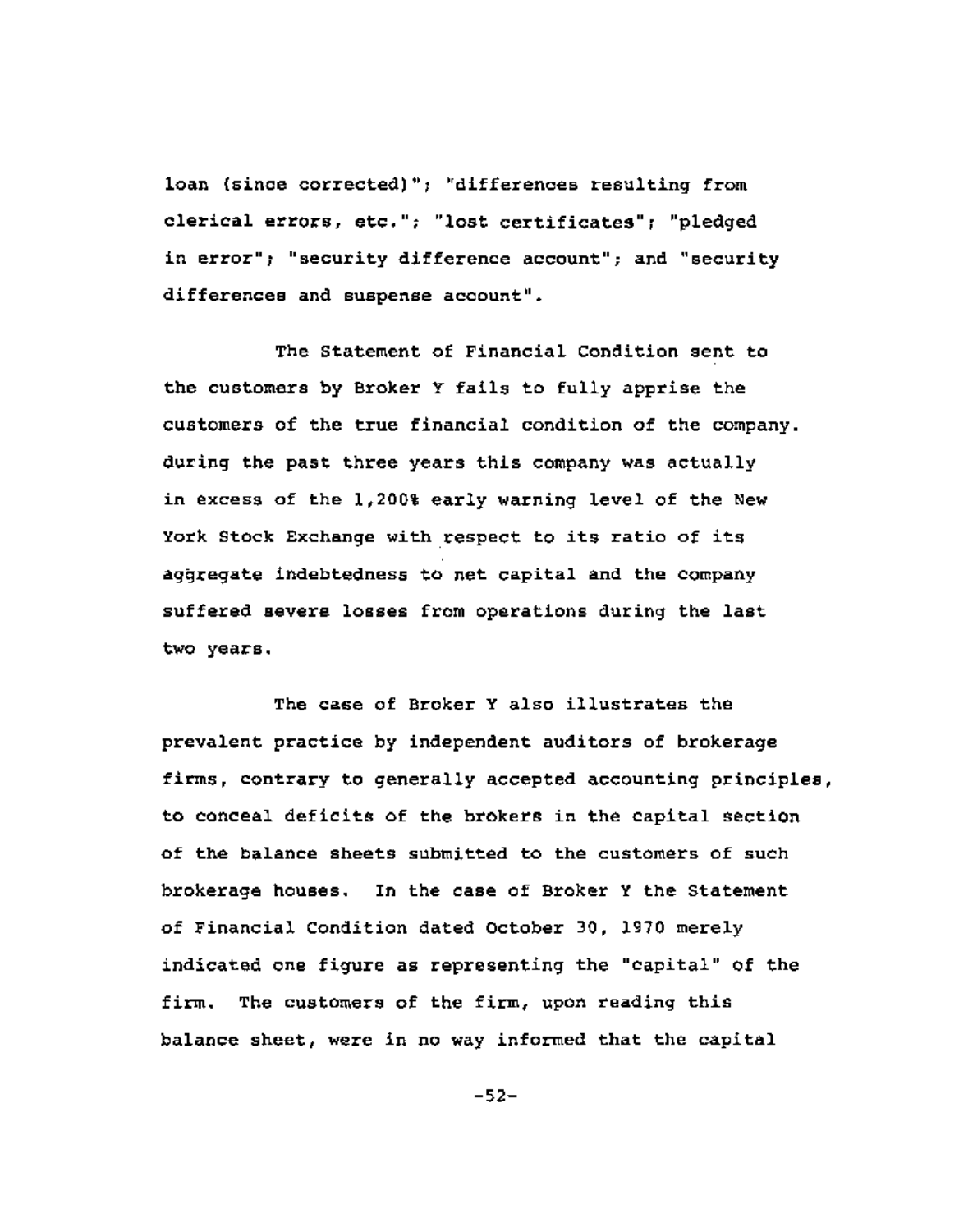loan (since corrected)"; "differences resulting from clerical errors, etc."; "lost certificates"; "pledged in error"; "security difference account"; and "security differences and suspense account".

The Statement of Financial Condition sent to the customers by Broker Y fails to fully apprise the customers of the true financial condition of the company. during the past three years this company was actually in excess of the 1,200% early warning level of the New York Stock Exchange with respect to its ratio of its aggregate indebtedness to net capital and the company suffered severe losses from operations during the last two years.

The case of Broker Y also illustrates the prevalent practice by independent auditors of brokerage firms, contrary to generally accepted accounting principles, to conceal deficits of the brokers in the capital section of the balance sheets submitted to the customers of such brokerage houses. In the case of Broker Y the Statement of Financial Condition dated October 30, 1970 merely indicated one figure as representing the "capital" of the firm. The customers of the firm, upon reading this balance sheet, were in no way informed that the capital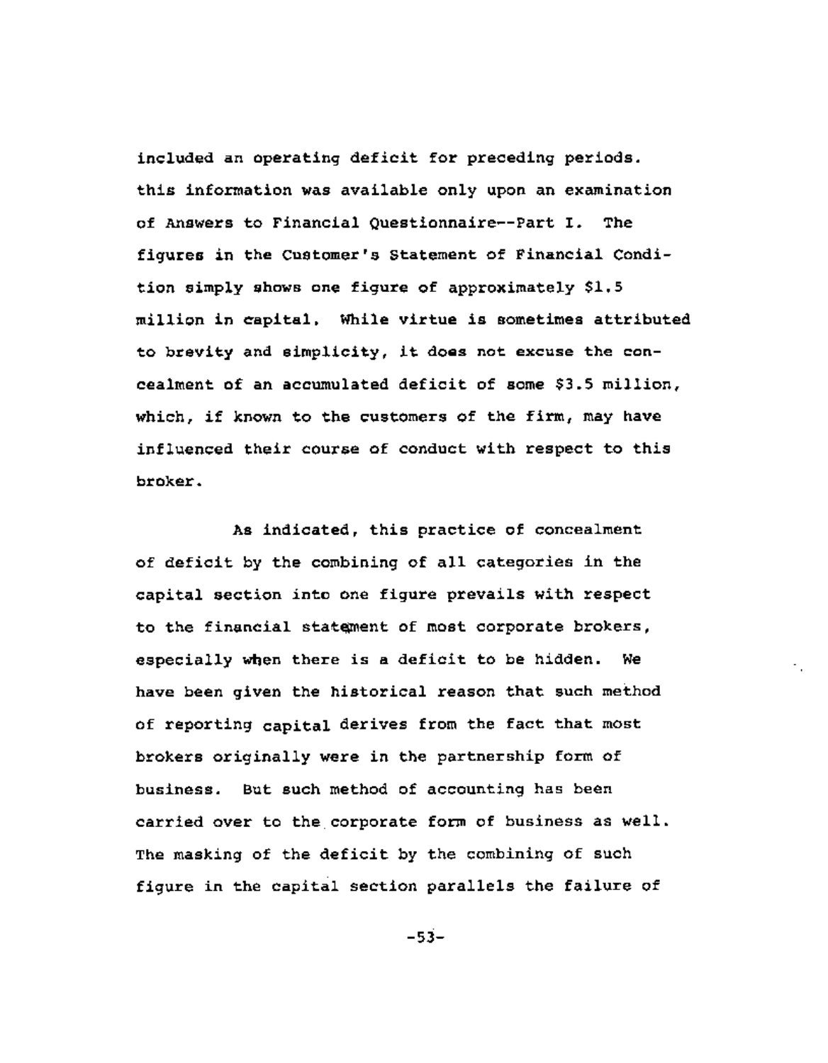included an operating deficit for preceding periods. this information was available only upon an examination of Answers to Financial Questionnaire--Part I. The figures in the Customer's Statement of Financial Condition simply shows one figure of approximately $1.5 million in capital. While virtue is sometimes attributed to brevity and simplicity, it does not excuse the concealment of an accumulated deficit of some $3.5 million, which, if known to the customers of the firm, may have influenced their course of conduct with respect to this broker.

As indicated, this practice of concealment of deficit by the combining of all categories in the capital section into one figure prevails with respect to the financial statement of most corporate brokers, especially when there is a deficit to be hidden. We have been given the historical reason that such method of reporting capital derives from the fact that most brokers originally were in the partnership form of business. But such method of accounting has been carried over to the corporate form of business as well. The masking of the deficit by the combining of such figure in the capital section parallels the failure of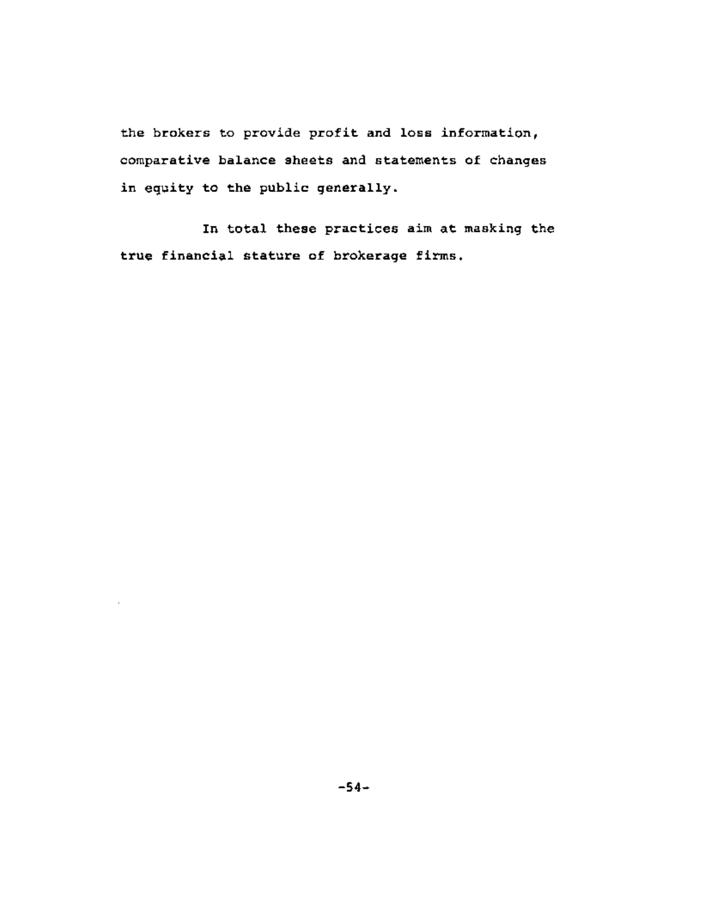the brokers to provide profit and loss information, comparative balance sheets and statements of changes in equity to the public generally.

In total these practices aim at masking the true financial stature of brokerage firms.